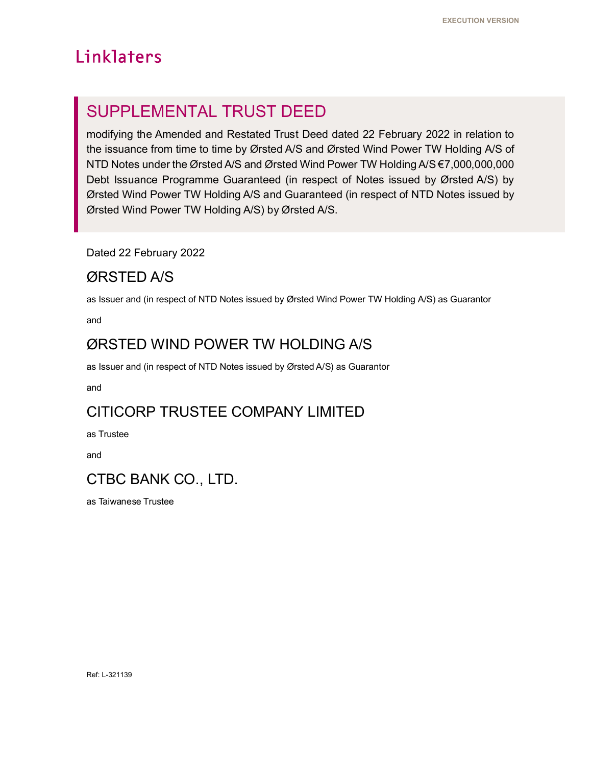EXECUTION VERSION

Linklaters

# SUPPLEMENTAL TRUST DEED

modifying the Amended and Restated Trust Deed dated 22 February 2022 in relation to the issuance from time to time by Ørsted A/S and Ørsted Wind Power TW Holding A/S of NTD Notes under the Ørsted A/S and Ørsted Wind Power TW Holding A/S €7,000,000,000 Debt Issuance Programme Guaranteed (in respect of Notes issued by Ørsted A/S) by Ørsted Wind Power TW Holding A/S and Guaranteed (in respect of NTD Notes issued by Ørsted Wind Power TW Holding A/S) by Ørsted A/S.

Dated 22 February 2022

## ØRSTED A/S

as Issuer and (in respect of NTD Notes issued by Ørsted Wind Power TW Holding A/S) as Guarantor

and

## ØRSTED WIND POWER TW HOLDING A/S

as Issuer and (in respect of NTD Notes issued by Ørsted A/S) as Guarantor

and

## CITICORP TRUSTEE COMPANY LIMITED

as Trustee

and

## CTBC BANK CO., LTD.

as Taiwanese Trustee

Ref: L-321139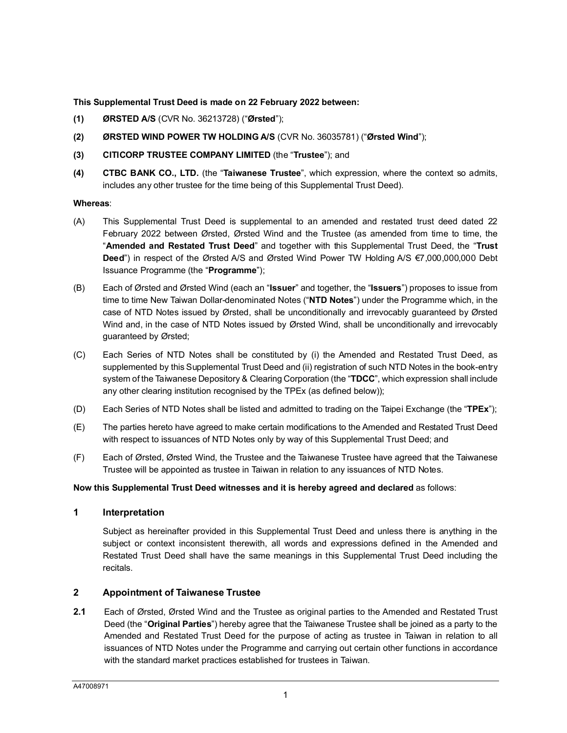**This Supplemental Trust Deed is made on 22 February 2022 between:**

**(1)** **ØRSTED A/S** (CVR No. 36213728) ("**Ørsted**");

**(2)** **ØRSTED WIND POWER TW HOLDING A/S** (CVR No. 36035781) ("**Ørsted Wind**");

**(3)** **CITICORP TRUSTEE COMPANY LIMITED** (the "**Trustee**"); and

**(4)** **CTBC BANK CO., LTD.** (the "**Taiwanese Trustee**", which expression, where the context so admits, includes any other trustee for the time being of this Supplemental Trust Deed).

**Whereas**:

(A) This Supplemental Trust Deed is supplemental to an amended and restated trust deed dated 22 February 2022 between Ørsted, Ørsted Wind and the Trustee (as amended from time to time, the "**Amended and Restated Trust Deed**" and together with this Supplemental Trust Deed, the "**Trust Deed**") in respect of the Ørsted A/S and Ørsted Wind Power TW Holding A/S €7,000,000,000 Debt Issuance Programme (the "**Programme**");

(B) Each of Ørsted and Ørsted Wind (each an "**Issuer**" and together, the "**Issuers**") proposes to issue from time to time New Taiwan Dollar-denominated Notes ("**NTD Notes**") under the Programme which, in the case of NTD Notes issued by Ørsted, shall be unconditionally and irrevocably guaranteed by Ørsted Wind and, in the case of NTD Notes issued by Ørsted Wind, shall be unconditionally and irrevocably guaranteed by Ørsted;

(C) Each Series of NTD Notes shall be constituted by (i) the Amended and Restated Trust Deed, as supplemented by this Supplemental Trust Deed and (ii) registration of such NTD Notes in the book-entry system of the Taiwanese Depository & Clearing Corporation (the "**TDCC**", which expression shall include any other clearing institution recognised by the TPEx (as defined below));

(D) Each Series of NTD Notes shall be listed and admitted to trading on the Taipei Exchange (the "**TPEx**");

(E) The parties hereto have agreed to make certain modifications to the Amended and Restated Trust Deed with respect to issuances of NTD Notes only by way of this Supplemental Trust Deed; and

(F) Each of Ørsted, Ørsted Wind, the Trustee and the Taiwanese Trustee have agreed that the Taiwanese Trustee will be appointed as trustee in Taiwan in relation to any issuances of NTD Notes.

**Now this Supplemental Trust Deed witnesses and it is hereby agreed and declared** as follows:

## 1 Interpretation

Subject as hereinafter provided in this Supplemental Trust Deed and unless there is anything in the subject or context inconsistent therewith, all words and expressions defined in the Amended and Restated Trust Deed shall have the same meanings in this Supplemental Trust Deed including the recitals.

## 2 Appointment of Taiwanese Trustee

**2.1** Each of Ørsted, Ørsted Wind and the Trustee as original parties to the Amended and Restated Trust Deed (the "**Original Parties**") hereby agree that the Taiwanese Trustee shall be joined as a party to the Amended and Restated Trust Deed for the purpose of acting as trustee in Taiwan in relation to all issuances of NTD Notes under the Programme and carrying out certain other functions in accordance with the standard market practices established for trustees in Taiwan.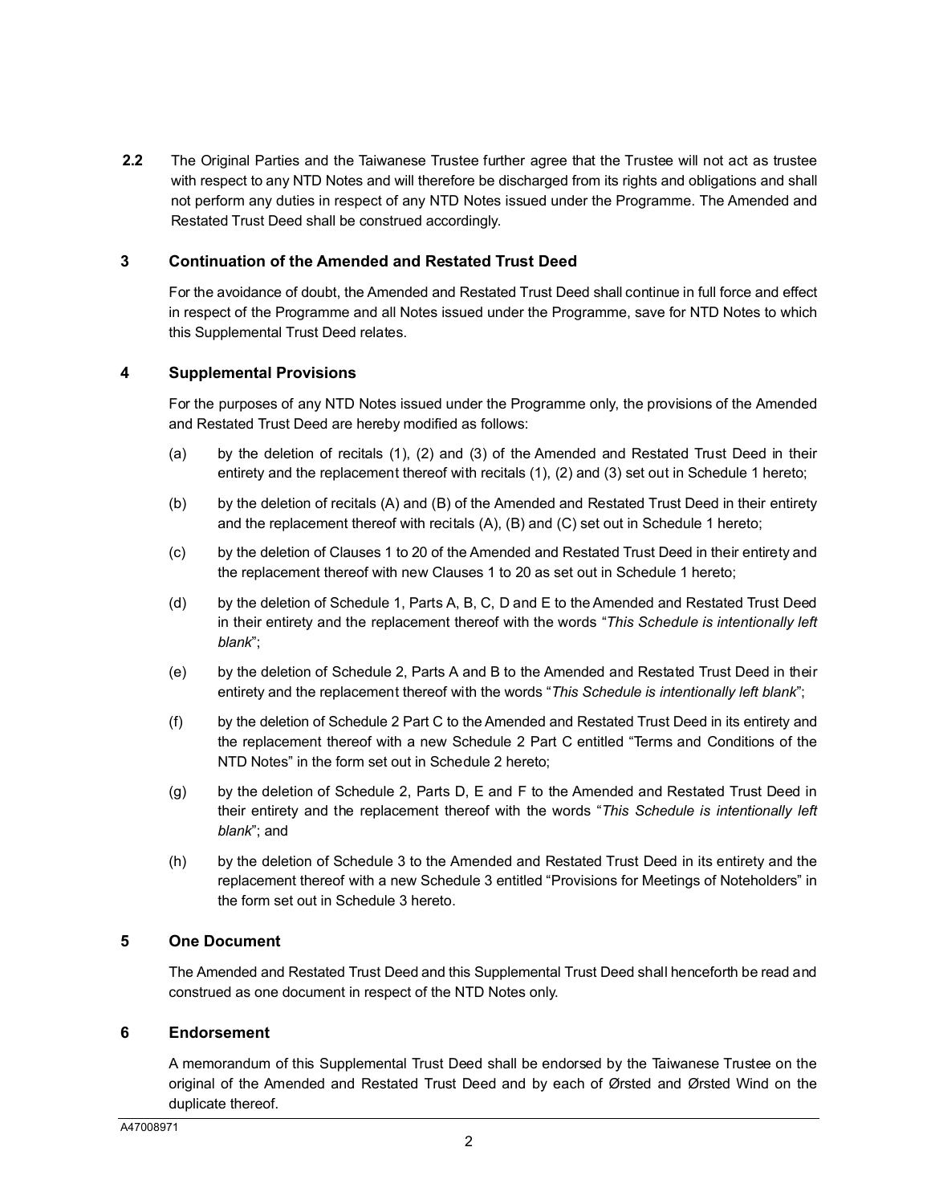**2.2** The Original Parties and the Taiwanese Trustee further agree that the Trustee will not act as trustee with respect to any NTD Notes and will therefore be discharged from its rights and obligations and shall not perform any duties in respect of any NTD Notes issued under the Programme. The Amended and Restated Trust Deed shall be construed accordingly.

## 3 Continuation of the Amended and Restated Trust Deed

For the avoidance of doubt, the Amended and Restated Trust Deed shall continue in full force and effect in respect of the Programme and all Notes issued under the Programme, save for NTD Notes to which this Supplemental Trust Deed relates.

## 4 Supplemental Provisions

For the purposes of any NTD Notes issued under the Programme only, the provisions of the Amended and Restated Trust Deed are hereby modified as follows:

(a) by the deletion of recitals (1), (2) and (3) of the Amended and Restated Trust Deed in their entirety and the replacement thereof with recitals (1), (2) and (3) set out in Schedule 1 hereto;

(b) by the deletion of recitals (A) and (B) of the Amended and Restated Trust Deed in their entirety and the replacement thereof with recitals (A), (B) and (C) set out in Schedule 1 hereto;

(c) by the deletion of Clauses 1 to 20 of the Amended and Restated Trust Deed in their entirety and the replacement thereof with new Clauses 1 to 20 as set out in Schedule 1 hereto;

(d) by the deletion of Schedule 1, Parts A, B, C, D and E to the Amended and Restated Trust Deed in their entirety and the replacement thereof with the words "*This Schedule is intentionally left blank*";

(e) by the deletion of Schedule 2, Parts A and B to the Amended and Restated Trust Deed in their entirety and the replacement thereof with the words "*This Schedule is intentionally left blank*";

(f) by the deletion of Schedule 2 Part C to the Amended and Restated Trust Deed in its entirety and the replacement thereof with a new Schedule 2 Part C entitled "Terms and Conditions of the NTD Notes" in the form set out in Schedule 2 hereto;

(g) by the deletion of Schedule 2, Parts D, E and F to the Amended and Restated Trust Deed in their entirety and the replacement thereof with the words "*This Schedule is intentionally left blank*"; and

(h) by the deletion of Schedule 3 to the Amended and Restated Trust Deed in its entirety and the replacement thereof with a new Schedule 3 entitled "Provisions for Meetings of Noteholders" in the form set out in Schedule 3 hereto.

## 5 One Document

The Amended and Restated Trust Deed and this Supplemental Trust Deed shall henceforth be read and construed as one document in respect of the NTD Notes only.

## 6 Endorsement

A memorandum of this Supplemental Trust Deed shall be endorsed by the Taiwanese Trustee on the original of the Amended and Restated Trust Deed and by each of Ørsted and Ørsted Wind on the duplicate thereof.

A47008971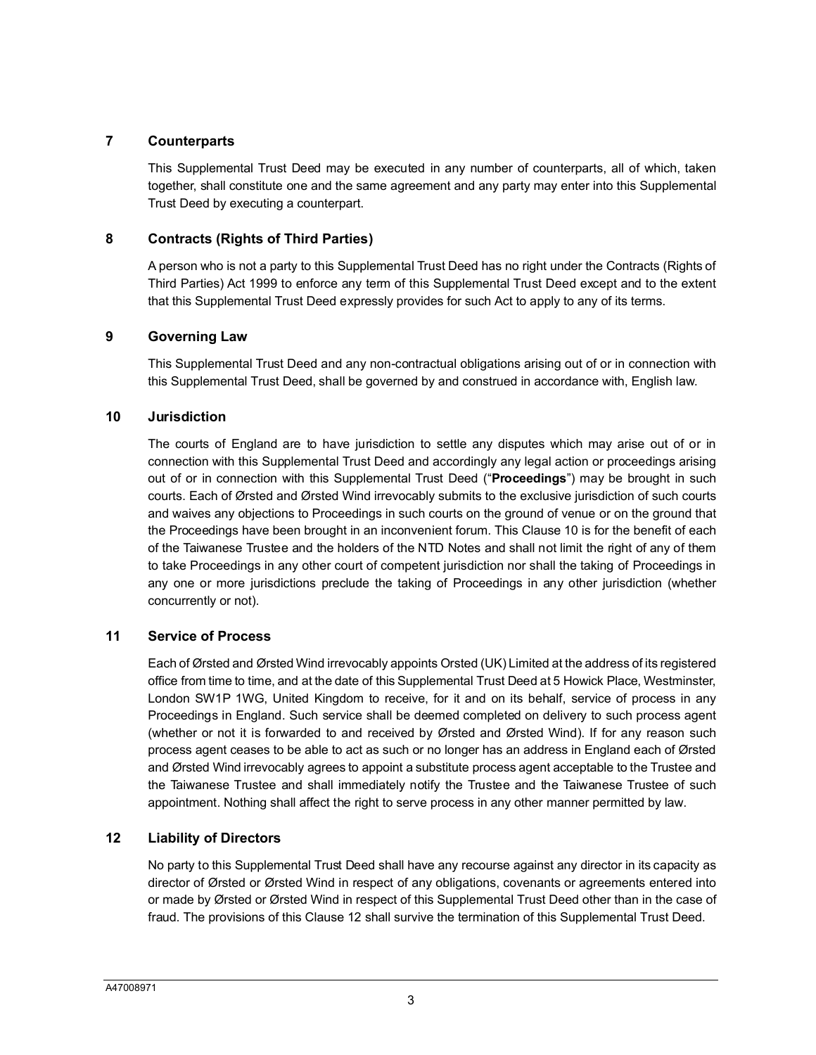## 7 Counterparts

This Supplemental Trust Deed may be executed in any number of counterparts, all of which, taken together, shall constitute one and the same agreement and any party may enter into this Supplemental Trust Deed by executing a counterpart.

## 8 Contracts (Rights of Third Parties)

A person who is not a party to this Supplemental Trust Deed has no right under the Contracts (Rights of Third Parties) Act 1999 to enforce any term of this Supplemental Trust Deed except and to the extent that this Supplemental Trust Deed expressly provides for such Act to apply to any of its terms.

## 9 Governing Law

This Supplemental Trust Deed and any non-contractual obligations arising out of or in connection with this Supplemental Trust Deed, shall be governed by and construed in accordance with, English law.

## 10 Jurisdiction

The courts of England are to have jurisdiction to settle any disputes which may arise out of or in connection with this Supplemental Trust Deed and accordingly any legal action or proceedings arising out of or in connection with this Supplemental Trust Deed ("**Proceedings**") may be brought in such courts. Each of Ørsted and Ørsted Wind irrevocably submits to the exclusive jurisdiction of such courts and waives any objections to Proceedings in such courts on the ground of venue or on the ground that the Proceedings have been brought in an inconvenient forum. This Clause 10 is for the benefit of each of the Taiwanese Trustee and the holders of the NTD Notes and shall not limit the right of any of them to take Proceedings in any other court of competent jurisdiction nor shall the taking of Proceedings in any one or more jurisdictions preclude the taking of Proceedings in any other jurisdiction (whether concurrently or not).

## 11 Service of Process

Each of Ørsted and Ørsted Wind irrevocably appoints Orsted (UK) Limited at the address of its registered office from time to time, and at the date of this Supplemental Trust Deed at 5 Howick Place, Westminster, London SW1P 1WG, United Kingdom to receive, for it and on its behalf, service of process in any Proceedings in England. Such service shall be deemed completed on delivery to such process agent (whether or not it is forwarded to and received by Ørsted and Ørsted Wind). If for any reason such process agent ceases to be able to act as such or no longer has an address in England each of Ørsted and Ørsted Wind irrevocably agrees to appoint a substitute process agent acceptable to the Trustee and the Taiwanese Trustee and shall immediately notify the Trustee and the Taiwanese Trustee of such appointment. Nothing shall affect the right to serve process in any other manner permitted by law.

## 12 Liability of Directors

No party to this Supplemental Trust Deed shall have any recourse against any director in its capacity as director of Ørsted or Ørsted Wind in respect of any obligations, covenants or agreements entered into or made by Ørsted or Ørsted Wind in respect of this Supplemental Trust Deed other than in the case of fraud. The provisions of this Clause 12 shall survive the termination of this Supplemental Trust Deed.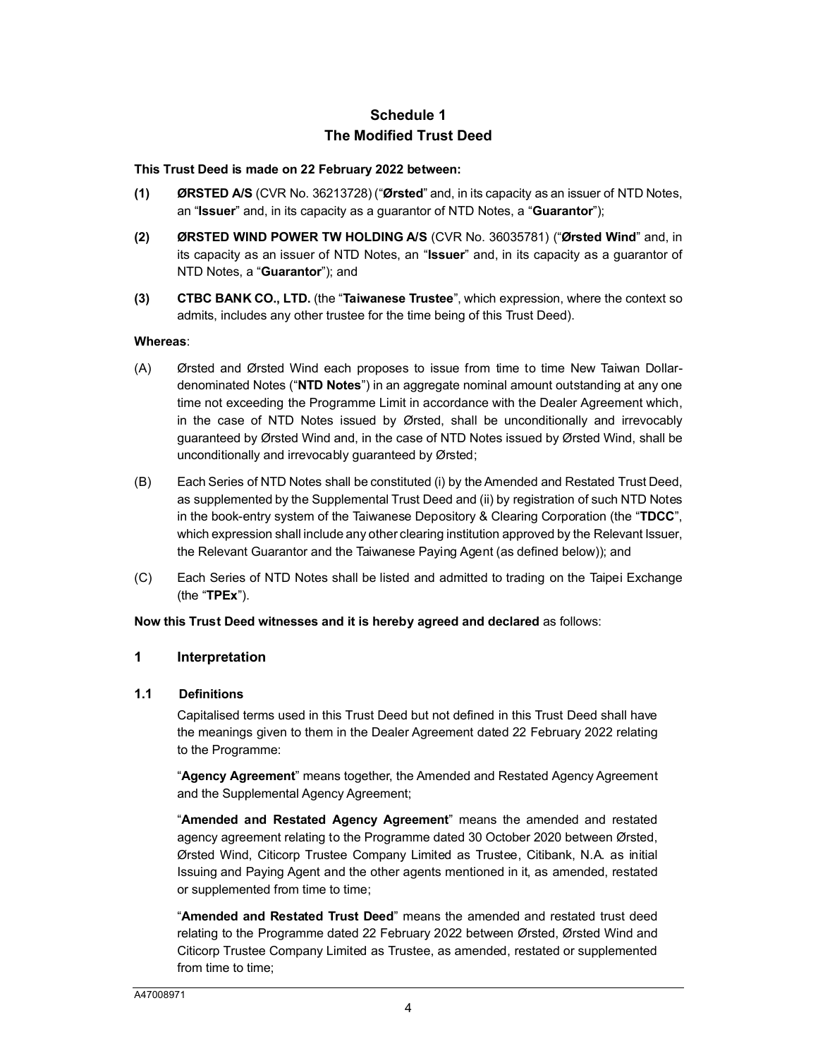# Schedule 1
# The Modified Trust Deed

**This Trust Deed is made on 22 February 2022 between:**

**(1) ØRSTED A/S** (CVR No. 36213728) ("**Ørsted**" and, in its capacity as an issuer of NTD Notes, an "**Issuer**" and, in its capacity as a guarantor of NTD Notes, a "**Guarantor**");

**(2) ØRSTED WIND POWER TW HOLDING A/S** (CVR No. 36035781) ("**Ørsted Wind**" and, in its capacity as an issuer of NTD Notes, an "**Issuer**" and, in its capacity as a guarantor of NTD Notes, a "**Guarantor**"); and

**(3) CTBC BANK CO., LTD.** (the "**Taiwanese Trustee**", which expression, where the context so admits, includes any other trustee for the time being of this Trust Deed).

**Whereas**:

(A) Ørsted and Ørsted Wind each proposes to issue from time to time New Taiwan Dollar-denominated Notes ("**NTD Notes**") in an aggregate nominal amount outstanding at any one time not exceeding the Programme Limit in accordance with the Dealer Agreement which, in the case of NTD Notes issued by Ørsted, shall be unconditionally and irrevocably guaranteed by Ørsted Wind and, in the case of NTD Notes issued by Ørsted Wind, shall be unconditionally and irrevocably guaranteed by Ørsted;

(B) Each Series of NTD Notes shall be constituted (i) by the Amended and Restated Trust Deed, as supplemented by the Supplemental Trust Deed and (ii) by registration of such NTD Notes in the book-entry system of the Taiwanese Depository & Clearing Corporation (the "**TDCC**", which expression shall include any other clearing institution approved by the Relevant Issuer, the Relevant Guarantor and the Taiwanese Paying Agent (as defined below)); and

(C) Each Series of NTD Notes shall be listed and admitted to trading on the Taipei Exchange (the "**TPEx**").

**Now this Trust Deed witnesses and it is hereby agreed and declared** as follows:

## 1 Interpretation

### 1.1 Definitions

Capitalised terms used in this Trust Deed but not defined in this Trust Deed shall have the meanings given to them in the Dealer Agreement dated 22 February 2022 relating to the Programme:

"**Agency Agreement**" means together, the Amended and Restated Agency Agreement and the Supplemental Agency Agreement;

"**Amended and Restated Agency Agreement**" means the amended and restated agency agreement relating to the Programme dated 30 October 2020 between Ørsted, Ørsted Wind, Citicorp Trustee Company Limited as Trustee, Citibank, N.A. as initial Issuing and Paying Agent and the other agents mentioned in it, as amended, restated or supplemented from time to time;

"**Amended and Restated Trust Deed**" means the amended and restated trust deed relating to the Programme dated 22 February 2022 between Ørsted, Ørsted Wind and Citicorp Trustee Company Limited as Trustee, as amended, restated or supplemented from time to time;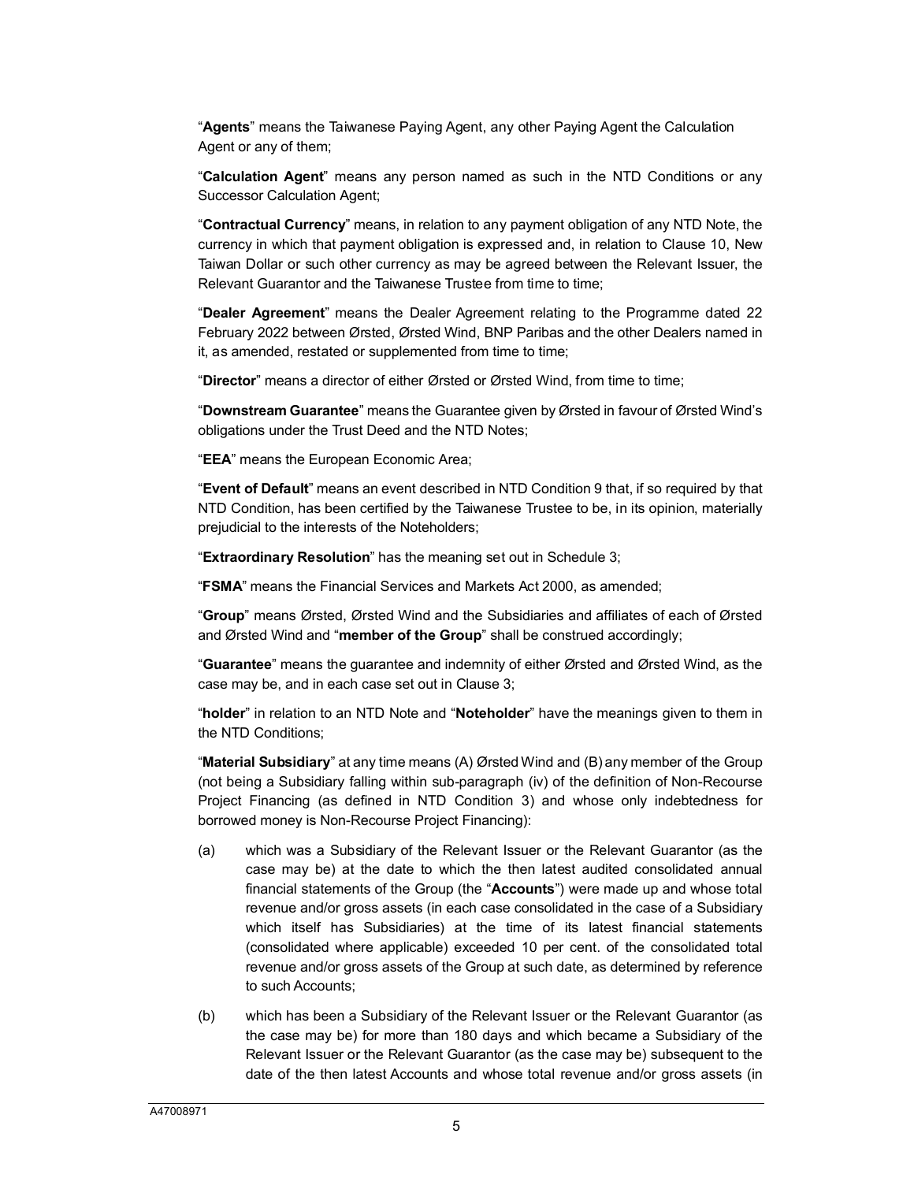"**Agents**" means the Taiwanese Paying Agent, any other Paying Agent the Calculation Agent or any of them;

"**Calculation Agent**" means any person named as such in the NTD Conditions or any Successor Calculation Agent;

"**Contractual Currency**" means, in relation to any payment obligation of any NTD Note, the currency in which that payment obligation is expressed and, in relation to Clause 10, New Taiwan Dollar or such other currency as may be agreed between the Relevant Issuer, the Relevant Guarantor and the Taiwanese Trustee from time to time;

"**Dealer Agreement**" means the Dealer Agreement relating to the Programme dated 22 February 2022 between Ørsted, Ørsted Wind, BNP Paribas and the other Dealers named in it, as amended, restated or supplemented from time to time;

"**Director**" means a director of either Ørsted or Ørsted Wind, from time to time;

"**Downstream Guarantee**" means the Guarantee given by Ørsted in favour of Ørsted Wind's obligations under the Trust Deed and the NTD Notes;

"**EEA**" means the European Economic Area;

"**Event of Default**" means an event described in NTD Condition 9 that, if so required by that NTD Condition, has been certified by the Taiwanese Trustee to be, in its opinion, materially prejudicial to the interests of the Noteholders;

"**Extraordinary Resolution**" has the meaning set out in Schedule 3;

"**FSMA**" means the Financial Services and Markets Act 2000, as amended;

"**Group**" means Ørsted, Ørsted Wind and the Subsidiaries and affiliates of each of Ørsted and Ørsted Wind and "**member of the Group**" shall be construed accordingly;

"**Guarantee**" means the guarantee and indemnity of either Ørsted and Ørsted Wind, as the case may be, and in each case set out in Clause 3;

"**holder**" in relation to an NTD Note and "**Noteholder**" have the meanings given to them in the NTD Conditions;

"**Material Subsidiary**" at any time means (A) Ørsted Wind and (B) any member of the Group (not being a Subsidiary falling within sub-paragraph (iv) of the definition of Non-Recourse Project Financing (as defined in NTD Condition 3) and whose only indebtedness for borrowed money is Non-Recourse Project Financing):

(a) which was a Subsidiary of the Relevant Issuer or the Relevant Guarantor (as the case may be) at the date to which the then latest audited consolidated annual financial statements of the Group (the "**Accounts**") were made up and whose total revenue and/or gross assets (in each case consolidated in the case of a Subsidiary which itself has Subsidiaries) at the time of its latest financial statements (consolidated where applicable) exceeded 10 per cent. of the consolidated total revenue and/or gross assets of the Group at such date, as determined by reference to such Accounts;

(b) which has been a Subsidiary of the Relevant Issuer or the Relevant Guarantor (as the case may be) for more than 180 days and which became a Subsidiary of the Relevant Issuer or the Relevant Guarantor (as the case may be) subsequent to the date of the then latest Accounts and whose total revenue and/or gross assets (in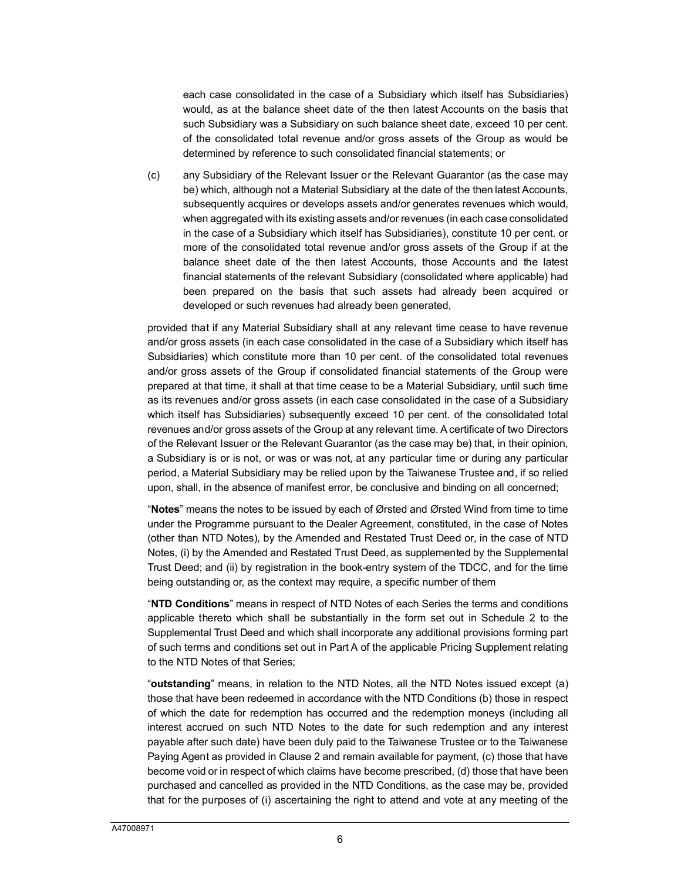each case consolidated in the case of a Subsidiary which itself has Subsidiaries) would, as at the balance sheet date of the then latest Accounts on the basis that such Subsidiary was a Subsidiary on such balance sheet date, exceed 10 per cent. of the consolidated total revenue and/or gross assets of the Group as would be determined by reference to such consolidated financial statements; or

(c) any Subsidiary of the Relevant Issuer or the Relevant Guarantor (as the case may be) which, although not a Material Subsidiary at the date of the then latest Accounts, subsequently acquires or develops assets and/or generates revenues which would, when aggregated with its existing assets and/or revenues (in each case consolidated in the case of a Subsidiary which itself has Subsidiaries), constitute 10 per cent. or more of the consolidated total revenue and/or gross assets of the Group if at the balance sheet date of the then latest Accounts, those Accounts and the latest financial statements of the relevant Subsidiary (consolidated where applicable) had been prepared on the basis that such assets had already been acquired or developed or such revenues had already been generated,

provided that if any Material Subsidiary shall at any relevant time cease to have revenue and/or gross assets (in each case consolidated in the case of a Subsidiary which itself has Subsidiaries) which constitute more than 10 per cent. of the consolidated total revenues and/or gross assets of the Group if consolidated financial statements of the Group were prepared at that time, it shall at that time cease to be a Material Subsidiary, until such time as its revenues and/or gross assets (in each case consolidated in the case of a Subsidiary which itself has Subsidiaries) subsequently exceed 10 per cent. of the consolidated total revenues and/or gross assets of the Group at any relevant time. A certificate of two Directors of the Relevant Issuer or the Relevant Guarantor (as the case may be) that, in their opinion, a Subsidiary is or is not, or was or was not, at any particular time or during any particular period, a Material Subsidiary may be relied upon by the Taiwanese Trustee and, if so relied upon, shall, in the absence of manifest error, be conclusive and binding on all concerned;

"**Notes**" means the notes to be issued by each of Ørsted and Ørsted Wind from time to time under the Programme pursuant to the Dealer Agreement, constituted, in the case of Notes (other than NTD Notes), by the Amended and Restated Trust Deed or, in the case of NTD Notes, (i) by the Amended and Restated Trust Deed, as supplemented by the Supplemental Trust Deed; and (ii) by registration in the book-entry system of the TDCC, and for the time being outstanding or, as the context may require, a specific number of them

"**NTD Conditions**" means in respect of NTD Notes of each Series the terms and conditions applicable thereto which shall be substantially in the form set out in Schedule 2 to the Supplemental Trust Deed and which shall incorporate any additional provisions forming part of such terms and conditions set out in Part A of the applicable Pricing Supplement relating to the NTD Notes of that Series;

"**outstanding**" means, in relation to the NTD Notes, all the NTD Notes issued except (a) those that have been redeemed in accordance with the NTD Conditions (b) those in respect of which the date for redemption has occurred and the redemption moneys (including all interest accrued on such NTD Notes to the date for such redemption and any interest payable after such date) have been duly paid to the Taiwanese Trustee or to the Taiwanese Paying Agent as provided in Clause 2 and remain available for payment, (c) those that have become void or in respect of which claims have become prescribed, (d) those that have been purchased and cancelled as provided in the NTD Conditions, as the case may be, provided that for the purposes of (i) ascertaining the right to attend and vote at any meeting of the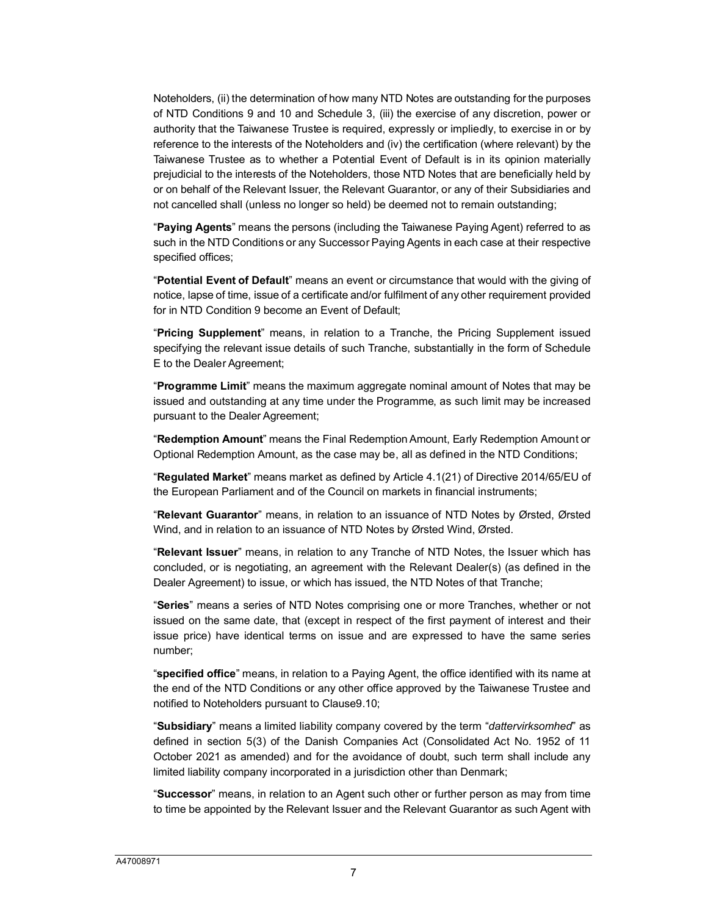Noteholders, (ii) the determination of how many NTD Notes are outstanding for the purposes of NTD Conditions 9 and 10 and Schedule 3, (iii) the exercise of any discretion, power or authority that the Taiwanese Trustee is required, expressly or impliedly, to exercise in or by reference to the interests of the Noteholders and (iv) the certification (where relevant) by the Taiwanese Trustee as to whether a Potential Event of Default is in its opinion materially prejudicial to the interests of the Noteholders, those NTD Notes that are beneficially held by or on behalf of the Relevant Issuer, the Relevant Guarantor, or any of their Subsidiaries and not cancelled shall (unless no longer so held) be deemed not to remain outstanding;

"**Paying Agents**" means the persons (including the Taiwanese Paying Agent) referred to as such in the NTD Conditions or any Successor Paying Agents in each case at their respective specified offices;

"**Potential Event of Default**" means an event or circumstance that would with the giving of notice, lapse of time, issue of a certificate and/or fulfilment of any other requirement provided for in NTD Condition 9 become an Event of Default;

"**Pricing Supplement**" means, in relation to a Tranche, the Pricing Supplement issued specifying the relevant issue details of such Tranche, substantially in the form of Schedule E to the Dealer Agreement;

"**Programme Limit**" means the maximum aggregate nominal amount of Notes that may be issued and outstanding at any time under the Programme, as such limit may be increased pursuant to the Dealer Agreement;

"**Redemption Amount**" means the Final Redemption Amount, Early Redemption Amount or Optional Redemption Amount, as the case may be, all as defined in the NTD Conditions;

"**Regulated Market**" means market as defined by Article 4.1(21) of Directive 2014/65/EU of the European Parliament and of the Council on markets in financial instruments;

"**Relevant Guarantor**" means, in relation to an issuance of NTD Notes by Ørsted, Ørsted Wind, and in relation to an issuance of NTD Notes by Ørsted Wind, Ørsted.

"**Relevant Issuer**" means, in relation to any Tranche of NTD Notes, the Issuer which has concluded, or is negotiating, an agreement with the Relevant Dealer(s) (as defined in the Dealer Agreement) to issue, or which has issued, the NTD Notes of that Tranche;

"**Series**" means a series of NTD Notes comprising one or more Tranches, whether or not issued on the same date, that (except in respect of the first payment of interest and their issue price) have identical terms on issue and are expressed to have the same series number;

"**specified office**" means, in relation to a Paying Agent, the office identified with its name at the end of the NTD Conditions or any other office approved by the Taiwanese Trustee and notified to Noteholders pursuant to Clause9.10;

"**Subsidiary**" means a limited liability company covered by the term "*dattervirksomhed*" as defined in section 5(3) of the Danish Companies Act (Consolidated Act No. 1952 of 11 October 2021 as amended) and for the avoidance of doubt, such term shall include any limited liability company incorporated in a jurisdiction other than Denmark;

"**Successor**" means, in relation to an Agent such other or further person as may from time to time be appointed by the Relevant Issuer and the Relevant Guarantor as such Agent with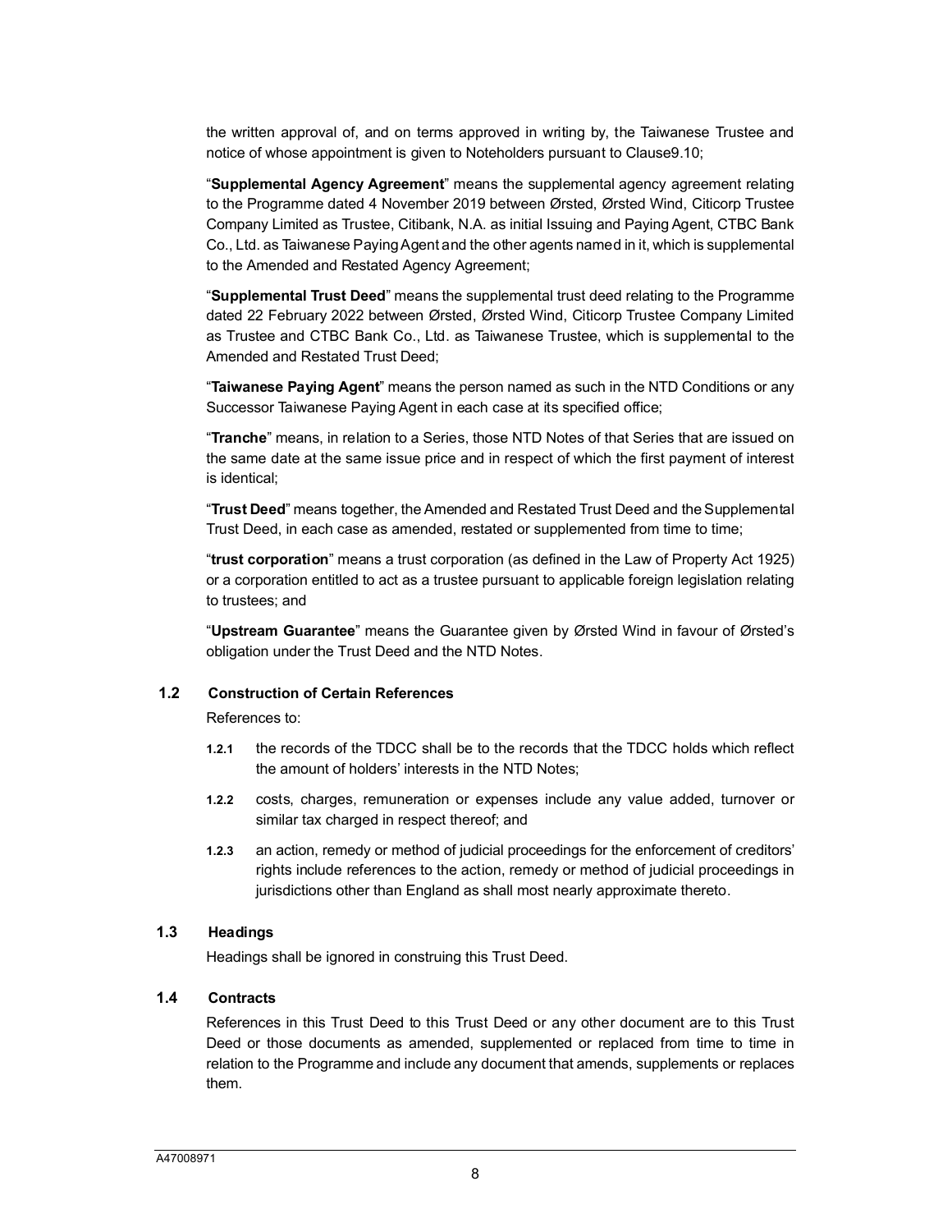the written approval of, and on terms approved in writing by, the Taiwanese Trustee and notice of whose appointment is given to Noteholders pursuant to Clause9.10;

"**Supplemental Agency Agreement**" means the supplemental agency agreement relating to the Programme dated 4 November 2019 between Ørsted, Ørsted Wind, Citicorp Trustee Company Limited as Trustee, Citibank, N.A. as initial Issuing and Paying Agent, CTBC Bank Co., Ltd. as Taiwanese Paying Agent and the other agents named in it, which is supplemental to the Amended and Restated Agency Agreement;

"**Supplemental Trust Deed**" means the supplemental trust deed relating to the Programme dated 22 February 2022 between Ørsted, Ørsted Wind, Citicorp Trustee Company Limited as Trustee and CTBC Bank Co., Ltd. as Taiwanese Trustee, which is supplemental to the Amended and Restated Trust Deed;

"**Taiwanese Paying Agent**" means the person named as such in the NTD Conditions or any Successor Taiwanese Paying Agent in each case at its specified office;

"**Tranche**" means, in relation to a Series, those NTD Notes of that Series that are issued on the same date at the same issue price and in respect of which the first payment of interest is identical;

"**Trust Deed**" means together, the Amended and Restated Trust Deed and the Supplemental Trust Deed, in each case as amended, restated or supplemented from time to time;

"**trust corporation**" means a trust corporation (as defined in the Law of Property Act 1925) or a corporation entitled to act as a trustee pursuant to applicable foreign legislation relating to trustees; and

"**Upstream Guarantee**" means the Guarantee given by Ørsted Wind in favour of Ørsted's obligation under the Trust Deed and the NTD Notes.

### 1.2 Construction of Certain References

References to:

**1.2.1** the records of the TDCC shall be to the records that the TDCC holds which reflect the amount of holders' interests in the NTD Notes;

**1.2.2** costs, charges, remuneration or expenses include any value added, turnover or similar tax charged in respect thereof; and

**1.2.3** an action, remedy or method of judicial proceedings for the enforcement of creditors' rights include references to the action, remedy or method of judicial proceedings in jurisdictions other than England as shall most nearly approximate thereto.

### 1.3 Headings

Headings shall be ignored in construing this Trust Deed.

### 1.4 Contracts

References in this Trust Deed to this Trust Deed or any other document are to this Trust Deed or those documents as amended, supplemented or replaced from time to time in relation to the Programme and include any document that amends, supplements or replaces them.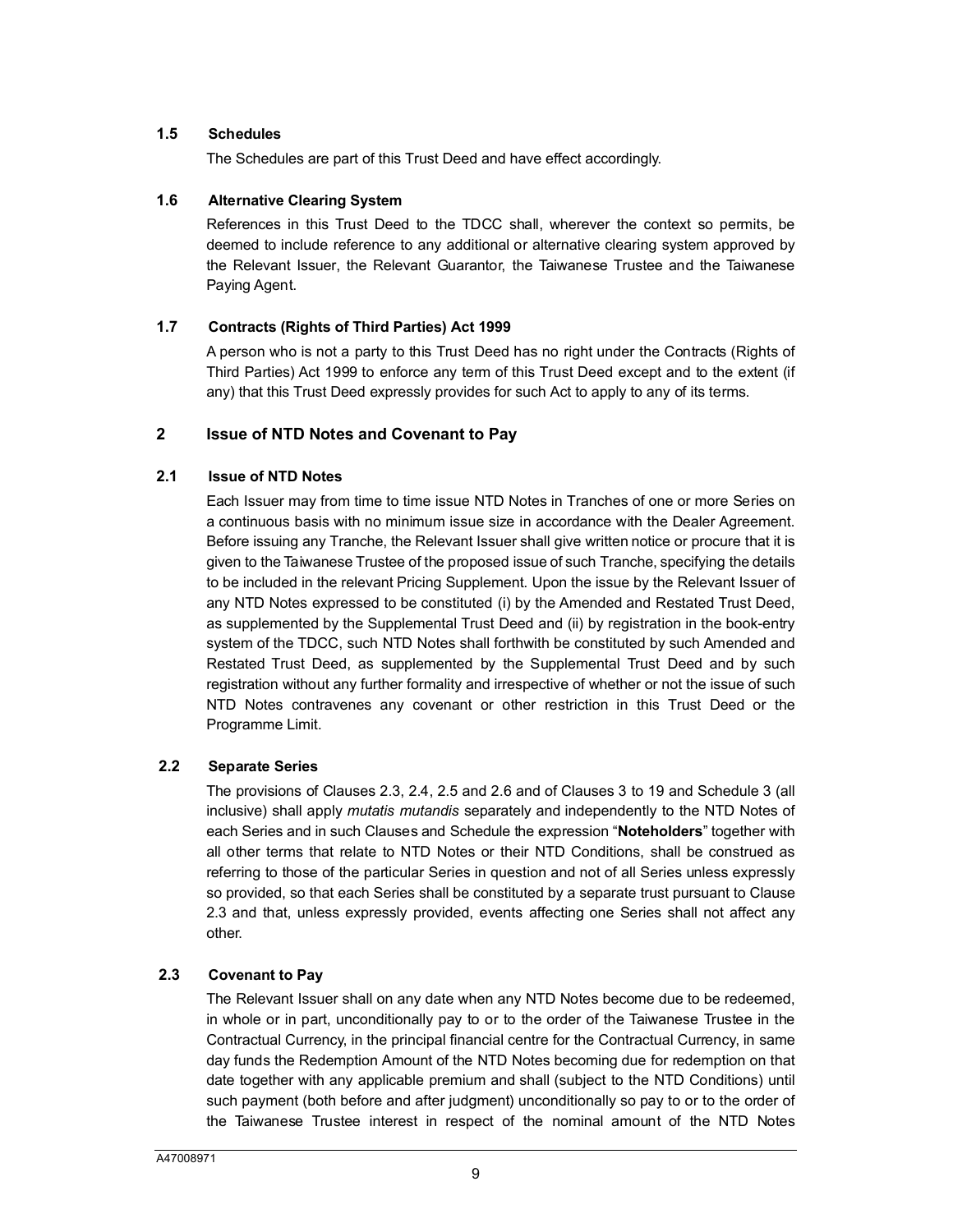### 1.5 Schedules

The Schedules are part of this Trust Deed and have effect accordingly.

### 1.6 Alternative Clearing System

References in this Trust Deed to the TDCC shall, wherever the context so permits, be deemed to include reference to any additional or alternative clearing system approved by the Relevant Issuer, the Relevant Guarantor, the Taiwanese Trustee and the Taiwanese Paying Agent.

### 1.7 Contracts (Rights of Third Parties) Act 1999

A person who is not a party to this Trust Deed has no right under the Contracts (Rights of Third Parties) Act 1999 to enforce any term of this Trust Deed except and to the extent (if any) that this Trust Deed expressly provides for such Act to apply to any of its terms.

## 2 Issue of NTD Notes and Covenant to Pay

### 2.1 Issue of NTD Notes

Each Issuer may from time to time issue NTD Notes in Tranches of one or more Series on a continuous basis with no minimum issue size in accordance with the Dealer Agreement. Before issuing any Tranche, the Relevant Issuer shall give written notice or procure that it is given to the Taiwanese Trustee of the proposed issue of such Tranche, specifying the details to be included in the relevant Pricing Supplement. Upon the issue by the Relevant Issuer of any NTD Notes expressed to be constituted (i) by the Amended and Restated Trust Deed, as supplemented by the Supplemental Trust Deed and (ii) by registration in the book-entry system of the TDCC, such NTD Notes shall forthwith be constituted by such Amended and Restated Trust Deed, as supplemented by the Supplemental Trust Deed and by such registration without any further formality and irrespective of whether or not the issue of such NTD Notes contravenes any covenant or other restriction in this Trust Deed or the Programme Limit.

### 2.2 Separate Series

The provisions of Clauses 2.3, 2.4, 2.5 and 2.6 and of Clauses 3 to 19 and Schedule 3 (all inclusive) shall apply *mutatis mutandis* separately and independently to the NTD Notes of each Series and in such Clauses and Schedule the expression "**Noteholders**" together with all other terms that relate to NTD Notes or their NTD Conditions, shall be construed as referring to those of the particular Series in question and not of all Series unless expressly so provided, so that each Series shall be constituted by a separate trust pursuant to Clause 2.3 and that, unless expressly provided, events affecting one Series shall not affect any other.

### 2.3 Covenant to Pay

The Relevant Issuer shall on any date when any NTD Notes become due to be redeemed, in whole or in part, unconditionally pay to or to the order of the Taiwanese Trustee in the Contractual Currency, in the principal financial centre for the Contractual Currency, in same day funds the Redemption Amount of the NTD Notes becoming due for redemption on that date together with any applicable premium and shall (subject to the NTD Conditions) until such payment (both before and after judgment) unconditionally so pay to or to the order of the Taiwanese Trustee interest in respect of the nominal amount of the NTD Notes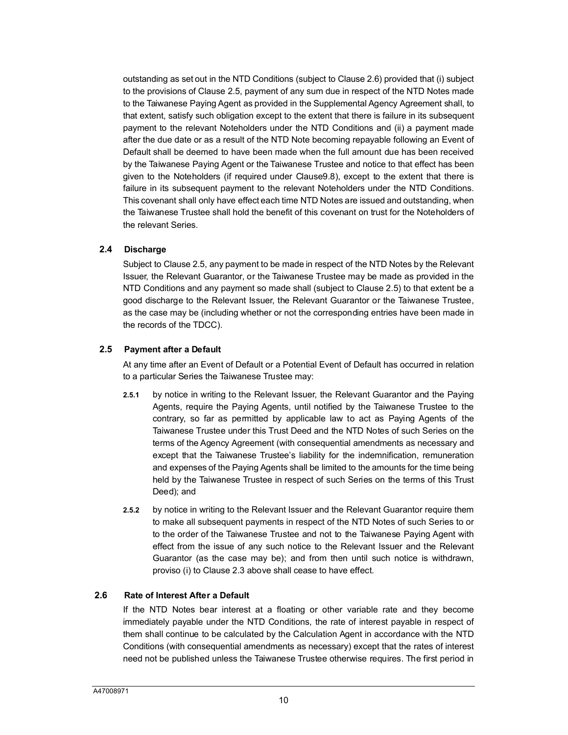outstanding as set out in the NTD Conditions (subject to Clause 2.6) provided that (i) subject to the provisions of Clause 2.5, payment of any sum due in respect of the NTD Notes made to the Taiwanese Paying Agent as provided in the Supplemental Agency Agreement shall, to that extent, satisfy such obligation except to the extent that there is failure in its subsequent payment to the relevant Noteholders under the NTD Conditions and (ii) a payment made after the due date or as a result of the NTD Note becoming repayable following an Event of Default shall be deemed to have been made when the full amount due has been received by the Taiwanese Paying Agent or the Taiwanese Trustee and notice to that effect has been given to the Noteholders (if required under Clause9.8), except to the extent that there is failure in its subsequent payment to the relevant Noteholders under the NTD Conditions. This covenant shall only have effect each time NTD Notes are issued and outstanding, when the Taiwanese Trustee shall hold the benefit of this covenant on trust for the Noteholders of the relevant Series.

**2.4 Discharge**

Subject to Clause 2.5, any payment to be made in respect of the NTD Notes by the Relevant Issuer, the Relevant Guarantor, or the Taiwanese Trustee may be made as provided in the NTD Conditions and any payment so made shall (subject to Clause 2.5) to that extent be a good discharge to the Relevant Issuer, the Relevant Guarantor or the Taiwanese Trustee, as the case may be (including whether or not the corresponding entries have been made in the records of the TDCC).

**2.5 Payment after a Default**

At any time after an Event of Default or a Potential Event of Default has occurred in relation to a particular Series the Taiwanese Trustee may:

**2.5.1** by notice in writing to the Relevant Issuer, the Relevant Guarantor and the Paying Agents, require the Paying Agents, until notified by the Taiwanese Trustee to the contrary, so far as permitted by applicable law to act as Paying Agents of the Taiwanese Trustee under this Trust Deed and the NTD Notes of such Series on the terms of the Agency Agreement (with consequential amendments as necessary and except that the Taiwanese Trustee's liability for the indemnification, remuneration and expenses of the Paying Agents shall be limited to the amounts for the time being held by the Taiwanese Trustee in respect of such Series on the terms of this Trust Deed); and

**2.5.2** by notice in writing to the Relevant Issuer and the Relevant Guarantor require them to make all subsequent payments in respect of the NTD Notes of such Series to or to the order of the Taiwanese Trustee and not to the Taiwanese Paying Agent with effect from the issue of any such notice to the Relevant Issuer and the Relevant Guarantor (as the case may be); and from then until such notice is withdrawn, proviso (i) to Clause 2.3 above shall cease to have effect.

**2.6 Rate of Interest After a Default**

If the NTD Notes bear interest at a floating or other variable rate and they become immediately payable under the NTD Conditions, the rate of interest payable in respect of them shall continue to be calculated by the Calculation Agent in accordance with the NTD Conditions (with consequential amendments as necessary) except that the rates of interest need not be published unless the Taiwanese Trustee otherwise requires. The first period in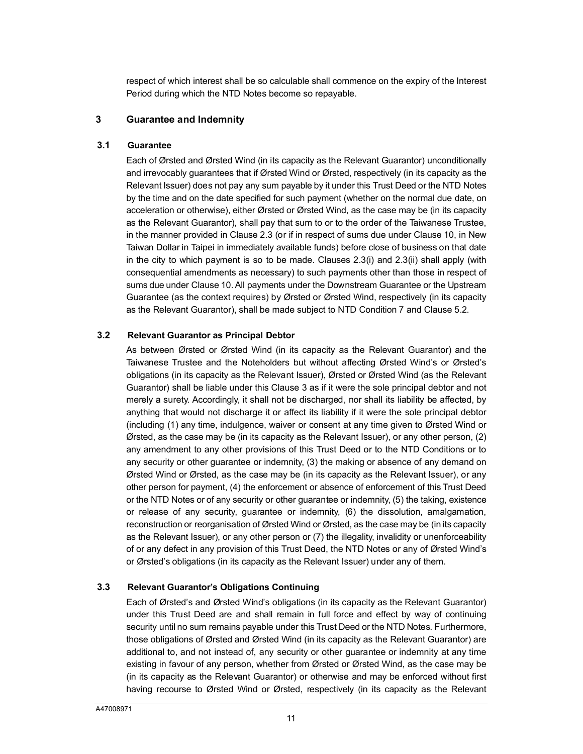respect of which interest shall be so calculable shall commence on the expiry of the Interest Period during which the NTD Notes become so repayable.

## 3 Guarantee and Indemnity

### 3.1 Guarantee

Each of Ørsted and Ørsted Wind (in its capacity as the Relevant Guarantor) unconditionally and irrevocably guarantees that if Ørsted Wind or Ørsted, respectively (in its capacity as the Relevant Issuer) does not pay any sum payable by it under this Trust Deed or the NTD Notes by the time and on the date specified for such payment (whether on the normal due date, on acceleration or otherwise), either Ørsted or Ørsted Wind, as the case may be (in its capacity as the Relevant Guarantor), shall pay that sum to or to the order of the Taiwanese Trustee, in the manner provided in Clause 2.3 (or if in respect of sums due under Clause 10, in New Taiwan Dollar in Taipei in immediately available funds) before close of business on that date in the city to which payment is so to be made. Clauses 2.3(i) and 2.3(ii) shall apply (with consequential amendments as necessary) to such payments other than those in respect of sums due under Clause 10. All payments under the Downstream Guarantee or the Upstream Guarantee (as the context requires) by Ørsted or Ørsted Wind, respectively (in its capacity as the Relevant Guarantor), shall be made subject to NTD Condition 7 and Clause 5.2.

### 3.2 Relevant Guarantor as Principal Debtor

As between Ørsted or Ørsted Wind (in its capacity as the Relevant Guarantor) and the Taiwanese Trustee and the Noteholders but without affecting Ørsted Wind's or Ørsted's obligations (in its capacity as the Relevant Issuer), Ørsted or Ørsted Wind (as the Relevant Guarantor) shall be liable under this Clause 3 as if it were the sole principal debtor and not merely a surety. Accordingly, it shall not be discharged, nor shall its liability be affected, by anything that would not discharge it or affect its liability if it were the sole principal debtor (including (1) any time, indulgence, waiver or consent at any time given to Ørsted Wind or Ørsted, as the case may be (in its capacity as the Relevant Issuer), or any other person, (2) any amendment to any other provisions of this Trust Deed or to the NTD Conditions or to any security or other guarantee or indemnity, (3) the making or absence of any demand on Ørsted Wind or Ørsted, as the case may be (in its capacity as the Relevant Issuer), or any other person for payment, (4) the enforcement or absence of enforcement of this Trust Deed or the NTD Notes or of any security or other guarantee or indemnity, (5) the taking, existence or release of any security, guarantee or indemnity, (6) the dissolution, amalgamation, reconstruction or reorganisation of Ørsted Wind or Ørsted, as the case may be (in its capacity as the Relevant Issuer), or any other person or (7) the illegality, invalidity or unenforceability of or any defect in any provision of this Trust Deed, the NTD Notes or any of Ørsted Wind's or Ørsted's obligations (in its capacity as the Relevant Issuer) under any of them.

### 3.3 Relevant Guarantor's Obligations Continuing

Each of Ørsted's and Ørsted Wind's obligations (in its capacity as the Relevant Guarantor) under this Trust Deed are and shall remain in full force and effect by way of continuing security until no sum remains payable under this Trust Deed or the NTD Notes. Furthermore, those obligations of Ørsted and Ørsted Wind (in its capacity as the Relevant Guarantor) are additional to, and not instead of, any security or other guarantee or indemnity at any time existing in favour of any person, whether from Ørsted or Ørsted Wind, as the case may be (in its capacity as the Relevant Guarantor) or otherwise and may be enforced without first having recourse to Ørsted Wind or Ørsted, respectively (in its capacity as the Relevant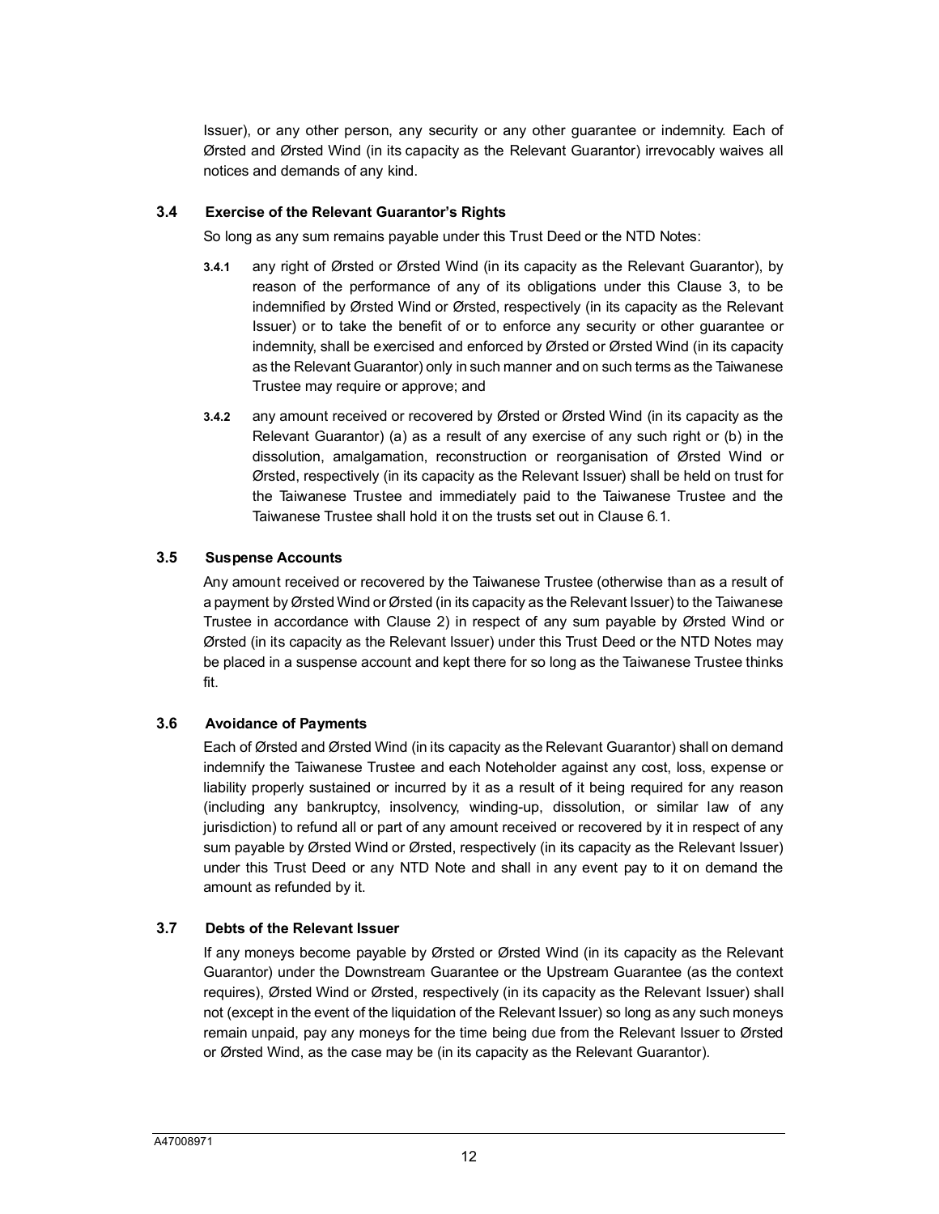Issuer), or any other person, any security or any other guarantee or indemnity. Each of Ørsted and Ørsted Wind (in its capacity as the Relevant Guarantor) irrevocably waives all notices and demands of any kind.

### 3.4 Exercise of the Relevant Guarantor's Rights

So long as any sum remains payable under this Trust Deed or the NTD Notes:

**3.4.1** any right of Ørsted or Ørsted Wind (in its capacity as the Relevant Guarantor), by reason of the performance of any of its obligations under this Clause 3, to be indemnified by Ørsted Wind or Ørsted, respectively (in its capacity as the Relevant Issuer) or to take the benefit of or to enforce any security or other guarantee or indemnity, shall be exercised and enforced by Ørsted or Ørsted Wind (in its capacity as the Relevant Guarantor) only in such manner and on such terms as the Taiwanese Trustee may require or approve; and

**3.4.2** any amount received or recovered by Ørsted or Ørsted Wind (in its capacity as the Relevant Guarantor) (a) as a result of any exercise of any such right or (b) in the dissolution, amalgamation, reconstruction or reorganisation of Ørsted Wind or Ørsted, respectively (in its capacity as the Relevant Issuer) shall be held on trust for the Taiwanese Trustee and immediately paid to the Taiwanese Trustee and the Taiwanese Trustee shall hold it on the trusts set out in Clause 6.1.

### 3.5 Suspense Accounts

Any amount received or recovered by the Taiwanese Trustee (otherwise than as a result of a payment by Ørsted Wind or Ørsted (in its capacity as the Relevant Issuer) to the Taiwanese Trustee in accordance with Clause 2) in respect of any sum payable by Ørsted Wind or Ørsted (in its capacity as the Relevant Issuer) under this Trust Deed or the NTD Notes may be placed in a suspense account and kept there for so long as the Taiwanese Trustee thinks fit.

### 3.6 Avoidance of Payments

Each of Ørsted and Ørsted Wind (in its capacity as the Relevant Guarantor) shall on demand indemnify the Taiwanese Trustee and each Noteholder against any cost, loss, expense or liability properly sustained or incurred by it as a result of it being required for any reason (including any bankruptcy, insolvency, winding-up, dissolution, or similar law of any jurisdiction) to refund all or part of any amount received or recovered by it in respect of any sum payable by Ørsted Wind or Ørsted, respectively (in its capacity as the Relevant Issuer) under this Trust Deed or any NTD Note and shall in any event pay to it on demand the amount as refunded by it.

### 3.7 Debts of the Relevant Issuer

If any moneys become payable by Ørsted or Ørsted Wind (in its capacity as the Relevant Guarantor) under the Downstream Guarantee or the Upstream Guarantee (as the context requires), Ørsted Wind or Ørsted, respectively (in its capacity as the Relevant Issuer) shall not (except in the event of the liquidation of the Relevant Issuer) so long as any such moneys remain unpaid, pay any moneys for the time being due from the Relevant Issuer to Ørsted or Ørsted Wind, as the case may be (in its capacity as the Relevant Guarantor).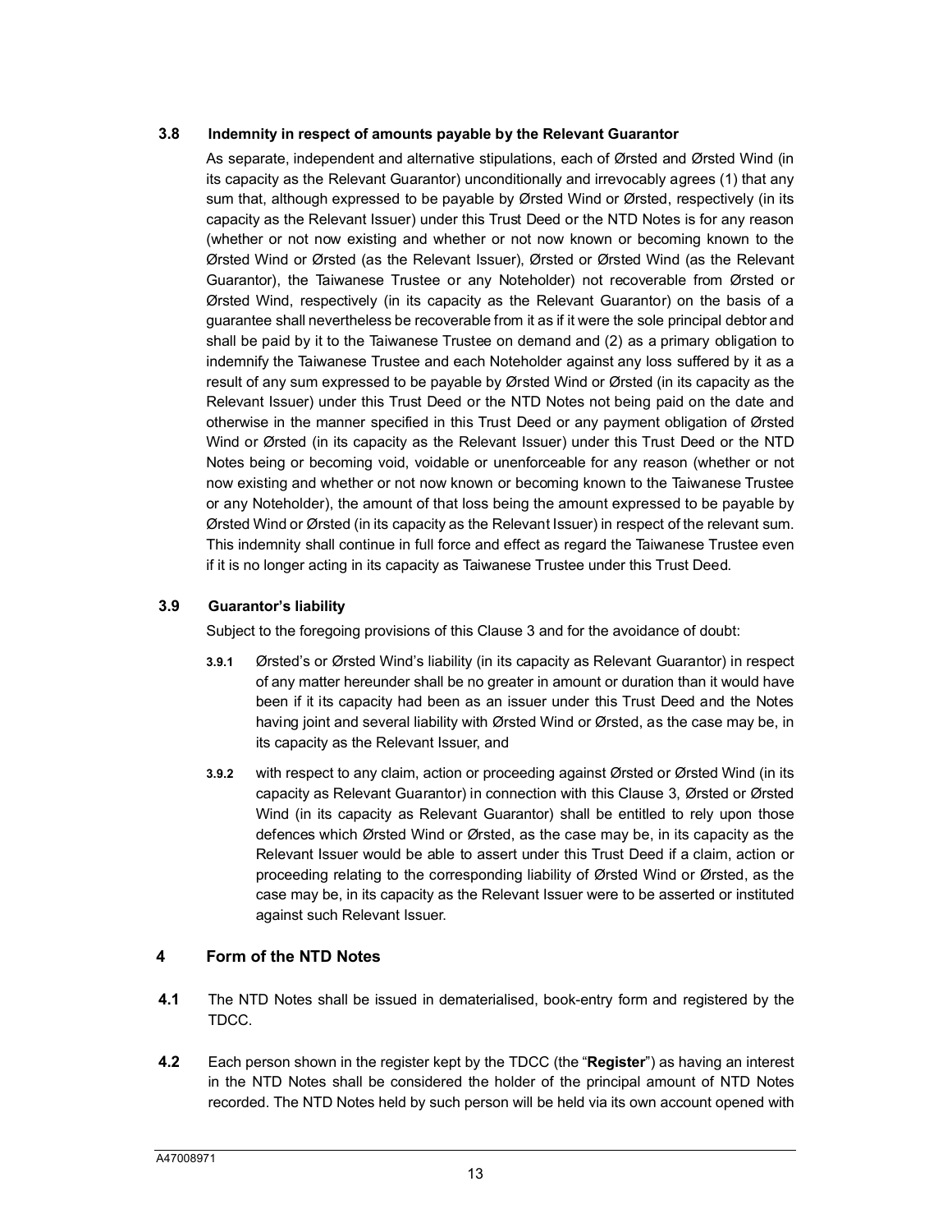**3.8 Indemnity in respect of amounts payable by the Relevant Guarantor**

As separate, independent and alternative stipulations, each of Ørsted and Ørsted Wind (in its capacity as the Relevant Guarantor) unconditionally and irrevocably agrees (1) that any sum that, although expressed to be payable by Ørsted Wind or Ørsted, respectively (in its capacity as the Relevant Issuer) under this Trust Deed or the NTD Notes is for any reason (whether or not now existing and whether or not now known or becoming known to the Ørsted Wind or Ørsted (as the Relevant Issuer), Ørsted or Ørsted Wind (as the Relevant Guarantor), the Taiwanese Trustee or any Noteholder) not recoverable from Ørsted or Ørsted Wind, respectively (in its capacity as the Relevant Guarantor) on the basis of a guarantee shall nevertheless be recoverable from it as if it were the sole principal debtor and shall be paid by it to the Taiwanese Trustee on demand and (2) as a primary obligation to indemnify the Taiwanese Trustee and each Noteholder against any loss suffered by it as a result of any sum expressed to be payable by Ørsted Wind or Ørsted (in its capacity as the Relevant Issuer) under this Trust Deed or the NTD Notes not being paid on the date and otherwise in the manner specified in this Trust Deed or any payment obligation of Ørsted Wind or Ørsted (in its capacity as the Relevant Issuer) under this Trust Deed or the NTD Notes being or becoming void, voidable or unenforceable for any reason (whether or not now existing and whether or not now known or becoming known to the Taiwanese Trustee or any Noteholder), the amount of that loss being the amount expressed to be payable by Ørsted Wind or Ørsted (in its capacity as the Relevant Issuer) in respect of the relevant sum. This indemnity shall continue in full force and effect as regard the Taiwanese Trustee even if it is no longer acting in its capacity as Taiwanese Trustee under this Trust Deed.

**3.9 Guarantor's liability**

Subject to the foregoing provisions of this Clause 3 and for the avoidance of doubt:

**3.9.1** Ørsted's or Ørsted Wind's liability (in its capacity as Relevant Guarantor) in respect of any matter hereunder shall be no greater in amount or duration than it would have been if it its capacity had been as an issuer under this Trust Deed and the Notes having joint and several liability with Ørsted Wind or Ørsted, as the case may be, in its capacity as the Relevant Issuer, and

**3.9.2** with respect to any claim, action or proceeding against Ørsted or Ørsted Wind (in its capacity as Relevant Guarantor) in connection with this Clause 3, Ørsted or Ørsted Wind (in its capacity as Relevant Guarantor) shall be entitled to rely upon those defences which Ørsted Wind or Ørsted, as the case may be, in its capacity as the Relevant Issuer would be able to assert under this Trust Deed if a claim, action or proceeding relating to the corresponding liability of Ørsted Wind or Ørsted, as the case may be, in its capacity as the Relevant Issuer were to be asserted or instituted against such Relevant Issuer.

## 4 Form of the NTD Notes

**4.1** The NTD Notes shall be issued in dematerialised, book-entry form and registered by the TDCC.

**4.2** Each person shown in the register kept by the TDCC (the "**Register**") as having an interest in the NTD Notes shall be considered the holder of the principal amount of NTD Notes recorded. The NTD Notes held by such person will be held via its own account opened with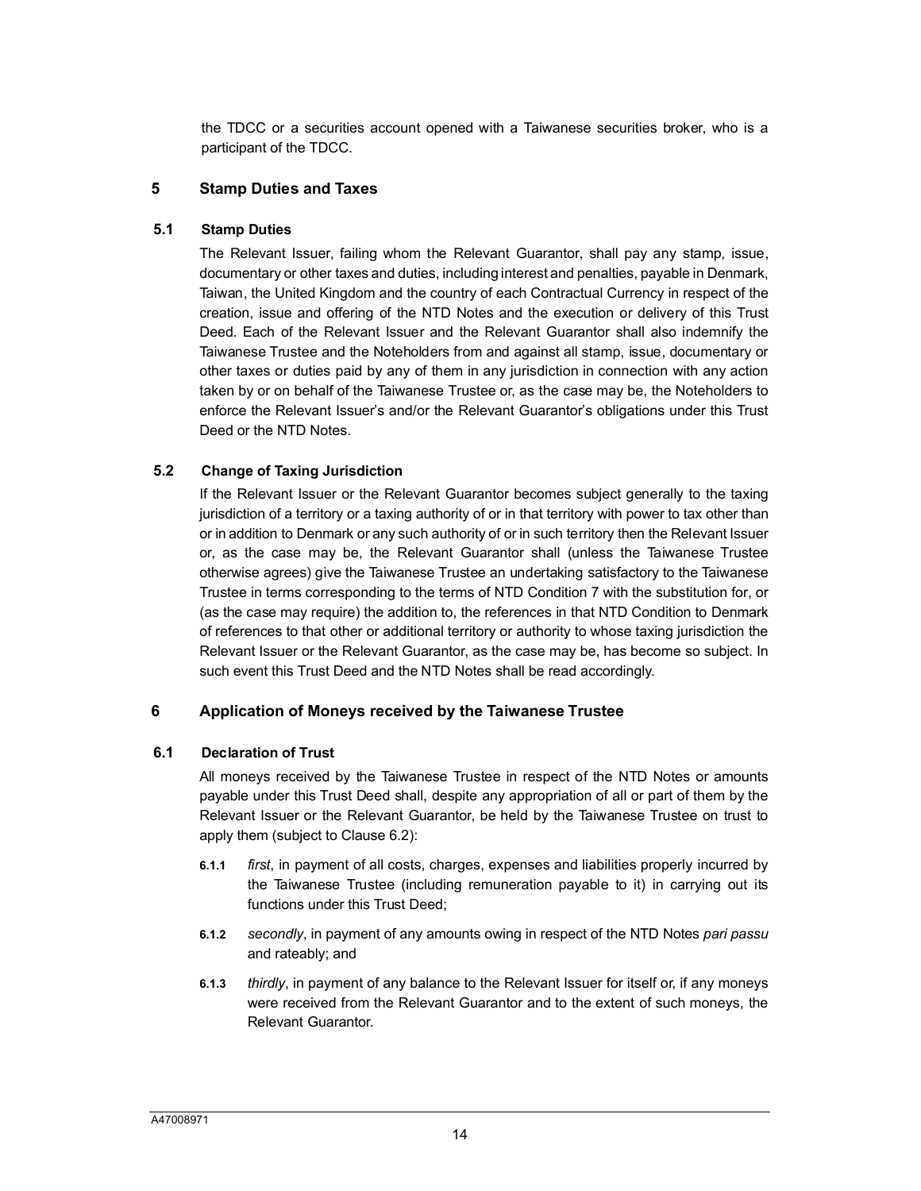the TDCC or a securities account opened with a Taiwanese securities broker, who is a participant of the TDCC.

## 5 Stamp Duties and Taxes

### 5.1 Stamp Duties

The Relevant Issuer, failing whom the Relevant Guarantor, shall pay any stamp, issue, documentary or other taxes and duties, including interest and penalties, payable in Denmark, Taiwan, the United Kingdom and the country of each Contractual Currency in respect of the creation, issue and offering of the NTD Notes and the execution or delivery of this Trust Deed. Each of the Relevant Issuer and the Relevant Guarantor shall also indemnify the Taiwanese Trustee and the Noteholders from and against all stamp, issue, documentary or other taxes or duties paid by any of them in any jurisdiction in connection with any action taken by or on behalf of the Taiwanese Trustee or, as the case may be, the Noteholders to enforce the Relevant Issuer's and/or the Relevant Guarantor's obligations under this Trust Deed or the NTD Notes.

### 5.2 Change of Taxing Jurisdiction

If the Relevant Issuer or the Relevant Guarantor becomes subject generally to the taxing jurisdiction of a territory or a taxing authority of or in that territory with power to tax other than or in addition to Denmark or any such authority of or in such territory then the Relevant Issuer or, as the case may be, the Relevant Guarantor shall (unless the Taiwanese Trustee otherwise agrees) give the Taiwanese Trustee an undertaking satisfactory to the Taiwanese Trustee in terms corresponding to the terms of NTD Condition 7 with the substitution for, or (as the case may require) the addition to, the references in that NTD Condition to Denmark of references to that other or additional territory or authority to whose taxing jurisdiction the Relevant Issuer or the Relevant Guarantor, as the case may be, has become so subject. In such event this Trust Deed and the NTD Notes shall be read accordingly.

## 6 Application of Moneys received by the Taiwanese Trustee

### 6.1 Declaration of Trust

All moneys received by the Taiwanese Trustee in respect of the NTD Notes or amounts payable under this Trust Deed shall, despite any appropriation of all or part of them by the Relevant Issuer or the Relevant Guarantor, be held by the Taiwanese Trustee on trust to apply them (subject to Clause 6.2):

**6.1.1** *first*, in payment of all costs, charges, expenses and liabilities properly incurred by the Taiwanese Trustee (including remuneration payable to it) in carrying out its functions under this Trust Deed;

**6.1.2** *secondly*, in payment of any amounts owing in respect of the NTD Notes *pari passu* and rateably; and

**6.1.3** *thirdly*, in payment of any balance to the Relevant Issuer for itself or, if any moneys were received from the Relevant Guarantor and to the extent of such moneys, the Relevant Guarantor.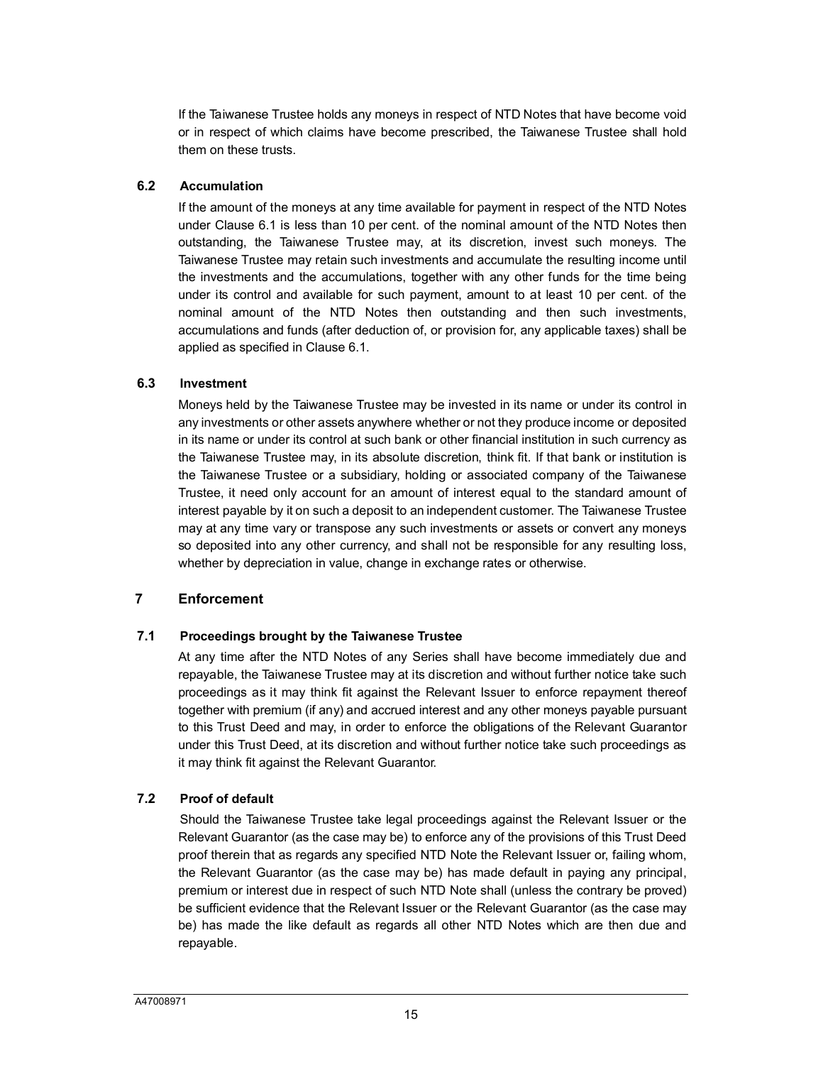If the Taiwanese Trustee holds any moneys in respect of NTD Notes that have become void or in respect of which claims have become prescribed, the Taiwanese Trustee shall hold them on these trusts.

### 6.2 Accumulation

If the amount of the moneys at any time available for payment in respect of the NTD Notes under Clause 6.1 is less than 10 per cent. of the nominal amount of the NTD Notes then outstanding, the Taiwanese Trustee may, at its discretion, invest such moneys. The Taiwanese Trustee may retain such investments and accumulate the resulting income until the investments and the accumulations, together with any other funds for the time being under its control and available for such payment, amount to at least 10 per cent. of the nominal amount of the NTD Notes then outstanding and then such investments, accumulations and funds (after deduction of, or provision for, any applicable taxes) shall be applied as specified in Clause 6.1.

### 6.3 Investment

Moneys held by the Taiwanese Trustee may be invested in its name or under its control in any investments or other assets anywhere whether or not they produce income or deposited in its name or under its control at such bank or other financial institution in such currency as the Taiwanese Trustee may, in its absolute discretion, think fit. If that bank or institution is the Taiwanese Trustee or a subsidiary, holding or associated company of the Taiwanese Trustee, it need only account for an amount of interest equal to the standard amount of interest payable by it on such a deposit to an independent customer. The Taiwanese Trustee may at any time vary or transpose any such investments or assets or convert any moneys so deposited into any other currency, and shall not be responsible for any resulting loss, whether by depreciation in value, change in exchange rates or otherwise.

## 7 Enforcement

### 7.1 Proceedings brought by the Taiwanese Trustee

At any time after the NTD Notes of any Series shall have become immediately due and repayable, the Taiwanese Trustee may at its discretion and without further notice take such proceedings as it may think fit against the Relevant Issuer to enforce repayment thereof together with premium (if any) and accrued interest and any other moneys payable pursuant to this Trust Deed and may, in order to enforce the obligations of the Relevant Guarantor under this Trust Deed, at its discretion and without further notice take such proceedings as it may think fit against the Relevant Guarantor.

### 7.2 Proof of default

Should the Taiwanese Trustee take legal proceedings against the Relevant Issuer or the Relevant Guarantor (as the case may be) to enforce any of the provisions of this Trust Deed proof therein that as regards any specified NTD Note the Relevant Issuer or, failing whom, the Relevant Guarantor (as the case may be) has made default in paying any principal, premium or interest due in respect of such NTD Note shall (unless the contrary be proved) be sufficient evidence that the Relevant Issuer or the Relevant Guarantor (as the case may be) has made the like default as regards all other NTD Notes which are then due and repayable.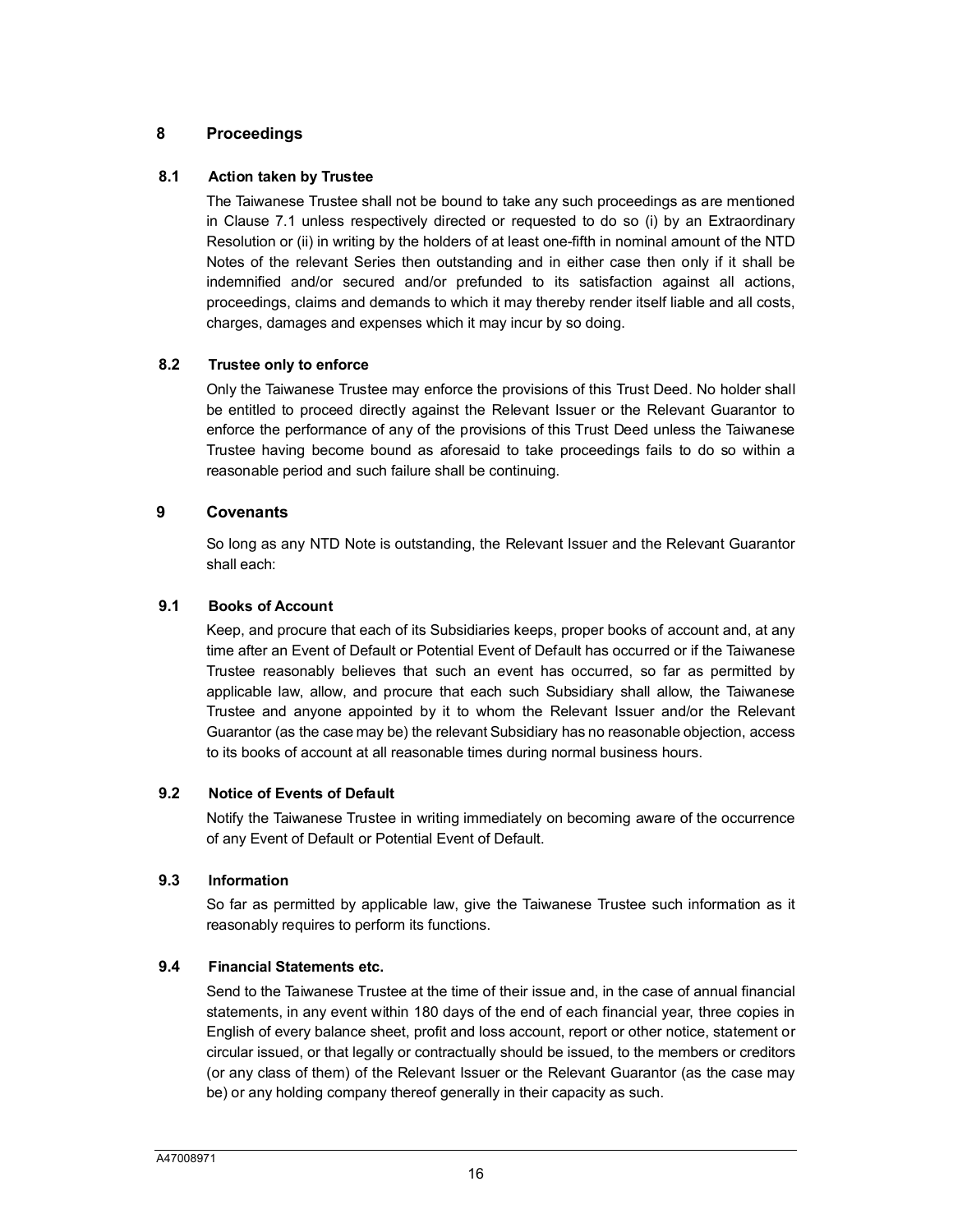## 8 Proceedings

### 8.1 Action taken by Trustee

The Taiwanese Trustee shall not be bound to take any such proceedings as are mentioned in Clause 7.1 unless respectively directed or requested to do so (i) by an Extraordinary Resolution or (ii) in writing by the holders of at least one-fifth in nominal amount of the NTD Notes of the relevant Series then outstanding and in either case then only if it shall be indemnified and/or secured and/or prefunded to its satisfaction against all actions, proceedings, claims and demands to which it may thereby render itself liable and all costs, charges, damages and expenses which it may incur by so doing.

### 8.2 Trustee only to enforce

Only the Taiwanese Trustee may enforce the provisions of this Trust Deed. No holder shall be entitled to proceed directly against the Relevant Issuer or the Relevant Guarantor to enforce the performance of any of the provisions of this Trust Deed unless the Taiwanese Trustee having become bound as aforesaid to take proceedings fails to do so within a reasonable period and such failure shall be continuing.

## 9 Covenants

So long as any NTD Note is outstanding, the Relevant Issuer and the Relevant Guarantor shall each:

### 9.1 Books of Account

Keep, and procure that each of its Subsidiaries keeps, proper books of account and, at any time after an Event of Default or Potential Event of Default has occurred or if the Taiwanese Trustee reasonably believes that such an event has occurred, so far as permitted by applicable law, allow, and procure that each such Subsidiary shall allow, the Taiwanese Trustee and anyone appointed by it to whom the Relevant Issuer and/or the Relevant Guarantor (as the case may be) the relevant Subsidiary has no reasonable objection, access to its books of account at all reasonable times during normal business hours.

### 9.2 Notice of Events of Default

Notify the Taiwanese Trustee in writing immediately on becoming aware of the occurrence of any Event of Default or Potential Event of Default.

### 9.3 Information

So far as permitted by applicable law, give the Taiwanese Trustee such information as it reasonably requires to perform its functions.

### 9.4 Financial Statements etc.

Send to the Taiwanese Trustee at the time of their issue and, in the case of annual financial statements, in any event within 180 days of the end of each financial year, three copies in English of every balance sheet, profit and loss account, report or other notice, statement or circular issued, or that legally or contractually should be issued, to the members or creditors (or any class of them) of the Relevant Issuer or the Relevant Guarantor (as the case may be) or any holding company thereof generally in their capacity as such.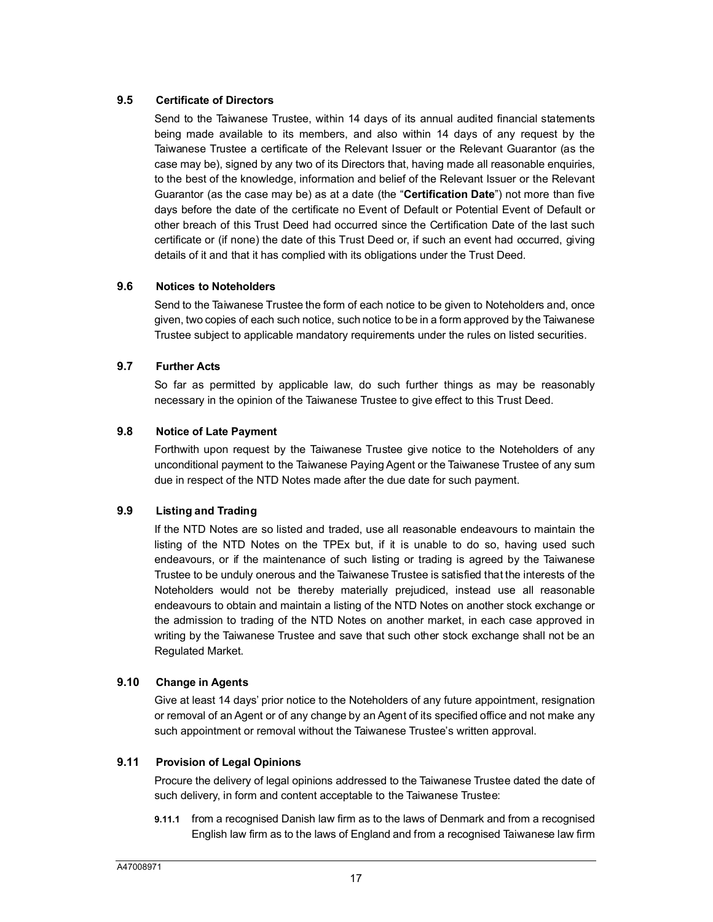### 9.5 Certificate of Directors

Send to the Taiwanese Trustee, within 14 days of its annual audited financial statements being made available to its members, and also within 14 days of any request by the Taiwanese Trustee a certificate of the Relevant Issuer or the Relevant Guarantor (as the case may be), signed by any two of its Directors that, having made all reasonable enquiries, to the best of the knowledge, information and belief of the Relevant Issuer or the Relevant Guarantor (as the case may be) as at a date (the "**Certification Date**") not more than five days before the date of the certificate no Event of Default or Potential Event of Default or other breach of this Trust Deed had occurred since the Certification Date of the last such certificate or (if none) the date of this Trust Deed or, if such an event had occurred, giving details of it and that it has complied with its obligations under the Trust Deed.

### 9.6 Notices to Noteholders

Send to the Taiwanese Trustee the form of each notice to be given to Noteholders and, once given, two copies of each such notice, such notice to be in a form approved by the Taiwanese Trustee subject to applicable mandatory requirements under the rules on listed securities.

### 9.7 Further Acts

So far as permitted by applicable law, do such further things as may be reasonably necessary in the opinion of the Taiwanese Trustee to give effect to this Trust Deed.

### 9.8 Notice of Late Payment

Forthwith upon request by the Taiwanese Trustee give notice to the Noteholders of any unconditional payment to the Taiwanese Paying Agent or the Taiwanese Trustee of any sum due in respect of the NTD Notes made after the due date for such payment.

### 9.9 Listing and Trading

If the NTD Notes are so listed and traded, use all reasonable endeavours to maintain the listing of the NTD Notes on the TPEx but, if it is unable to do so, having used such endeavours, or if the maintenance of such listing or trading is agreed by the Taiwanese Trustee to be unduly onerous and the Taiwanese Trustee is satisfied that the interests of the Noteholders would not be thereby materially prejudiced, instead use all reasonable endeavours to obtain and maintain a listing of the NTD Notes on another stock exchange or the admission to trading of the NTD Notes on another market, in each case approved in writing by the Taiwanese Trustee and save that such other stock exchange shall not be an Regulated Market.

### 9.10 Change in Agents

Give at least 14 days' prior notice to the Noteholders of any future appointment, resignation or removal of an Agent or of any change by an Agent of its specified office and not make any such appointment or removal without the Taiwanese Trustee's written approval.

### 9.11 Provision of Legal Opinions

Procure the delivery of legal opinions addressed to the Taiwanese Trustee dated the date of such delivery, in form and content acceptable to the Taiwanese Trustee:

**9.11.1** from a recognised Danish law firm as to the laws of Denmark and from a recognised English law firm as to the laws of England and from a recognised Taiwanese law firm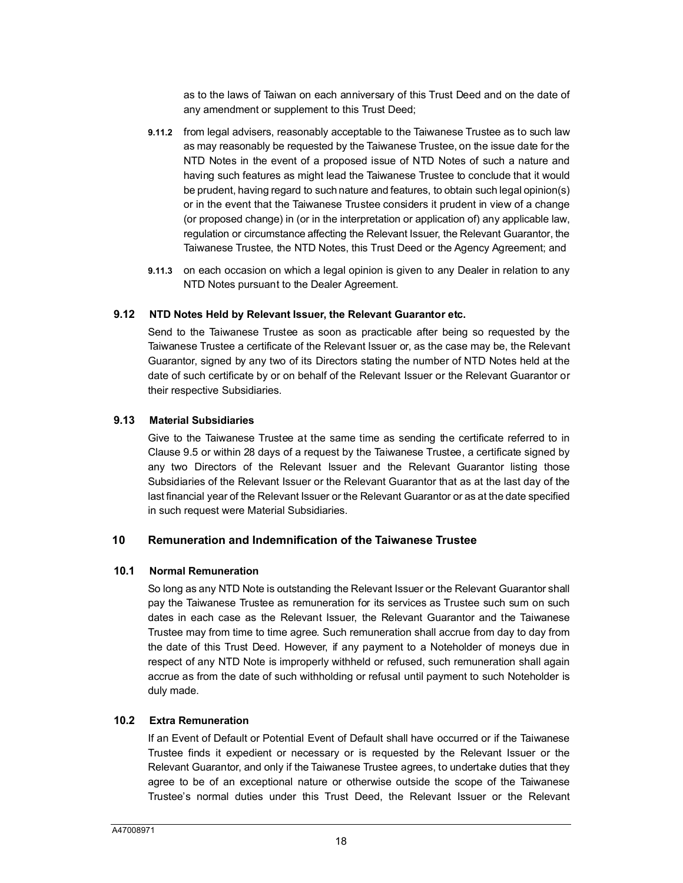as to the laws of Taiwan on each anniversary of this Trust Deed and on the date of any amendment or supplement to this Trust Deed;

**9.11.2** from legal advisers, reasonably acceptable to the Taiwanese Trustee as to such law as may reasonably be requested by the Taiwanese Trustee, on the issue date for the NTD Notes in the event of a proposed issue of NTD Notes of such a nature and having such features as might lead the Taiwanese Trustee to conclude that it would be prudent, having regard to such nature and features, to obtain such legal opinion(s) or in the event that the Taiwanese Trustee considers it prudent in view of a change (or proposed change) in (or in the interpretation or application of) any applicable law, regulation or circumstance affecting the Relevant Issuer, the Relevant Guarantor, the Taiwanese Trustee, the NTD Notes, this Trust Deed or the Agency Agreement; and

**9.11.3** on each occasion on which a legal opinion is given to any Dealer in relation to any NTD Notes pursuant to the Dealer Agreement.

### 9.12 NTD Notes Held by Relevant Issuer, the Relevant Guarantor etc.

Send to the Taiwanese Trustee as soon as practicable after being so requested by the Taiwanese Trustee a certificate of the Relevant Issuer or, as the case may be, the Relevant Guarantor, signed by any two of its Directors stating the number of NTD Notes held at the date of such certificate by or on behalf of the Relevant Issuer or the Relevant Guarantor or their respective Subsidiaries.

### 9.13 Material Subsidiaries

Give to the Taiwanese Trustee at the same time as sending the certificate referred to in Clause 9.5 or within 28 days of a request by the Taiwanese Trustee, a certificate signed by any two Directors of the Relevant Issuer and the Relevant Guarantor listing those Subsidiaries of the Relevant Issuer or the Relevant Guarantor that as at the last day of the last financial year of the Relevant Issuer or the Relevant Guarantor or as at the date specified in such request were Material Subsidiaries.

## 10 Remuneration and Indemnification of the Taiwanese Trustee

### 10.1 Normal Remuneration

So long as any NTD Note is outstanding the Relevant Issuer or the Relevant Guarantor shall pay the Taiwanese Trustee as remuneration for its services as Trustee such sum on such dates in each case as the Relevant Issuer, the Relevant Guarantor and the Taiwanese Trustee may from time to time agree. Such remuneration shall accrue from day to day from the date of this Trust Deed. However, if any payment to a Noteholder of moneys due in respect of any NTD Note is improperly withheld or refused, such remuneration shall again accrue as from the date of such withholding or refusal until payment to such Noteholder is duly made.

### 10.2 Extra Remuneration

If an Event of Default or Potential Event of Default shall have occurred or if the Taiwanese Trustee finds it expedient or necessary or is requested by the Relevant Issuer or the Relevant Guarantor, and only if the Taiwanese Trustee agrees, to undertake duties that they agree to be of an exceptional nature or otherwise outside the scope of the Taiwanese Trustee's normal duties under this Trust Deed, the Relevant Issuer or the Relevant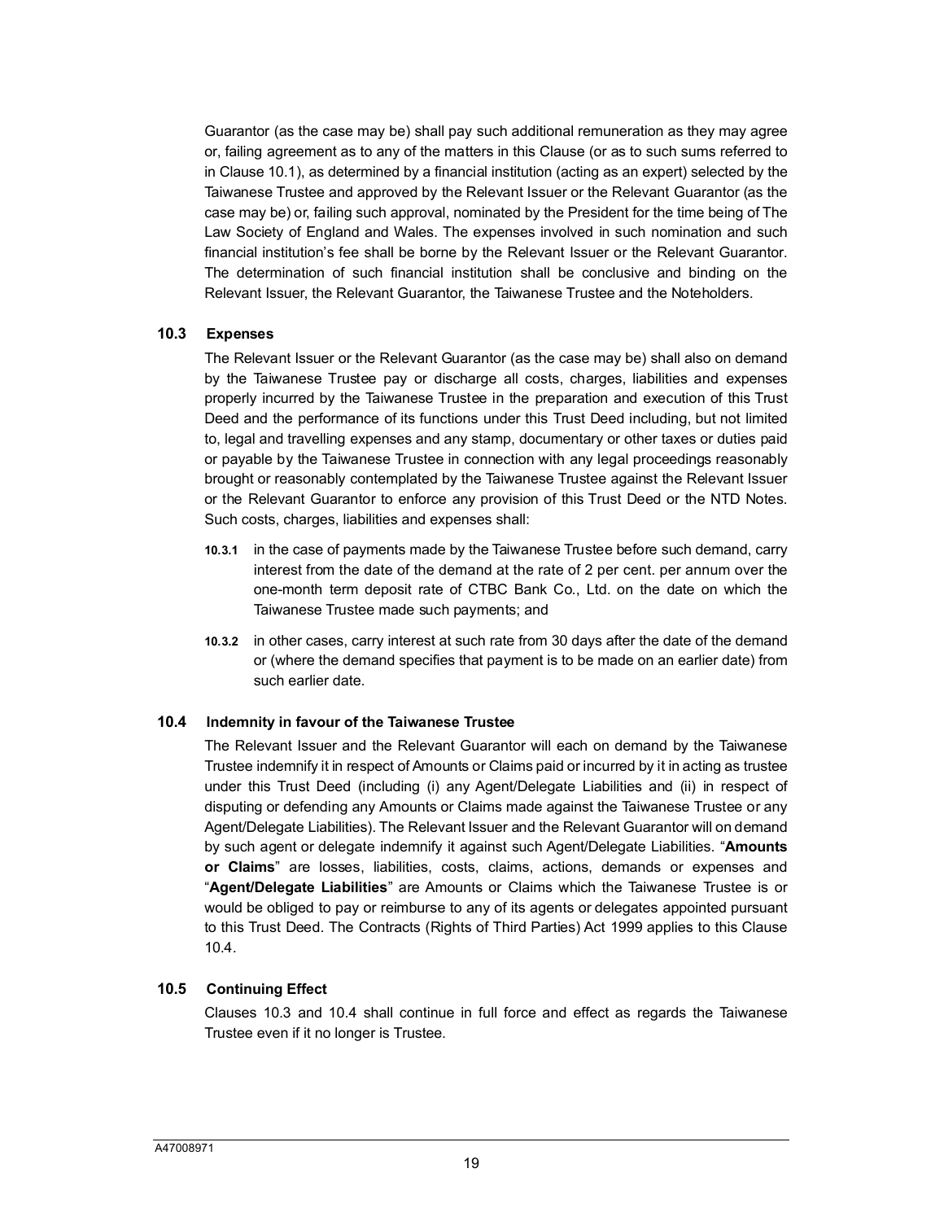Guarantor (as the case may be) shall pay such additional remuneration as they may agree or, failing agreement as to any of the matters in this Clause (or as to such sums referred to in Clause 10.1), as determined by a financial institution (acting as an expert) selected by the Taiwanese Trustee and approved by the Relevant Issuer or the Relevant Guarantor (as the case may be) or, failing such approval, nominated by the President for the time being of The Law Society of England and Wales. The expenses involved in such nomination and such financial institution's fee shall be borne by the Relevant Issuer or the Relevant Guarantor. The determination of such financial institution shall be conclusive and binding on the Relevant Issuer, the Relevant Guarantor, the Taiwanese Trustee and the Noteholders.

### 10.3 Expenses

The Relevant Issuer or the Relevant Guarantor (as the case may be) shall also on demand by the Taiwanese Trustee pay or discharge all costs, charges, liabilities and expenses properly incurred by the Taiwanese Trustee in the preparation and execution of this Trust Deed and the performance of its functions under this Trust Deed including, but not limited to, legal and travelling expenses and any stamp, documentary or other taxes or duties paid or payable by the Taiwanese Trustee in connection with any legal proceedings reasonably brought or reasonably contemplated by the Taiwanese Trustee against the Relevant Issuer or the Relevant Guarantor to enforce any provision of this Trust Deed or the NTD Notes. Such costs, charges, liabilities and expenses shall:

**10.3.1** in the case of payments made by the Taiwanese Trustee before such demand, carry interest from the date of the demand at the rate of 2 per cent. per annum over the one-month term deposit rate of CTBC Bank Co., Ltd. on the date on which the Taiwanese Trustee made such payments; and

**10.3.2** in other cases, carry interest at such rate from 30 days after the date of the demand or (where the demand specifies that payment is to be made on an earlier date) from such earlier date.

### 10.4 Indemnity in favour of the Taiwanese Trustee

The Relevant Issuer and the Relevant Guarantor will each on demand by the Taiwanese Trustee indemnify it in respect of Amounts or Claims paid or incurred by it in acting as trustee under this Trust Deed (including (i) any Agent/Delegate Liabilities and (ii) in respect of disputing or defending any Amounts or Claims made against the Taiwanese Trustee or any Agent/Delegate Liabilities). The Relevant Issuer and the Relevant Guarantor will on demand by such agent or delegate indemnify it against such Agent/Delegate Liabilities. "**Amounts or Claims**" are losses, liabilities, costs, claims, actions, demands or expenses and "**Agent/Delegate Liabilities**" are Amounts or Claims which the Taiwanese Trustee is or would be obliged to pay or reimburse to any of its agents or delegates appointed pursuant to this Trust Deed. The Contracts (Rights of Third Parties) Act 1999 applies to this Clause 10.4.

### 10.5 Continuing Effect

Clauses 10.3 and 10.4 shall continue in full force and effect as regards the Taiwanese Trustee even if it no longer is Trustee.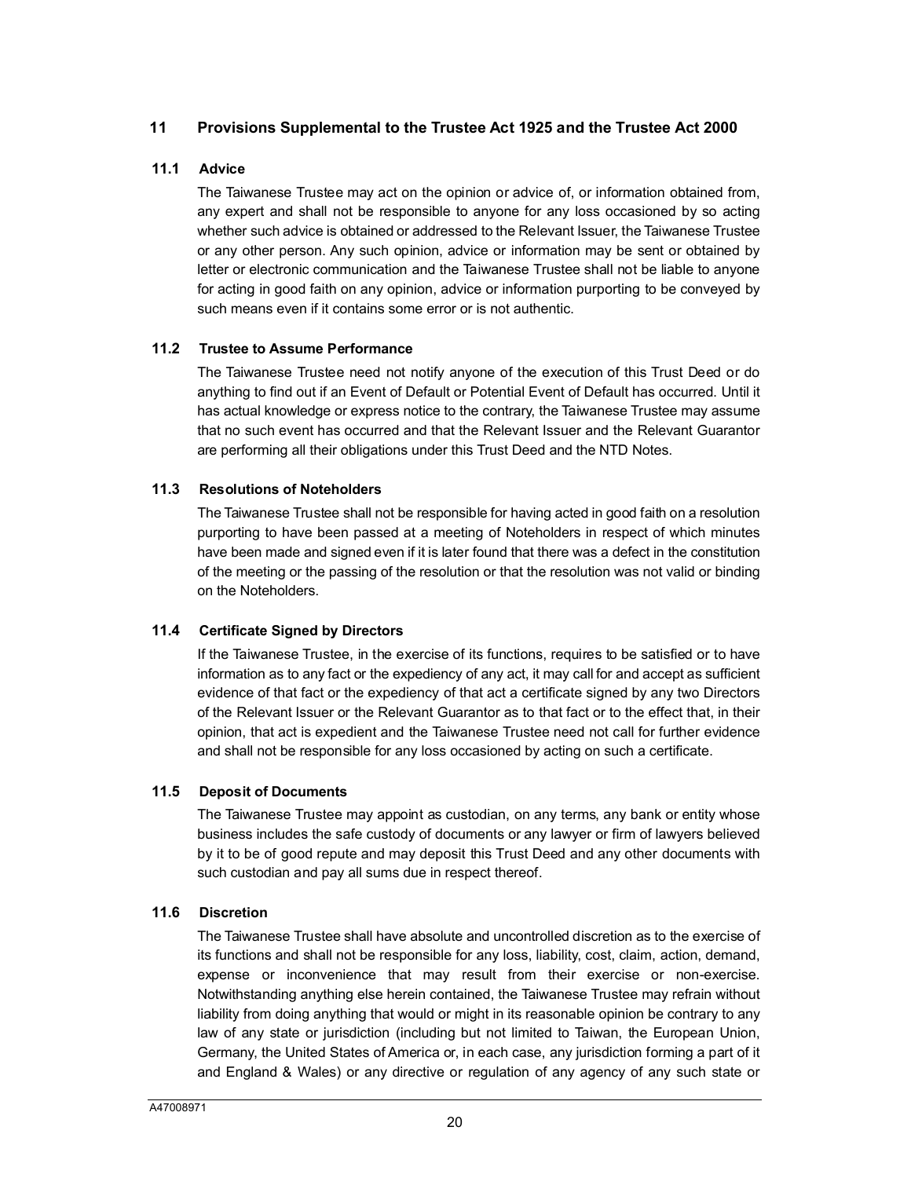## 11 Provisions Supplemental to the Trustee Act 1925 and the Trustee Act 2000

### 11.1 Advice

The Taiwanese Trustee may act on the opinion or advice of, or information obtained from, any expert and shall not be responsible to anyone for any loss occasioned by so acting whether such advice is obtained or addressed to the Relevant Issuer, the Taiwanese Trustee or any other person. Any such opinion, advice or information may be sent or obtained by letter or electronic communication and the Taiwanese Trustee shall not be liable to anyone for acting in good faith on any opinion, advice or information purporting to be conveyed by such means even if it contains some error or is not authentic.

### 11.2 Trustee to Assume Performance

The Taiwanese Trustee need not notify anyone of the execution of this Trust Deed or do anything to find out if an Event of Default or Potential Event of Default has occurred. Until it has actual knowledge or express notice to the contrary, the Taiwanese Trustee may assume that no such event has occurred and that the Relevant Issuer and the Relevant Guarantor are performing all their obligations under this Trust Deed and the NTD Notes.

### 11.3 Resolutions of Noteholders

The Taiwanese Trustee shall not be responsible for having acted in good faith on a resolution purporting to have been passed at a meeting of Noteholders in respect of which minutes have been made and signed even if it is later found that there was a defect in the constitution of the meeting or the passing of the resolution or that the resolution was not valid or binding on the Noteholders.

### 11.4 Certificate Signed by Directors

If the Taiwanese Trustee, in the exercise of its functions, requires to be satisfied or to have information as to any fact or the expediency of any act, it may call for and accept as sufficient evidence of that fact or the expediency of that act a certificate signed by any two Directors of the Relevant Issuer or the Relevant Guarantor as to that fact or to the effect that, in their opinion, that act is expedient and the Taiwanese Trustee need not call for further evidence and shall not be responsible for any loss occasioned by acting on such a certificate.

### 11.5 Deposit of Documents

The Taiwanese Trustee may appoint as custodian, on any terms, any bank or entity whose business includes the safe custody of documents or any lawyer or firm of lawyers believed by it to be of good repute and may deposit this Trust Deed and any other documents with such custodian and pay all sums due in respect thereof.

### 11.6 Discretion

The Taiwanese Trustee shall have absolute and uncontrolled discretion as to the exercise of its functions and shall not be responsible for any loss, liability, cost, claim, action, demand, expense or inconvenience that may result from their exercise or non-exercise. Notwithstanding anything else herein contained, the Taiwanese Trustee may refrain without liability from doing anything that would or might in its reasonable opinion be contrary to any law of any state or jurisdiction (including but not limited to Taiwan, the European Union, Germany, the United States of America or, in each case, any jurisdiction forming a part of it and England & Wales) or any directive or regulation of any agency of any such state or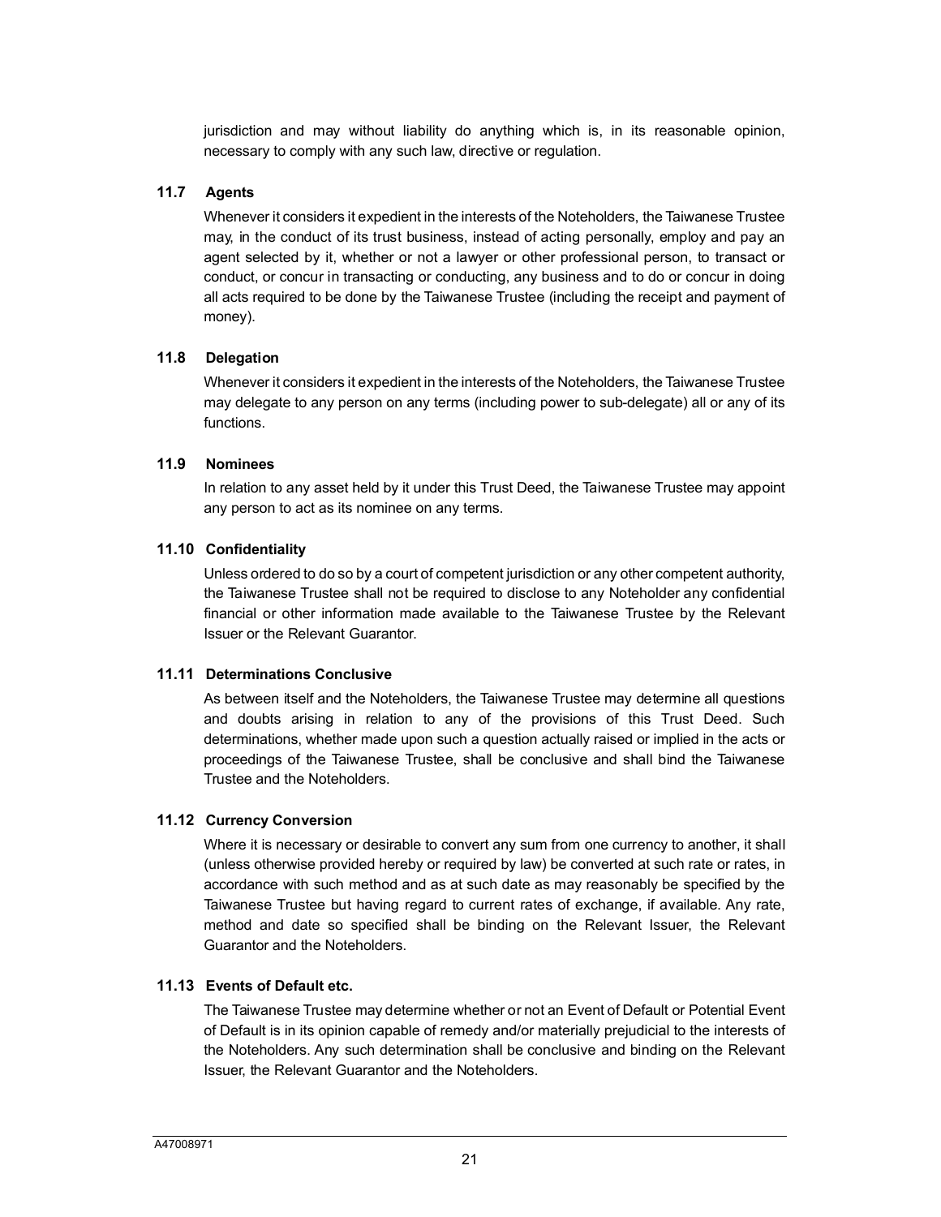jurisdiction and may without liability do anything which is, in its reasonable opinion, necessary to comply with any such law, directive or regulation.

### 11.7 Agents

Whenever it considers it expedient in the interests of the Noteholders, the Taiwanese Trustee may, in the conduct of its trust business, instead of acting personally, employ and pay an agent selected by it, whether or not a lawyer or other professional person, to transact or conduct, or concur in transacting or conducting, any business and to do or concur in doing all acts required to be done by the Taiwanese Trustee (including the receipt and payment of money).

### 11.8 Delegation

Whenever it considers it expedient in the interests of the Noteholders, the Taiwanese Trustee may delegate to any person on any terms (including power to sub-delegate) all or any of its functions.

### 11.9 Nominees

In relation to any asset held by it under this Trust Deed, the Taiwanese Trustee may appoint any person to act as its nominee on any terms.

### 11.10 Confidentiality

Unless ordered to do so by a court of competent jurisdiction or any other competent authority, the Taiwanese Trustee shall not be required to disclose to any Noteholder any confidential financial or other information made available to the Taiwanese Trustee by the Relevant Issuer or the Relevant Guarantor.

### 11.11 Determinations Conclusive

As between itself and the Noteholders, the Taiwanese Trustee may determine all questions and doubts arising in relation to any of the provisions of this Trust Deed. Such determinations, whether made upon such a question actually raised or implied in the acts or proceedings of the Taiwanese Trustee, shall be conclusive and shall bind the Taiwanese Trustee and the Noteholders.

### 11.12 Currency Conversion

Where it is necessary or desirable to convert any sum from one currency to another, it shall (unless otherwise provided hereby or required by law) be converted at such rate or rates, in accordance with such method and as at such date as may reasonably be specified by the Taiwanese Trustee but having regard to current rates of exchange, if available. Any rate, method and date so specified shall be binding on the Relevant Issuer, the Relevant Guarantor and the Noteholders.

### 11.13 Events of Default etc.

The Taiwanese Trustee may determine whether or not an Event of Default or Potential Event of Default is in its opinion capable of remedy and/or materially prejudicial to the interests of the Noteholders. Any such determination shall be conclusive and binding on the Relevant Issuer, the Relevant Guarantor and the Noteholders.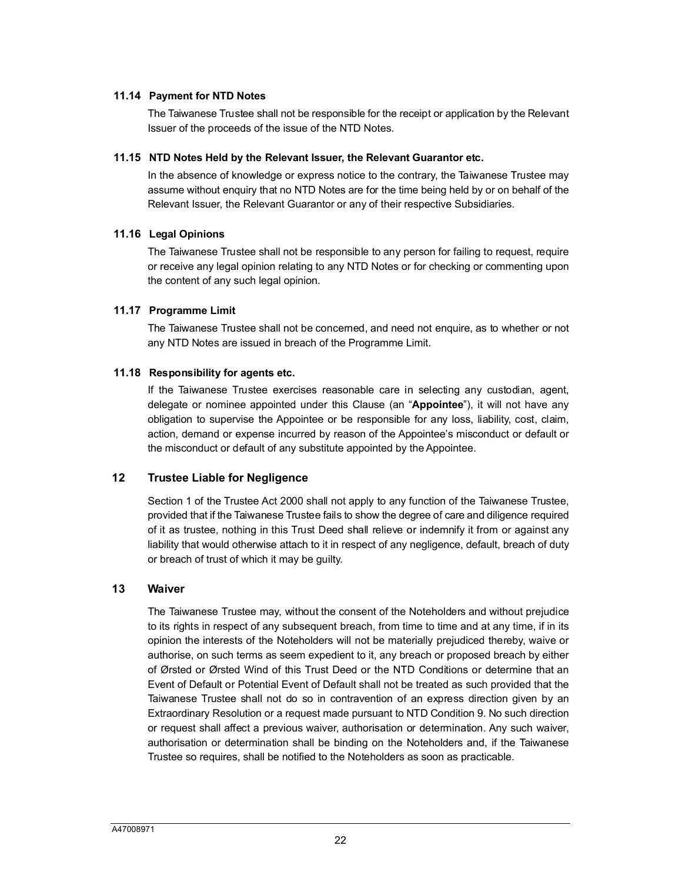### 11.14 Payment for NTD Notes

The Taiwanese Trustee shall not be responsible for the receipt or application by the Relevant Issuer of the proceeds of the issue of the NTD Notes.

### 11.15 NTD Notes Held by the Relevant Issuer, the Relevant Guarantor etc.

In the absence of knowledge or express notice to the contrary, the Taiwanese Trustee may assume without enquiry that no NTD Notes are for the time being held by or on behalf of the Relevant Issuer, the Relevant Guarantor or any of their respective Subsidiaries.

### 11.16 Legal Opinions

The Taiwanese Trustee shall not be responsible to any person for failing to request, require or receive any legal opinion relating to any NTD Notes or for checking or commenting upon the content of any such legal opinion.

### 11.17 Programme Limit

The Taiwanese Trustee shall not be concerned, and need not enquire, as to whether or not any NTD Notes are issued in breach of the Programme Limit.

### 11.18 Responsibility for agents etc.

If the Taiwanese Trustee exercises reasonable care in selecting any custodian, agent, delegate or nominee appointed under this Clause (an "**Appointee**"), it will not have any obligation to supervise the Appointee or be responsible for any loss, liability, cost, claim, action, demand or expense incurred by reason of the Appointee's misconduct or default or the misconduct or default of any substitute appointed by the Appointee.

## 12 Trustee Liable for Negligence

Section 1 of the Trustee Act 2000 shall not apply to any function of the Taiwanese Trustee, provided that if the Taiwanese Trustee fails to show the degree of care and diligence required of it as trustee, nothing in this Trust Deed shall relieve or indemnify it from or against any liability that would otherwise attach to it in respect of any negligence, default, breach of duty or breach of trust of which it may be guilty.

## 13 Waiver

The Taiwanese Trustee may, without the consent of the Noteholders and without prejudice to its rights in respect of any subsequent breach, from time to time and at any time, if in its opinion the interests of the Noteholders will not be materially prejudiced thereby, waive or authorise, on such terms as seem expedient to it, any breach or proposed breach by either of Ørsted or Ørsted Wind of this Trust Deed or the NTD Conditions or determine that an Event of Default or Potential Event of Default shall not be treated as such provided that the Taiwanese Trustee shall not do so in contravention of an express direction given by an Extraordinary Resolution or a request made pursuant to NTD Condition 9. No such direction or request shall affect a previous waiver, authorisation or determination. Any such waiver, authorisation or determination shall be binding on the Noteholders and, if the Taiwanese Trustee so requires, shall be notified to the Noteholders as soon as practicable.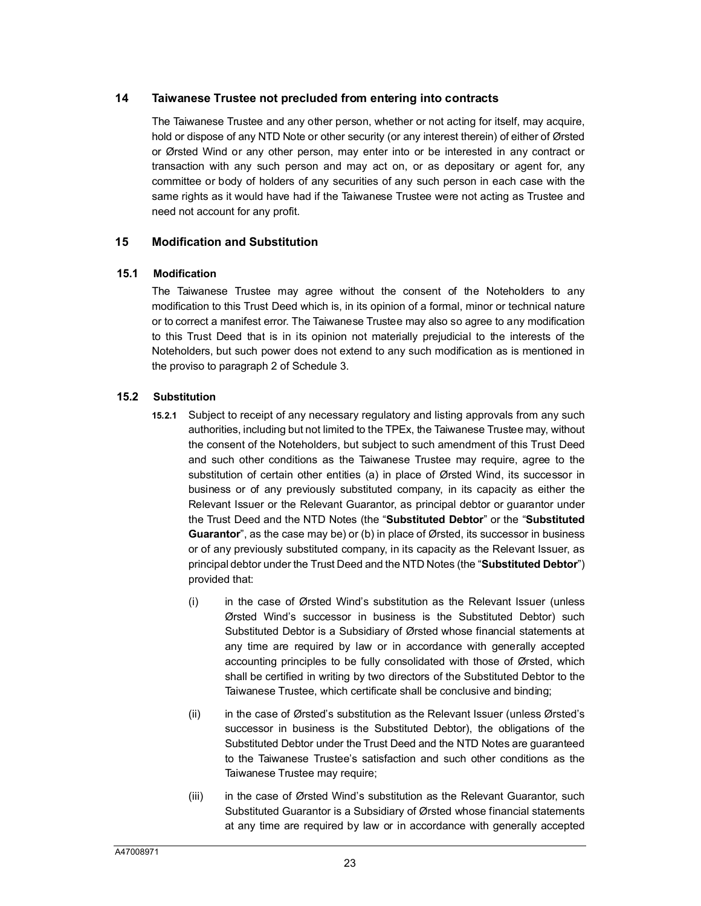## 14 Taiwanese Trustee not precluded from entering into contracts

The Taiwanese Trustee and any other person, whether or not acting for itself, may acquire, hold or dispose of any NTD Note or other security (or any interest therein) of either of Ørsted or Ørsted Wind or any other person, may enter into or be interested in any contract or transaction with any such person and may act on, or as depositary or agent for, any committee or body of holders of any securities of any such person in each case with the same rights as it would have had if the Taiwanese Trustee were not acting as Trustee and need not account for any profit.

## 15 Modification and Substitution

### 15.1 Modification

The Taiwanese Trustee may agree without the consent of the Noteholders to any modification to this Trust Deed which is, in its opinion of a formal, minor or technical nature or to correct a manifest error. The Taiwanese Trustee may also so agree to any modification to this Trust Deed that is in its opinion not materially prejudicial to the interests of the Noteholders, but such power does not extend to any such modification as is mentioned in the proviso to paragraph 2 of Schedule 3.

### 15.2 Substitution

**15.2.1** Subject to receipt of any necessary regulatory and listing approvals from any such authorities, including but not limited to the TPEx, the Taiwanese Trustee may, without the consent of the Noteholders, but subject to such amendment of this Trust Deed and such other conditions as the Taiwanese Trustee may require, agree to the substitution of certain other entities (a) in place of Ørsted Wind, its successor in business or of any previously substituted company, in its capacity as either the Relevant Issuer or the Relevant Guarantor, as principal debtor or guarantor under the Trust Deed and the NTD Notes (the "**Substituted Debtor**" or the "**Substituted Guarantor**", as the case may be) or (b) in place of Ørsted, its successor in business or of any previously substituted company, in its capacity as the Relevant Issuer, as principal debtor under the Trust Deed and the NTD Notes (the "**Substituted Debtor**") provided that:

(i) in the case of Ørsted Wind's substitution as the Relevant Issuer (unless Ørsted Wind's successor in business is the Substituted Debtor) such Substituted Debtor is a Subsidiary of Ørsted whose financial statements at any time are required by law or in accordance with generally accepted accounting principles to be fully consolidated with those of Ørsted, which shall be certified in writing by two directors of the Substituted Debtor to the Taiwanese Trustee, which certificate shall be conclusive and binding;

(ii) in the case of Ørsted's substitution as the Relevant Issuer (unless Ørsted's successor in business is the Substituted Debtor), the obligations of the Substituted Debtor under the Trust Deed and the NTD Notes are guaranteed to the Taiwanese Trustee's satisfaction and such other conditions as the Taiwanese Trustee may require;

(iii) in the case of Ørsted Wind's substitution as the Relevant Guarantor, such Substituted Guarantor is a Subsidiary of Ørsted whose financial statements at any time are required by law or in accordance with generally accepted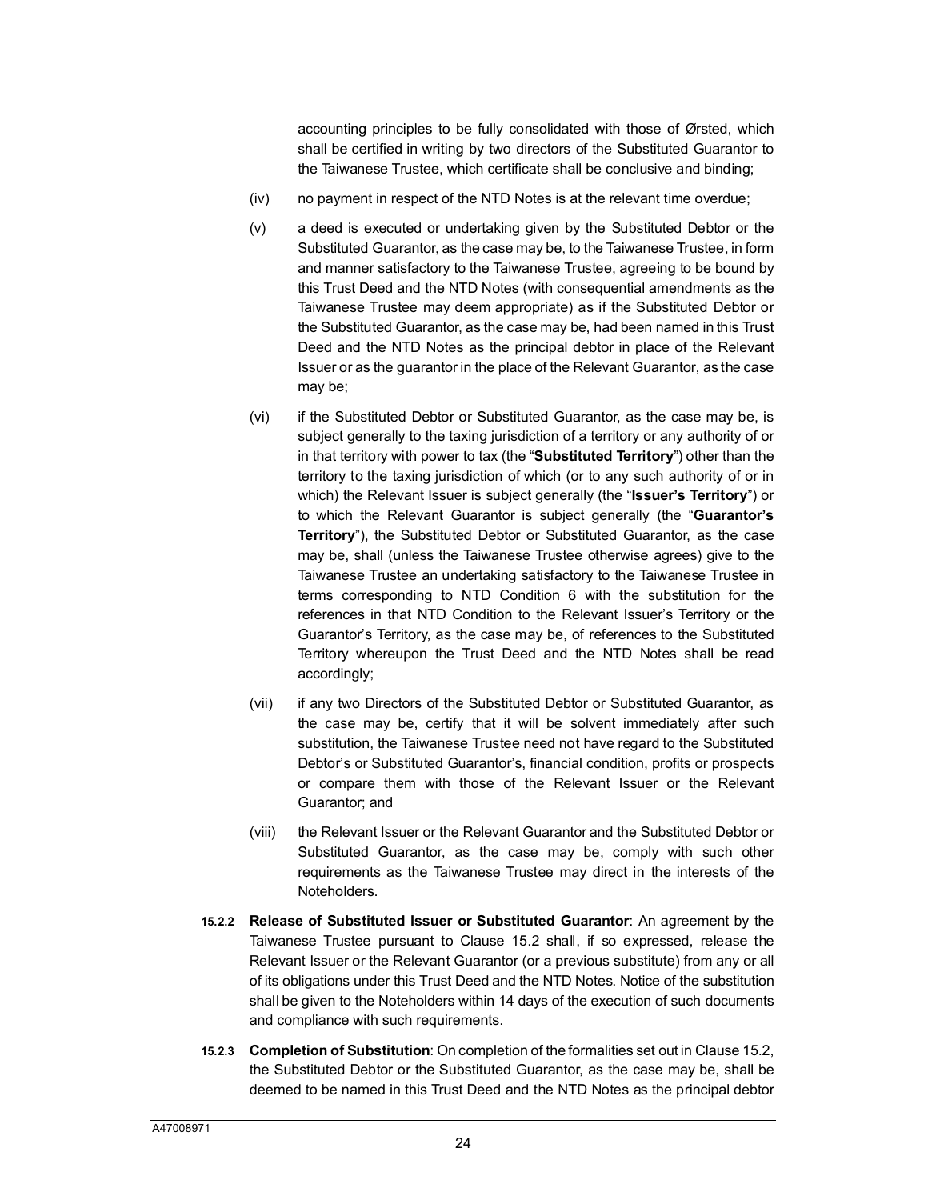accounting principles to be fully consolidated with those of Ørsted, which shall be certified in writing by two directors of the Substituted Guarantor to the Taiwanese Trustee, which certificate shall be conclusive and binding;

(iv) no payment in respect of the NTD Notes is at the relevant time overdue;

(v) a deed is executed or undertaking given by the Substituted Debtor or the Substituted Guarantor, as the case may be, to the Taiwanese Trustee, in form and manner satisfactory to the Taiwanese Trustee, agreeing to be bound by this Trust Deed and the NTD Notes (with consequential amendments as the Taiwanese Trustee may deem appropriate) as if the Substituted Debtor or the Substituted Guarantor, as the case may be, had been named in this Trust Deed and the NTD Notes as the principal debtor in place of the Relevant Issuer or as the guarantor in the place of the Relevant Guarantor, as the case may be;

(vi) if the Substituted Debtor or Substituted Guarantor, as the case may be, is subject generally to the taxing jurisdiction of a territory or any authority of or in that territory with power to tax (the "**Substituted Territory**") other than the territory to the taxing jurisdiction of which (or to any such authority of or in which) the Relevant Issuer is subject generally (the "**Issuer's Territory**") or to which the Relevant Guarantor is subject generally (the "**Guarantor's Territory**"), the Substituted Debtor or Substituted Guarantor, as the case may be, shall (unless the Taiwanese Trustee otherwise agrees) give to the Taiwanese Trustee an undertaking satisfactory to the Taiwanese Trustee in terms corresponding to NTD Condition 6 with the substitution for the references in that NTD Condition to the Relevant Issuer's Territory or the Guarantor's Territory, as the case may be, of references to the Substituted Territory whereupon the Trust Deed and the NTD Notes shall be read accordingly;

(vii) if any two Directors of the Substituted Debtor or Substituted Guarantor, as the case may be, certify that it will be solvent immediately after such substitution, the Taiwanese Trustee need not have regard to the Substituted Debtor's or Substituted Guarantor's, financial condition, profits or prospects or compare them with those of the Relevant Issuer or the Relevant Guarantor; and

(viii) the Relevant Issuer or the Relevant Guarantor and the Substituted Debtor or Substituted Guarantor, as the case may be, comply with such other requirements as the Taiwanese Trustee may direct in the interests of the Noteholders.

**15.2.2 Release of Substituted Issuer or Substituted Guarantor**: An agreement by the Taiwanese Trustee pursuant to Clause 15.2 shall, if so expressed, release the Relevant Issuer or the Relevant Guarantor (or a previous substitute) from any or all of its obligations under this Trust Deed and the NTD Notes. Notice of the substitution shall be given to the Noteholders within 14 days of the execution of such documents and compliance with such requirements.

**15.2.3 Completion of Substitution**: On completion of the formalities set out in Clause 15.2, the Substituted Debtor or the Substituted Guarantor, as the case may be, shall be deemed to be named in this Trust Deed and the NTD Notes as the principal debtor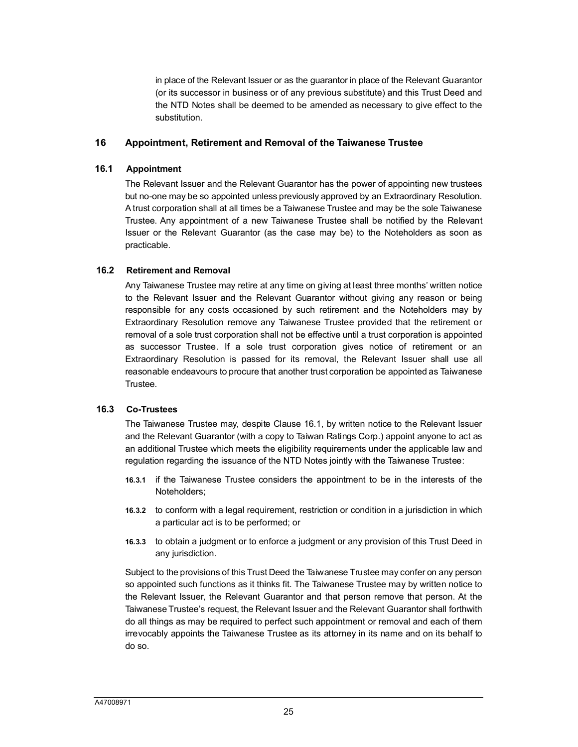in place of the Relevant Issuer or as the guarantor in place of the Relevant Guarantor (or its successor in business or of any previous substitute) and this Trust Deed and the NTD Notes shall be deemed to be amended as necessary to give effect to the substitution.

## 16 Appointment, Retirement and Removal of the Taiwanese Trustee

### 16.1 Appointment

The Relevant Issuer and the Relevant Guarantor has the power of appointing new trustees but no-one may be so appointed unless previously approved by an Extraordinary Resolution. A trust corporation shall at all times be a Taiwanese Trustee and may be the sole Taiwanese Trustee. Any appointment of a new Taiwanese Trustee shall be notified by the Relevant Issuer or the Relevant Guarantor (as the case may be) to the Noteholders as soon as practicable.

### 16.2 Retirement and Removal

Any Taiwanese Trustee may retire at any time on giving at least three months' written notice to the Relevant Issuer and the Relevant Guarantor without giving any reason or being responsible for any costs occasioned by such retirement and the Noteholders may by Extraordinary Resolution remove any Taiwanese Trustee provided that the retirement or removal of a sole trust corporation shall not be effective until a trust corporation is appointed as successor Trustee. If a sole trust corporation gives notice of retirement or an Extraordinary Resolution is passed for its removal, the Relevant Issuer shall use all reasonable endeavours to procure that another trust corporation be appointed as Taiwanese Trustee.

### 16.3 Co-Trustees

The Taiwanese Trustee may, despite Clause 16.1, by written notice to the Relevant Issuer and the Relevant Guarantor (with a copy to Taiwan Ratings Corp.) appoint anyone to act as an additional Trustee which meets the eligibility requirements under the applicable law and regulation regarding the issuance of the NTD Notes jointly with the Taiwanese Trustee:

**16.3.1** if the Taiwanese Trustee considers the appointment to be in the interests of the Noteholders;

**16.3.2** to conform with a legal requirement, restriction or condition in a jurisdiction in which a particular act is to be performed; or

**16.3.3** to obtain a judgment or to enforce a judgment or any provision of this Trust Deed in any jurisdiction.

Subject to the provisions of this Trust Deed the Taiwanese Trustee may confer on any person so appointed such functions as it thinks fit. The Taiwanese Trustee may by written notice to the Relevant Issuer, the Relevant Guarantor and that person remove that person. At the Taiwanese Trustee's request, the Relevant Issuer and the Relevant Guarantor shall forthwith do all things as may be required to perfect such appointment or removal and each of them irrevocably appoints the Taiwanese Trustee as its attorney in its name and on its behalf to do so.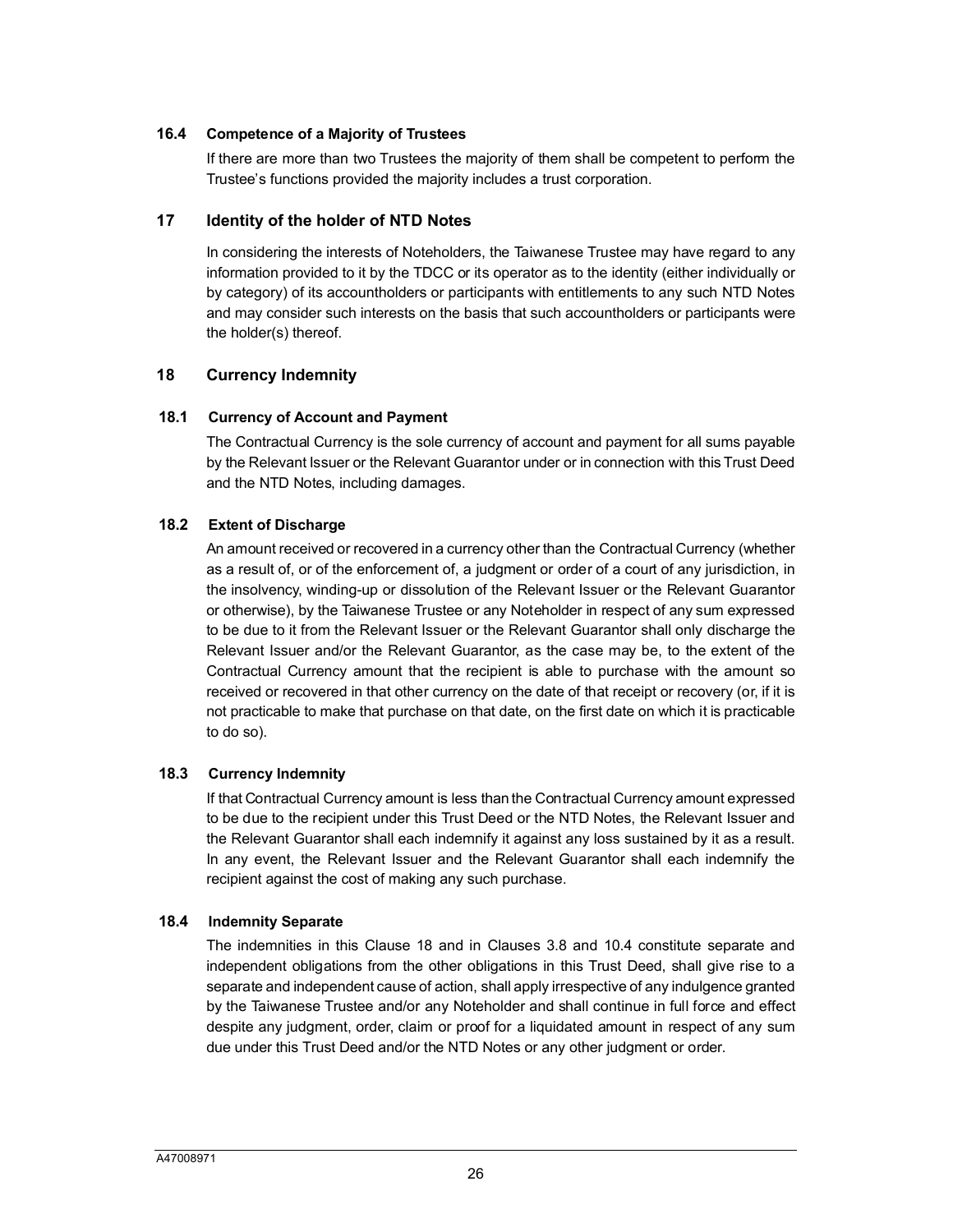### 16.4 Competence of a Majority of Trustees

If there are more than two Trustees the majority of them shall be competent to perform the Trustee's functions provided the majority includes a trust corporation.

## 17 Identity of the holder of NTD Notes

In considering the interests of Noteholders, the Taiwanese Trustee may have regard to any information provided to it by the TDCC or its operator as to the identity (either individually or by category) of its accountholders or participants with entitlements to any such NTD Notes and may consider such interests on the basis that such accountholders or participants were the holder(s) thereof.

## 18 Currency Indemnity

### 18.1 Currency of Account and Payment

The Contractual Currency is the sole currency of account and payment for all sums payable by the Relevant Issuer or the Relevant Guarantor under or in connection with this Trust Deed and the NTD Notes, including damages.

### 18.2 Extent of Discharge

An amount received or recovered in a currency other than the Contractual Currency (whether as a result of, or of the enforcement of, a judgment or order of a court of any jurisdiction, in the insolvency, winding-up or dissolution of the Relevant Issuer or the Relevant Guarantor or otherwise), by the Taiwanese Trustee or any Noteholder in respect of any sum expressed to be due to it from the Relevant Issuer or the Relevant Guarantor shall only discharge the Relevant Issuer and/or the Relevant Guarantor, as the case may be, to the extent of the Contractual Currency amount that the recipient is able to purchase with the amount so received or recovered in that other currency on the date of that receipt or recovery (or, if it is not practicable to make that purchase on that date, on the first date on which it is practicable to do so).

### 18.3 Currency Indemnity

If that Contractual Currency amount is less than the Contractual Currency amount expressed to be due to the recipient under this Trust Deed or the NTD Notes, the Relevant Issuer and the Relevant Guarantor shall each indemnify it against any loss sustained by it as a result. In any event, the Relevant Issuer and the Relevant Guarantor shall each indemnify the recipient against the cost of making any such purchase.

### 18.4 Indemnity Separate

The indemnities in this Clause 18 and in Clauses 3.8 and 10.4 constitute separate and independent obligations from the other obligations in this Trust Deed, shall give rise to a separate and independent cause of action, shall apply irrespective of any indulgence granted by the Taiwanese Trustee and/or any Noteholder and shall continue in full force and effect despite any judgment, order, claim or proof for a liquidated amount in respect of any sum due under this Trust Deed and/or the NTD Notes or any other judgment or order.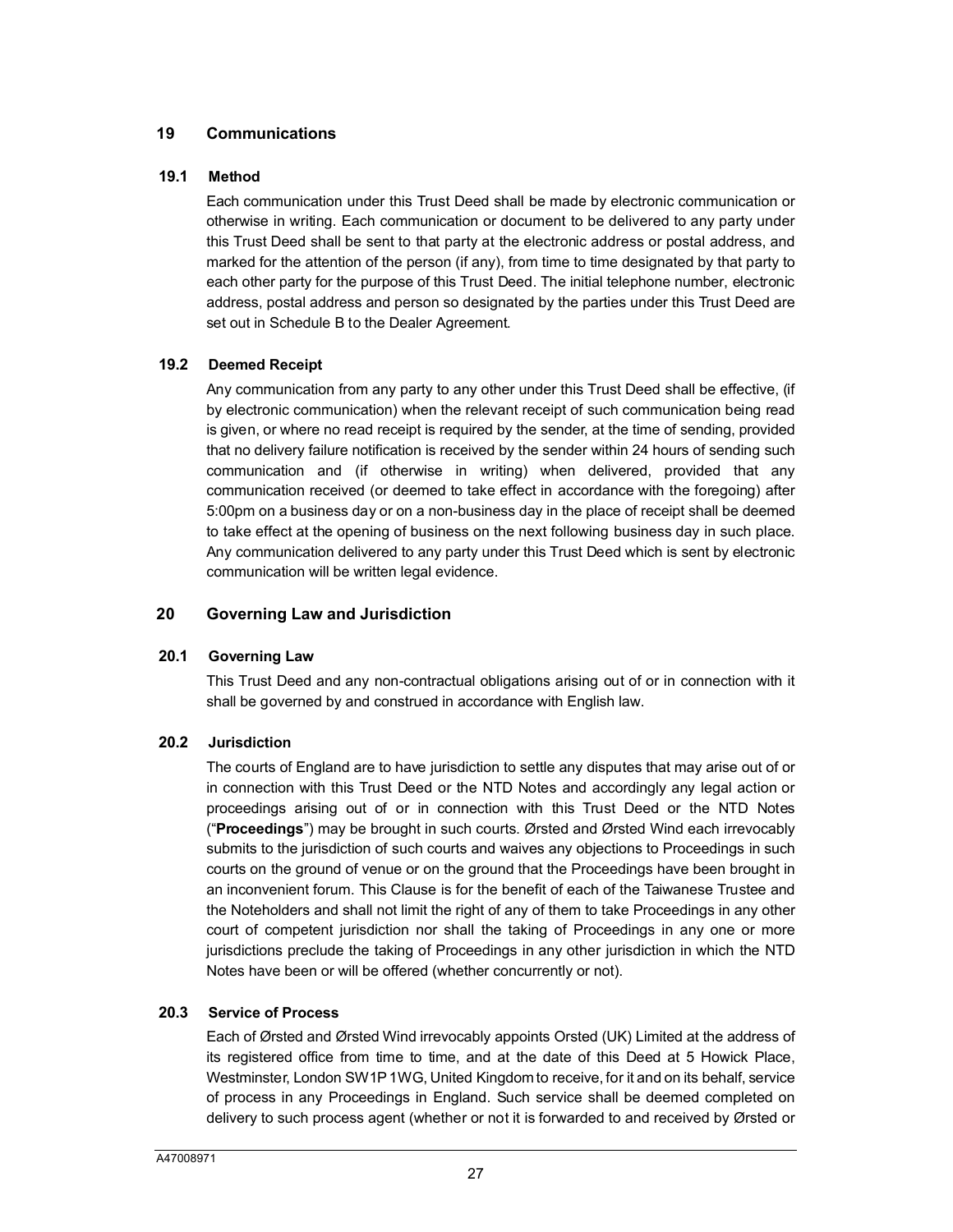## 19 Communications

### 19.1 Method

Each communication under this Trust Deed shall be made by electronic communication or otherwise in writing. Each communication or document to be delivered to any party under this Trust Deed shall be sent to that party at the electronic address or postal address, and marked for the attention of the person (if any), from time to time designated by that party to each other party for the purpose of this Trust Deed. The initial telephone number, electronic address, postal address and person so designated by the parties under this Trust Deed are set out in Schedule B to the Dealer Agreement.

### 19.2 Deemed Receipt

Any communication from any party to any other under this Trust Deed shall be effective, (if by electronic communication) when the relevant receipt of such communication being read is given, or where no read receipt is required by the sender, at the time of sending, provided that no delivery failure notification is received by the sender within 24 hours of sending such communication and (if otherwise in writing) when delivered, provided that any communication received (or deemed to take effect in accordance with the foregoing) after 5:00pm on a business day or on a non-business day in the place of receipt shall be deemed to take effect at the opening of business on the next following business day in such place. Any communication delivered to any party under this Trust Deed which is sent by electronic communication will be written legal evidence.

## 20 Governing Law and Jurisdiction

### 20.1 Governing Law

This Trust Deed and any non-contractual obligations arising out of or in connection with it shall be governed by and construed in accordance with English law.

### 20.2 Jurisdiction

The courts of England are to have jurisdiction to settle any disputes that may arise out of or in connection with this Trust Deed or the NTD Notes and accordingly any legal action or proceedings arising out of or in connection with this Trust Deed or the NTD Notes ("**Proceedings**") may be brought in such courts. Ørsted and Ørsted Wind each irrevocably submits to the jurisdiction of such courts and waives any objections to Proceedings in such courts on the ground of venue or on the ground that the Proceedings have been brought in an inconvenient forum. This Clause is for the benefit of each of the Taiwanese Trustee and the Noteholders and shall not limit the right of any of them to take Proceedings in any other court of competent jurisdiction nor shall the taking of Proceedings in any one or more jurisdictions preclude the taking of Proceedings in any other jurisdiction in which the NTD Notes have been or will be offered (whether concurrently or not).

### 20.3 Service of Process

Each of Ørsted and Ørsted Wind irrevocably appoints Orsted (UK) Limited at the address of its registered office from time to time, and at the date of this Deed at 5 Howick Place, Westminster, London SW1P 1WG, United Kingdom to receive, for it and on its behalf, service of process in any Proceedings in England. Such service shall be deemed completed on delivery to such process agent (whether or not it is forwarded to and received by Ørsted or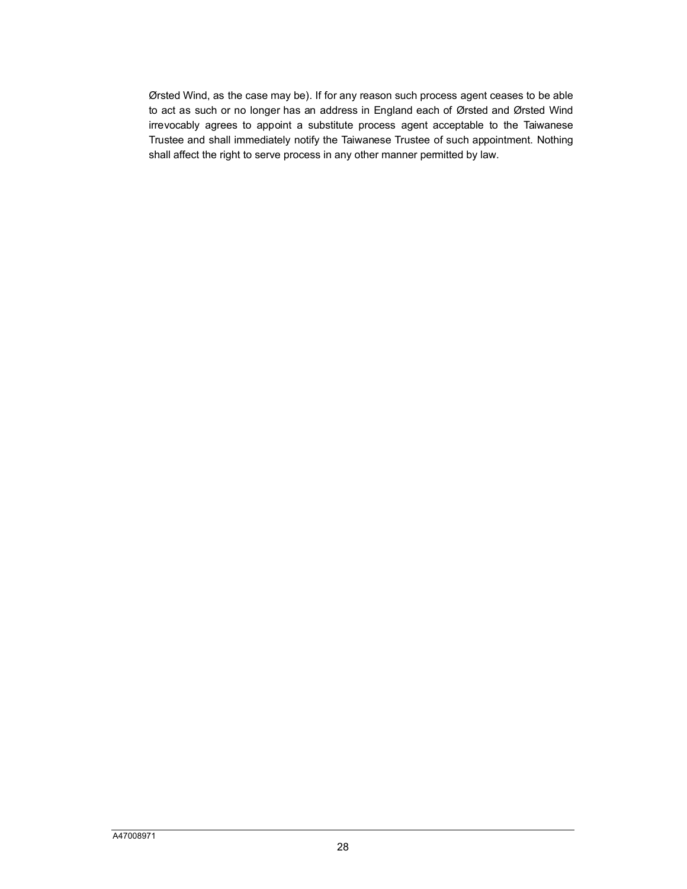Ørsted Wind, as the case may be). If for any reason such process agent ceases to be able to act as such or no longer has an address in England each of Ørsted and Ørsted Wind irrevocably agrees to appoint a substitute process agent acceptable to the Taiwanese Trustee and shall immediately notify the Taiwanese Trustee of such appointment. Nothing shall affect the right to serve process in any other manner permitted by law.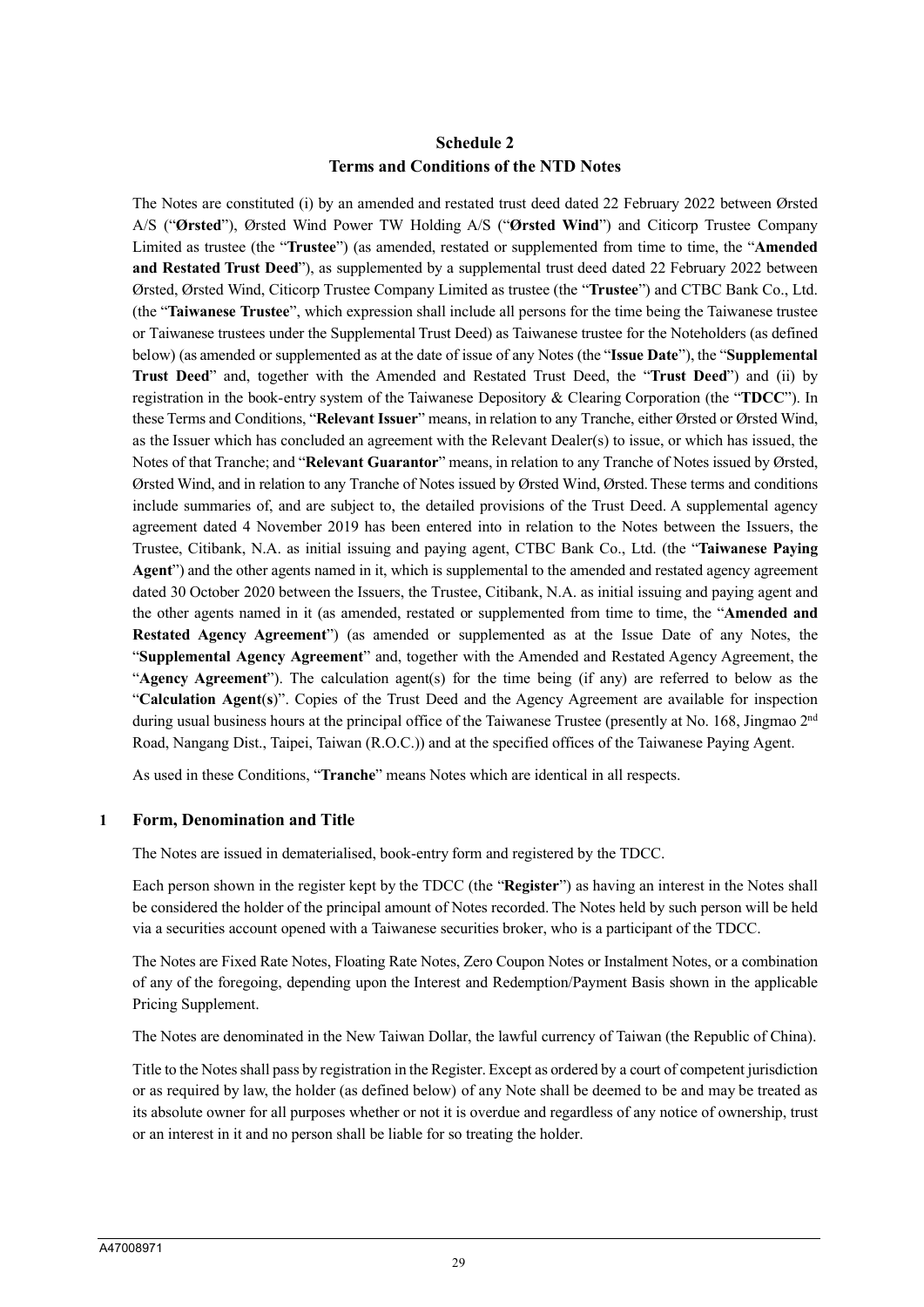# Schedule 2
# Terms and Conditions of the NTD Notes

The Notes are constituted (i) by an amended and restated trust deed dated 22 February 2022 between Ørsted A/S ("**Ørsted**"), Ørsted Wind Power TW Holding A/S ("**Ørsted Wind**") and Citicorp Trustee Company Limited as trustee (the "**Trustee**") (as amended, restated or supplemented from time to time, the "**Amended and Restated Trust Deed**"), as supplemented by a supplemental trust deed dated 22 February 2022 between Ørsted, Ørsted Wind, Citicorp Trustee Company Limited as trustee (the "**Trustee**") and CTBC Bank Co., Ltd. (the "**Taiwanese Trustee**", which expression shall include all persons for the time being the Taiwanese trustee or Taiwanese trustees under the Supplemental Trust Deed) as Taiwanese trustee for the Noteholders (as defined below) (as amended or supplemented as at the date of issue of any Notes (the "**Issue Date**"), the "**Supplemental Trust Deed**" and, together with the Amended and Restated Trust Deed, the "**Trust Deed**") and (ii) by registration in the book-entry system of the Taiwanese Depository & Clearing Corporation (the "**TDCC**"). In these Terms and Conditions, "**Relevant Issuer**" means, in relation to any Tranche, either Ørsted or Ørsted Wind, as the Issuer which has concluded an agreement with the Relevant Dealer(s) to issue, or which has issued, the Notes of that Tranche; and "**Relevant Guarantor**" means, in relation to any Tranche of Notes issued by Ørsted, Ørsted Wind, and in relation to any Tranche of Notes issued by Ørsted Wind, Ørsted. These terms and conditions include summaries of, and are subject to, the detailed provisions of the Trust Deed. A supplemental agency agreement dated 4 November 2019 has been entered into in relation to the Notes between the Issuers, the Trustee, Citibank, N.A. as initial issuing and paying agent, CTBC Bank Co., Ltd. (the "**Taiwanese Paying Agent**") and the other agents named in it, which is supplemental to the amended and restated agency agreement dated 30 October 2020 between the Issuers, the Trustee, Citibank, N.A. as initial issuing and paying agent and the other agents named in it (as amended, restated or supplemented from time to time, the "**Amended and Restated Agency Agreement**") (as amended or supplemented as at the Issue Date of any Notes, the "**Supplemental Agency Agreement**" and, together with the Amended and Restated Agency Agreement, the "**Agency Agreement**"). The calculation agent(s) for the time being (if any) are referred to below as the "**Calculation Agent(s)**". Copies of the Trust Deed and the Agency Agreement are available for inspection during usual business hours at the principal office of the Taiwanese Trustee (presently at No. 168, Jingmao 2nd Road, Nangang Dist., Taipei, Taiwan (R.O.C.)) and at the specified offices of the Taiwanese Paying Agent.

As used in these Conditions, "**Tranche**" means Notes which are identical in all respects.

## 1 Form, Denomination and Title

The Notes are issued in dematerialised, book-entry form and registered by the TDCC.

Each person shown in the register kept by the TDCC (the "**Register**") as having an interest in the Notes shall be considered the holder of the principal amount of Notes recorded. The Notes held by such person will be held via a securities account opened with a Taiwanese securities broker, who is a participant of the TDCC.

The Notes are Fixed Rate Notes, Floating Rate Notes, Zero Coupon Notes or Instalment Notes, or a combination of any of the foregoing, depending upon the Interest and Redemption/Payment Basis shown in the applicable Pricing Supplement.

The Notes are denominated in the New Taiwan Dollar, the lawful currency of Taiwan (the Republic of China).

Title to the Notes shall pass by registration in the Register. Except as ordered by a court of competent jurisdiction or as required by law, the holder (as defined below) of any Note shall be deemed to be and may be treated as its absolute owner for all purposes whether or not it is overdue and regardless of any notice of ownership, trust or an interest in it and no person shall be liable for so treating the holder.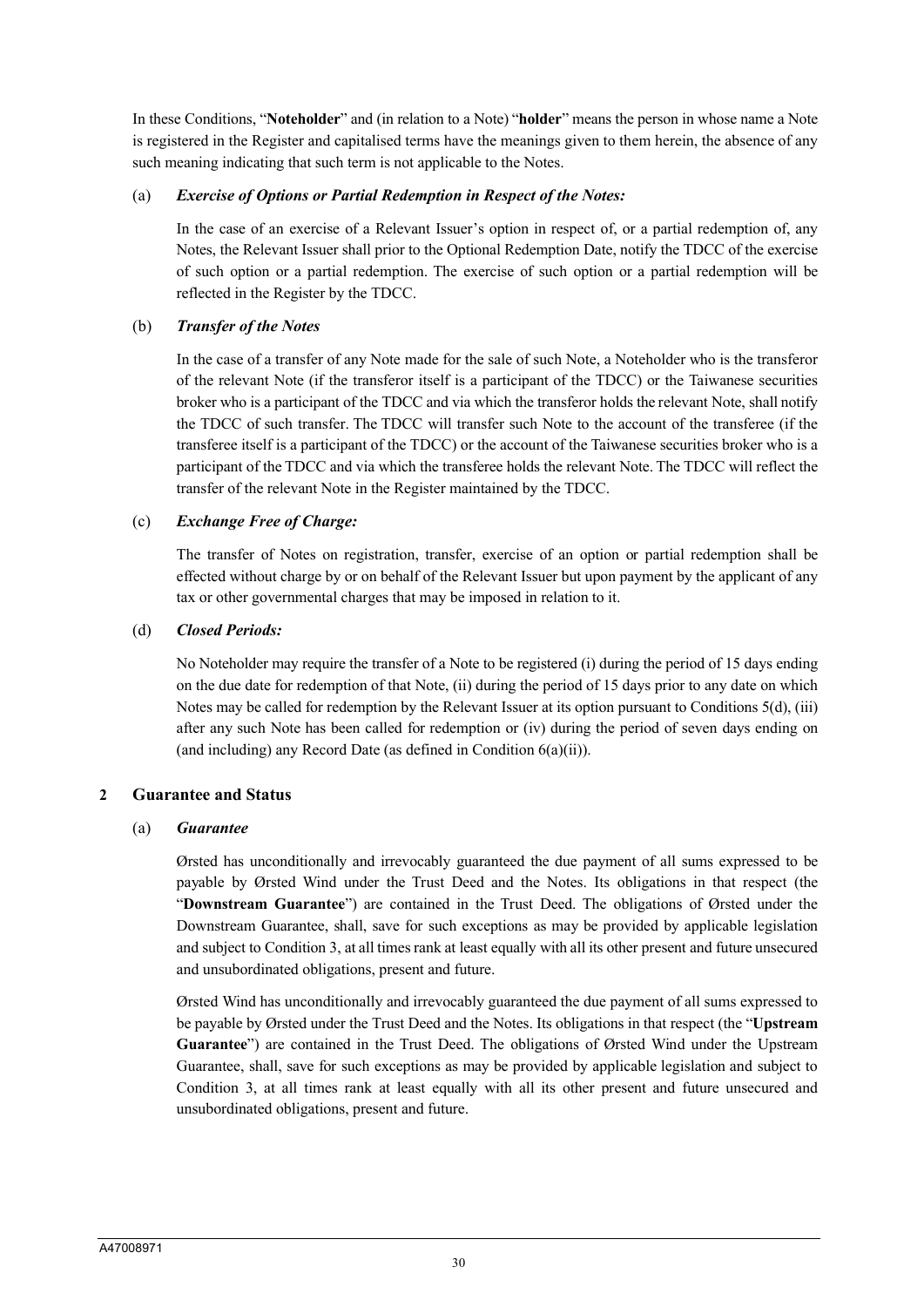In these Conditions, "**Noteholder**" and (in relation to a Note) "**holder**" means the person in whose name a Note is registered in the Register and capitalised terms have the meanings given to them herein, the absence of any such meaning indicating that such term is not applicable to the Notes.

(a) ***Exercise of Options or Partial Redemption in Respect of the Notes:***

In the case of an exercise of a Relevant Issuer's option in respect of, or a partial redemption of, any Notes, the Relevant Issuer shall prior to the Optional Redemption Date, notify the TDCC of the exercise of such option or a partial redemption. The exercise of such option or a partial redemption will be reflected in the Register by the TDCC.

(b) ***Transfer of the Notes***

In the case of a transfer of any Note made for the sale of such Note, a Noteholder who is the transferor of the relevant Note (if the transferor itself is a participant of the TDCC) or the Taiwanese securities broker who is a participant of the TDCC and via which the transferor holds the relevant Note, shall notify the TDCC of such transfer. The TDCC will transfer such Note to the account of the transferee (if the transferee itself is a participant of the TDCC) or the account of the Taiwanese securities broker who is a participant of the TDCC and via which the transferee holds the relevant Note. The TDCC will reflect the transfer of the relevant Note in the Register maintained by the TDCC.

(c) ***Exchange Free of Charge:***

The transfer of Notes on registration, transfer, exercise of an option or partial redemption shall be effected without charge by or on behalf of the Relevant Issuer but upon payment by the applicant of any tax or other governmental charges that may be imposed in relation to it.

(d) ***Closed Periods:***

No Noteholder may require the transfer of a Note to be registered (i) during the period of 15 days ending on the due date for redemption of that Note, (ii) during the period of 15 days prior to any date on which Notes may be called for redemption by the Relevant Issuer at its option pursuant to Conditions 5(d), (iii) after any such Note has been called for redemption or (iv) during the period of seven days ending on (and including) any Record Date (as defined in Condition 6(a)(ii)).

## 2 Guarantee and Status

(a) ***Guarantee***

Ørsted has unconditionally and irrevocably guaranteed the due payment of all sums expressed to be payable by Ørsted Wind under the Trust Deed and the Notes. Its obligations in that respect (the "**Downstream Guarantee**") are contained in the Trust Deed. The obligations of Ørsted under the Downstream Guarantee, shall, save for such exceptions as may be provided by applicable legislation and subject to Condition 3, at all times rank at least equally with all its other present and future unsecured and unsubordinated obligations, present and future.

Ørsted Wind has unconditionally and irrevocably guaranteed the due payment of all sums expressed to be payable by Ørsted under the Trust Deed and the Notes. Its obligations in that respect (the "**Upstream Guarantee**") are contained in the Trust Deed. The obligations of Ørsted Wind under the Upstream Guarantee, shall, save for such exceptions as may be provided by applicable legislation and subject to Condition 3, at all times rank at least equally with all its other present and future unsecured and unsubordinated obligations, present and future.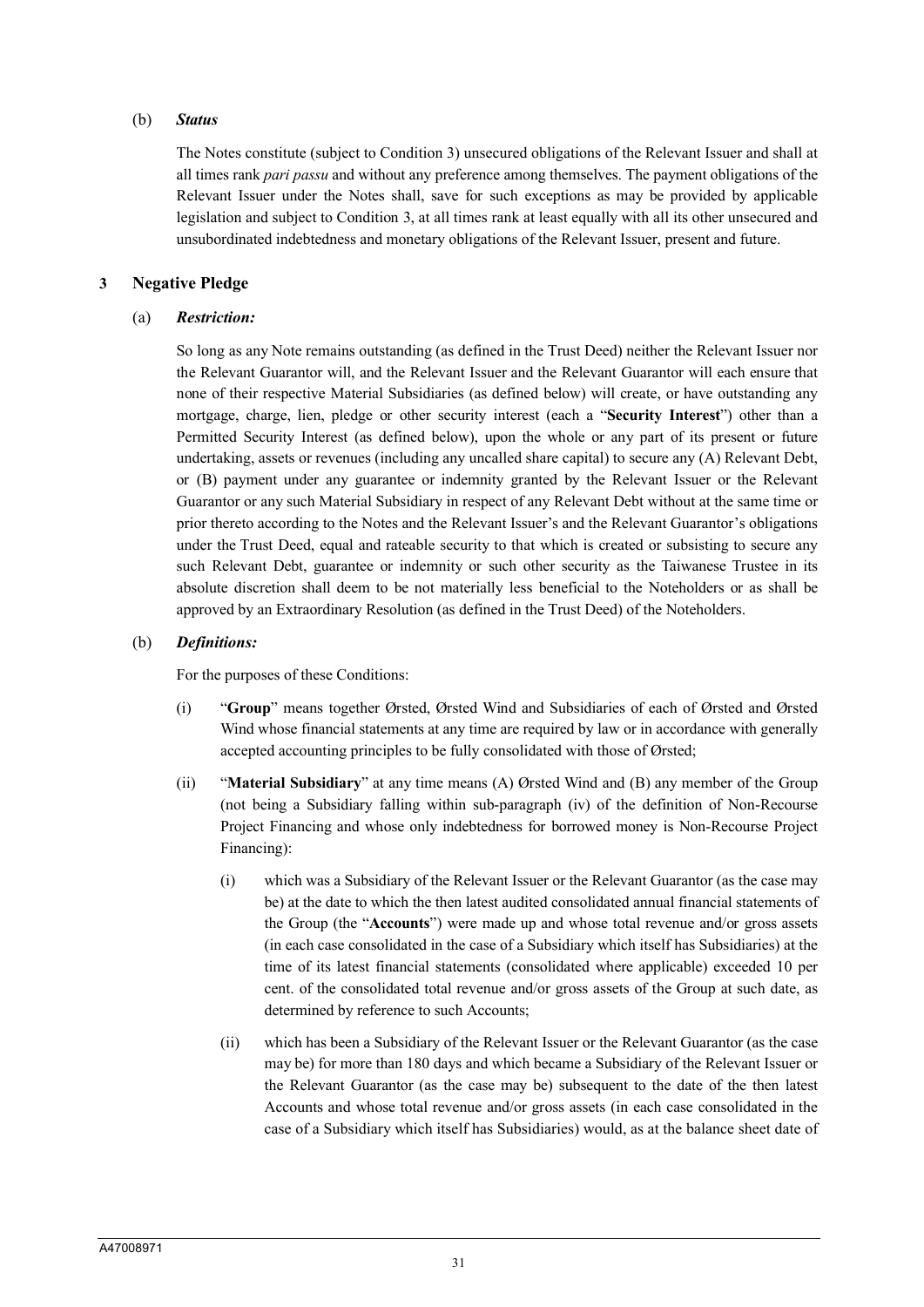(b) ***Status***

The Notes constitute (subject to Condition 3) unsecured obligations of the Relevant Issuer and shall at all times rank *pari passu* and without any preference among themselves. The payment obligations of the Relevant Issuer under the Notes shall, save for such exceptions as may be provided by applicable legislation and subject to Condition 3, at all times rank at least equally with all its other unsecured and unsubordinated indebtedness and monetary obligations of the Relevant Issuer, present and future.

## 3 Negative Pledge

(a) ***Restriction:***

So long as any Note remains outstanding (as defined in the Trust Deed) neither the Relevant Issuer nor the Relevant Guarantor will, and the Relevant Issuer and the Relevant Guarantor will each ensure that none of their respective Material Subsidiaries (as defined below) will create, or have outstanding any mortgage, charge, lien, pledge or other security interest (each a "**Security Interest**") other than a Permitted Security Interest (as defined below), upon the whole or any part of its present or future undertaking, assets or revenues (including any uncalled share capital) to secure any (A) Relevant Debt, or (B) payment under any guarantee or indemnity granted by the Relevant Issuer or the Relevant Guarantor or any such Material Subsidiary in respect of any Relevant Debt without at the same time or prior thereto according to the Notes and the Relevant Issuer's and the Relevant Guarantor's obligations under the Trust Deed, equal and rateable security to that which is created or subsisting to secure any such Relevant Debt, guarantee or indemnity or such other security as the Taiwanese Trustee in its absolute discretion shall deem to be not materially less beneficial to the Noteholders or as shall be approved by an Extraordinary Resolution (as defined in the Trust Deed) of the Noteholders.

(b) ***Definitions:***

For the purposes of these Conditions:

(i) "**Group**" means together Ørsted, Ørsted Wind and Subsidiaries of each of Ørsted and Ørsted Wind whose financial statements at any time are required by law or in accordance with generally accepted accounting principles to be fully consolidated with those of Ørsted;

(ii) "**Material Subsidiary**" at any time means (A) Ørsted Wind and (B) any member of the Group (not being a Subsidiary falling within sub-paragraph (iv) of the definition of Non-Recourse Project Financing and whose only indebtedness for borrowed money is Non-Recourse Project Financing):

(i) which was a Subsidiary of the Relevant Issuer or the Relevant Guarantor (as the case may be) at the date to which the then latest audited consolidated annual financial statements of the Group (the "**Accounts**") were made up and whose total revenue and/or gross assets (in each case consolidated in the case of a Subsidiary which itself has Subsidiaries) at the time of its latest financial statements (consolidated where applicable) exceeded 10 per cent. of the consolidated total revenue and/or gross assets of the Group at such date, as determined by reference to such Accounts;

(ii) which has been a Subsidiary of the Relevant Issuer or the Relevant Guarantor (as the case may be) for more than 180 days and which became a Subsidiary of the Relevant Issuer or the Relevant Guarantor (as the case may be) subsequent to the date of the then latest Accounts and whose total revenue and/or gross assets (in each case consolidated in the case of a Subsidiary which itself has Subsidiaries) would, as at the balance sheet date of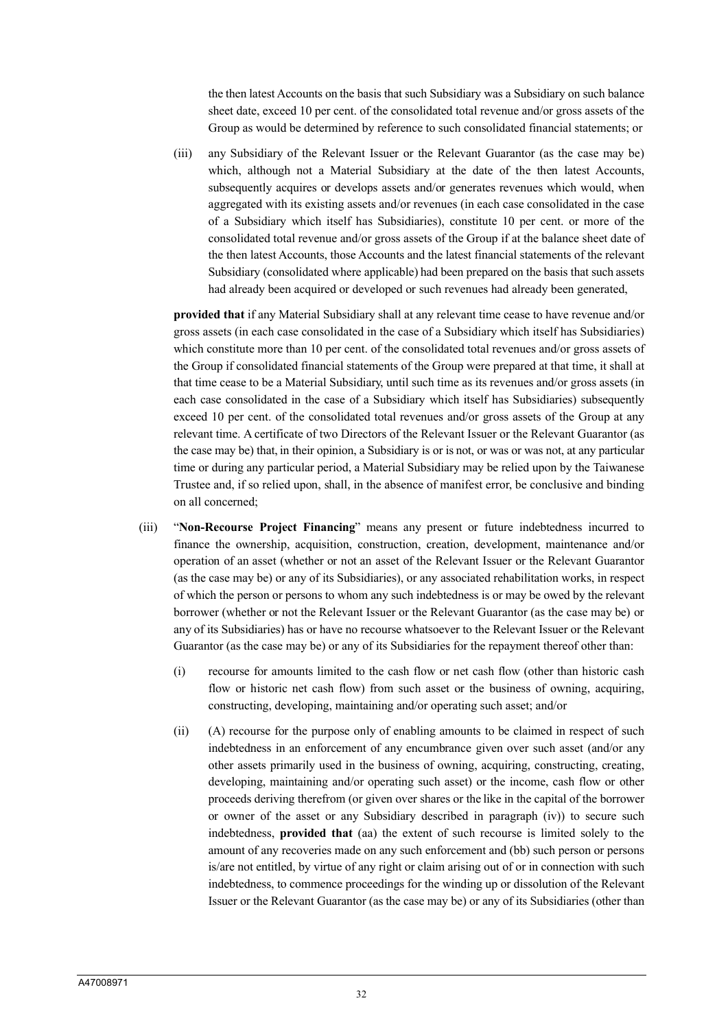the then latest Accounts on the basis that such Subsidiary was a Subsidiary on such balance sheet date, exceed 10 per cent. of the consolidated total revenue and/or gross assets of the Group as would be determined by reference to such consolidated financial statements; or

(iii) any Subsidiary of the Relevant Issuer or the Relevant Guarantor (as the case may be) which, although not a Material Subsidiary at the date of the then latest Accounts, subsequently acquires or develops assets and/or generates revenues which would, when aggregated with its existing assets and/or revenues (in each case consolidated in the case of a Subsidiary which itself has Subsidiaries), constitute 10 per cent. or more of the consolidated total revenue and/or gross assets of the Group if at the balance sheet date of the then latest Accounts, those Accounts and the latest financial statements of the relevant Subsidiary (consolidated where applicable) had been prepared on the basis that such assets had already been acquired or developed or such revenues had already been generated,

**provided that** if any Material Subsidiary shall at any relevant time cease to have revenue and/or gross assets (in each case consolidated in the case of a Subsidiary which itself has Subsidiaries) which constitute more than 10 per cent. of the consolidated total revenues and/or gross assets of the Group if consolidated financial statements of the Group were prepared at that time, it shall at that time cease to be a Material Subsidiary, until such time as its revenues and/or gross assets (in each case consolidated in the case of a Subsidiary which itself has Subsidiaries) subsequently exceed 10 per cent. of the consolidated total revenues and/or gross assets of the Group at any relevant time. A certificate of two Directors of the Relevant Issuer or the Relevant Guarantor (as the case may be) that, in their opinion, a Subsidiary is or is not, or was or was not, at any particular time or during any particular period, a Material Subsidiary may be relied upon by the Taiwanese Trustee and, if so relied upon, shall, in the absence of manifest error, be conclusive and binding on all concerned;

(iii) "**Non-Recourse Project Financing**" means any present or future indebtedness incurred to finance the ownership, acquisition, construction, creation, development, maintenance and/or operation of an asset (whether or not an asset of the Relevant Issuer or the Relevant Guarantor (as the case may be) or any of its Subsidiaries), or any associated rehabilitation works, in respect of which the person or persons to whom any such indebtedness is or may be owed by the relevant borrower (whether or not the Relevant Issuer or the Relevant Guarantor (as the case may be) or any of its Subsidiaries) has or have no recourse whatsoever to the Relevant Issuer or the Relevant Guarantor (as the case may be) or any of its Subsidiaries for the repayment thereof other than:

(i) recourse for amounts limited to the cash flow or net cash flow (other than historic cash flow or historic net cash flow) from such asset or the business of owning, acquiring, constructing, developing, maintaining and/or operating such asset; and/or

(ii) (A) recourse for the purpose only of enabling amounts to be claimed in respect of such indebtedness in an enforcement of any encumbrance given over such asset (and/or any other assets primarily used in the business of owning, acquiring, constructing, creating, developing, maintaining and/or operating such asset) or the income, cash flow or other proceeds deriving therefrom (or given over shares or the like in the capital of the borrower or owner of the asset or any Subsidiary described in paragraph (iv)) to secure such indebtedness, **provided that** (aa) the extent of such recourse is limited solely to the amount of any recoveries made on any such enforcement and (bb) such person or persons is/are not entitled, by virtue of any right or claim arising out of or in connection with such indebtedness, to commence proceedings for the winding up or dissolution of the Relevant Issuer or the Relevant Guarantor (as the case may be) or any of its Subsidiaries (other than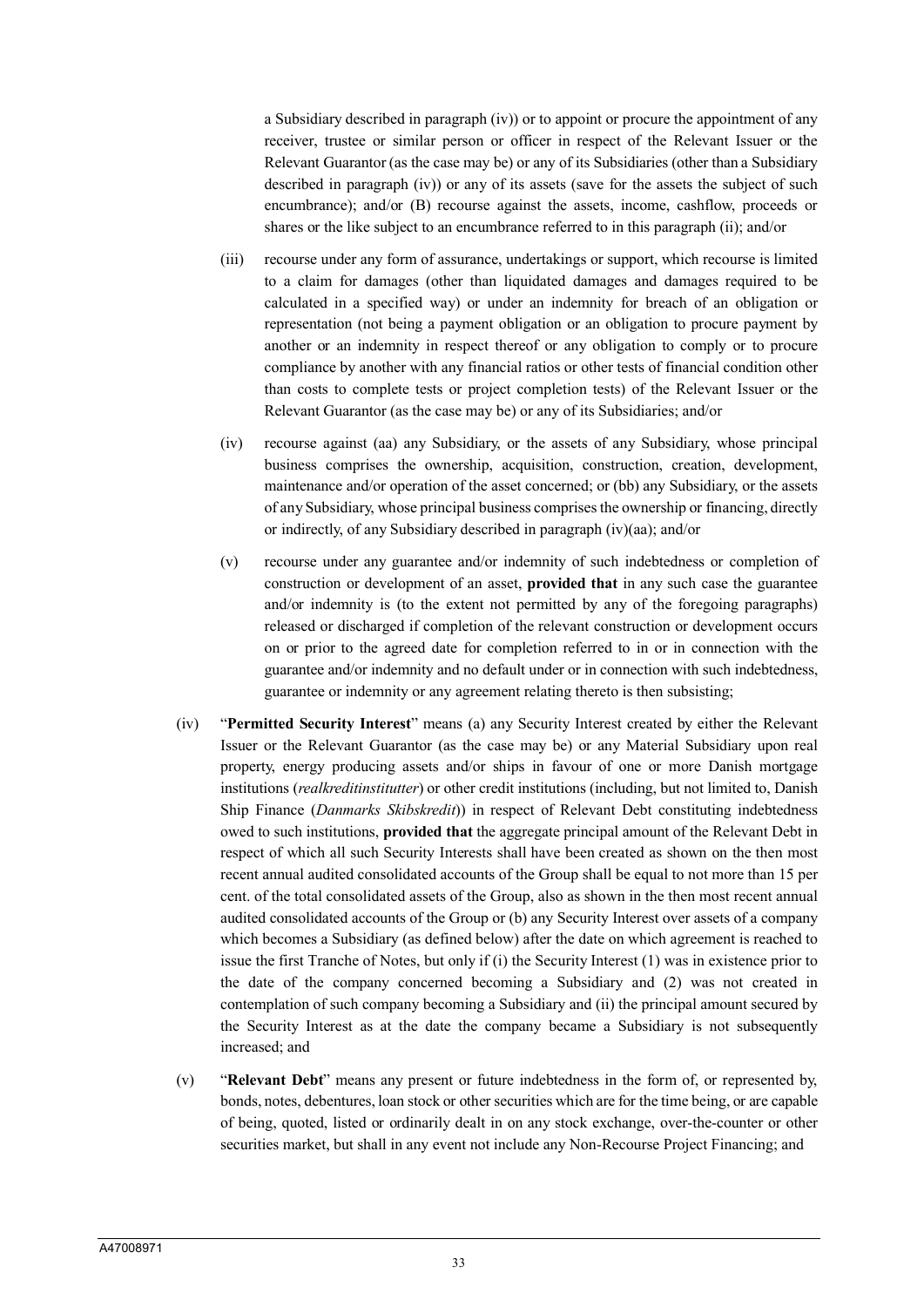a Subsidiary described in paragraph (iv)) or to appoint or procure the appointment of any receiver, trustee or similar person or officer in respect of the Relevant Issuer or the Relevant Guarantor (as the case may be) or any of its Subsidiaries (other than a Subsidiary described in paragraph (iv)) or any of its assets (save for the assets the subject of such encumbrance); and/or (B) recourse against the assets, income, cashflow, proceeds or shares or the like subject to an encumbrance referred to in this paragraph (ii); and/or

(iii) recourse under any form of assurance, undertakings or support, which recourse is limited to a claim for damages (other than liquidated damages and damages required to be calculated in a specified way) or under an indemnity for breach of an obligation or representation (not being a payment obligation or an obligation to procure payment by another or an indemnity in respect thereof or any obligation to comply or to procure compliance by another with any financial ratios or other tests of financial condition other than costs to complete tests or project completion tests) of the Relevant Issuer or the Relevant Guarantor (as the case may be) or any of its Subsidiaries; and/or

(iv) recourse against (aa) any Subsidiary, or the assets of any Subsidiary, whose principal business comprises the ownership, acquisition, construction, creation, development, maintenance and/or operation of the asset concerned; or (bb) any Subsidiary, or the assets of any Subsidiary, whose principal business comprises the ownership or financing, directly or indirectly, of any Subsidiary described in paragraph (iv)(aa); and/or

(v) recourse under any guarantee and/or indemnity of such indebtedness or completion of construction or development of an asset, **provided that** in any such case the guarantee and/or indemnity is (to the extent not permitted by any of the foregoing paragraphs) released or discharged if completion of the relevant construction or development occurs on or prior to the agreed date for completion referred to in or in connection with the guarantee and/or indemnity and no default under or in connection with such indebtedness, guarantee or indemnity or any agreement relating thereto is then subsisting;

(iv) "**Permitted Security Interest**" means (a) any Security Interest created by either the Relevant Issuer or the Relevant Guarantor (as the case may be) or any Material Subsidiary upon real property, energy producing assets and/or ships in favour of one or more Danish mortgage institutions (*realkreditinstitutter*) or other credit institutions (including, but not limited to, Danish Ship Finance (*Danmarks Skibskredit*)) in respect of Relevant Debt constituting indebtedness owed to such institutions, **provided that** the aggregate principal amount of the Relevant Debt in respect of which all such Security Interests shall have been created as shown on the then most recent annual audited consolidated accounts of the Group shall be equal to not more than 15 per cent. of the total consolidated assets of the Group, also as shown in the then most recent annual audited consolidated accounts of the Group or (b) any Security Interest over assets of a company which becomes a Subsidiary (as defined below) after the date on which agreement is reached to issue the first Tranche of Notes, but only if (i) the Security Interest (1) was in existence prior to the date of the company concerned becoming a Subsidiary and (2) was not created in contemplation of such company becoming a Subsidiary and (ii) the principal amount secured by the Security Interest as at the date the company became a Subsidiary is not subsequently increased; and

(v) "**Relevant Debt**" means any present or future indebtedness in the form of, or represented by, bonds, notes, debentures, loan stock or other securities which are for the time being, or are capable of being, quoted, listed or ordinarily dealt in on any stock exchange, over-the-counter or other securities market, but shall in any event not include any Non-Recourse Project Financing; and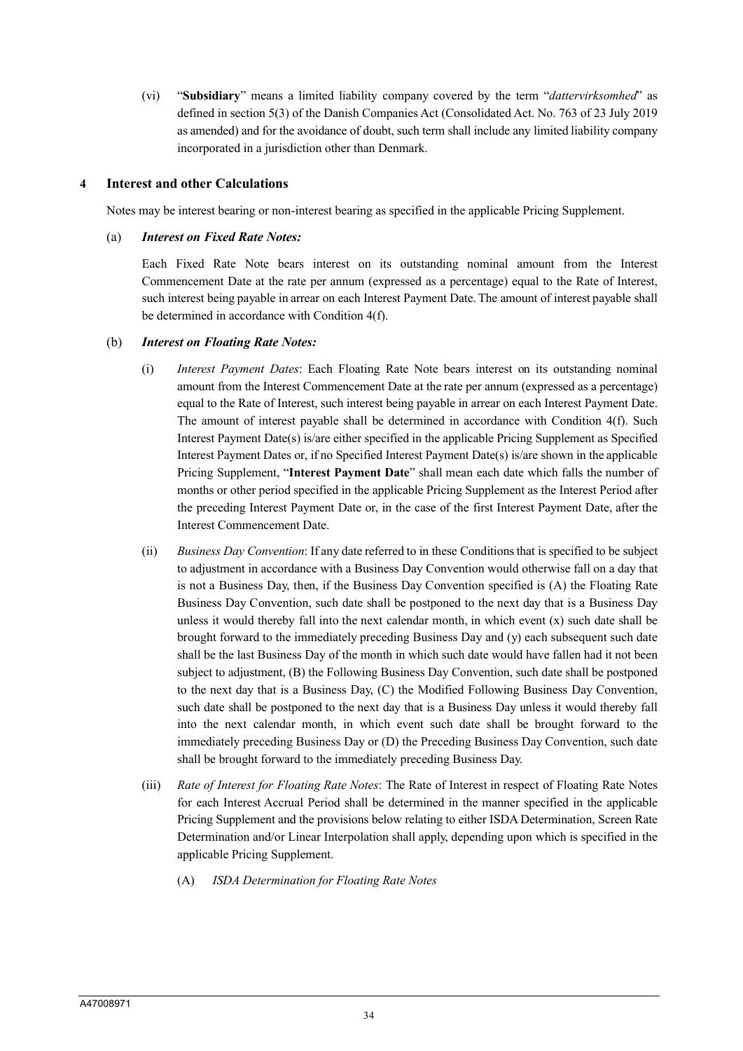(vi) "**Subsidiary**" means a limited liability company covered by the term "*dattervirksomhed*" as defined in section 5(3) of the Danish Companies Act (Consolidated Act. No. 763 of 23 July 2019 as amended) and for the avoidance of doubt, such term shall include any limited liability company incorporated in a jurisdiction other than Denmark.

## 4 Interest and other Calculations

Notes may be interest bearing or non-interest bearing as specified in the applicable Pricing Supplement.

(a) ***Interest on Fixed Rate Notes:***

Each Fixed Rate Note bears interest on its outstanding nominal amount from the Interest Commencement Date at the rate per annum (expressed as a percentage) equal to the Rate of Interest, such interest being payable in arrear on each Interest Payment Date. The amount of interest payable shall be determined in accordance with Condition 4(f).

(b) ***Interest on Floating Rate Notes:***

(i) *Interest Payment Dates*: Each Floating Rate Note bears interest on its outstanding nominal amount from the Interest Commencement Date at the rate per annum (expressed as a percentage) equal to the Rate of Interest, such interest being payable in arrear on each Interest Payment Date. The amount of interest payable shall be determined in accordance with Condition 4(f). Such Interest Payment Date(s) is/are either specified in the applicable Pricing Supplement as Specified Interest Payment Dates or, if no Specified Interest Payment Date(s) is/are shown in the applicable Pricing Supplement, "**Interest Payment Date**" shall mean each date which falls the number of months or other period specified in the applicable Pricing Supplement as the Interest Period after the preceding Interest Payment Date or, in the case of the first Interest Payment Date, after the Interest Commencement Date.

(ii) *Business Day Convention*: If any date referred to in these Conditions that is specified to be subject to adjustment in accordance with a Business Day Convention would otherwise fall on a day that is not a Business Day, then, if the Business Day Convention specified is (A) the Floating Rate Business Day Convention, such date shall be postponed to the next day that is a Business Day unless it would thereby fall into the next calendar month, in which event (x) such date shall be brought forward to the immediately preceding Business Day and (y) each subsequent such date shall be the last Business Day of the month in which such date would have fallen had it not been subject to adjustment, (B) the Following Business Day Convention, such date shall be postponed to the next day that is a Business Day, (C) the Modified Following Business Day Convention, such date shall be postponed to the next day that is a Business Day unless it would thereby fall into the next calendar month, in which event such date shall be brought forward to the immediately preceding Business Day or (D) the Preceding Business Day Convention, such date shall be brought forward to the immediately preceding Business Day.

(iii) *Rate of Interest for Floating Rate Notes*: The Rate of Interest in respect of Floating Rate Notes for each Interest Accrual Period shall be determined in the manner specified in the applicable Pricing Supplement and the provisions below relating to either ISDA Determination, Screen Rate Determination and/or Linear Interpolation shall apply, depending upon which is specified in the applicable Pricing Supplement.

(A) *ISDA Determination for Floating Rate Notes*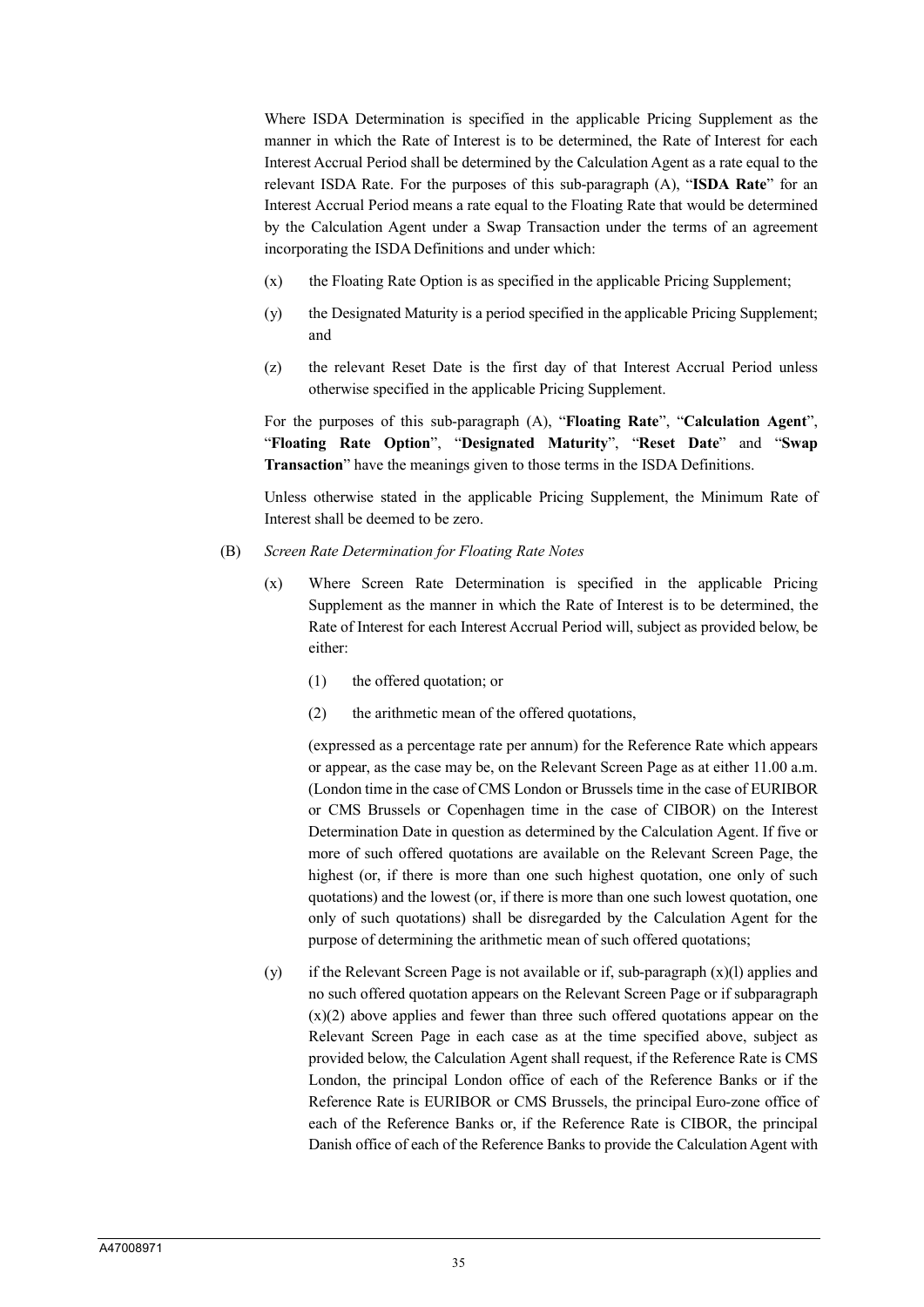Where ISDA Determination is specified in the applicable Pricing Supplement as the manner in which the Rate of Interest is to be determined, the Rate of Interest for each Interest Accrual Period shall be determined by the Calculation Agent as a rate equal to the relevant ISDA Rate. For the purposes of this sub-paragraph (A), "**ISDA Rate**" for an Interest Accrual Period means a rate equal to the Floating Rate that would be determined by the Calculation Agent under a Swap Transaction under the terms of an agreement incorporating the ISDA Definitions and under which:

(x) the Floating Rate Option is as specified in the applicable Pricing Supplement;

(y) the Designated Maturity is a period specified in the applicable Pricing Supplement; and

(z) the relevant Reset Date is the first day of that Interest Accrual Period unless otherwise specified in the applicable Pricing Supplement.

For the purposes of this sub-paragraph (A), "**Floating Rate**", "**Calculation Agent**", "**Floating Rate Option**", "**Designated Maturity**", "**Reset Date**" and "**Swap Transaction**" have the meanings given to those terms in the ISDA Definitions.

Unless otherwise stated in the applicable Pricing Supplement, the Minimum Rate of Interest shall be deemed to be zero.

(B) *Screen Rate Determination for Floating Rate Notes*

(x) Where Screen Rate Determination is specified in the applicable Pricing Supplement as the manner in which the Rate of Interest is to be determined, the Rate of Interest for each Interest Accrual Period will, subject as provided below, be either:

(1) the offered quotation; or

(2) the arithmetic mean of the offered quotations,

(expressed as a percentage rate per annum) for the Reference Rate which appears or appear, as the case may be, on the Relevant Screen Page as at either 11.00 a.m. (London time in the case of CMS London or Brussels time in the case of EURIBOR or CMS Brussels or Copenhagen time in the case of CIBOR) on the Interest Determination Date in question as determined by the Calculation Agent. If five or more of such offered quotations are available on the Relevant Screen Page, the highest (or, if there is more than one such highest quotation, one only of such quotations) and the lowest (or, if there is more than one such lowest quotation, one only of such quotations) shall be disregarded by the Calculation Agent for the purpose of determining the arithmetic mean of such offered quotations;

(y) if the Relevant Screen Page is not available or if, sub-paragraph (x)(l) applies and no such offered quotation appears on the Relevant Screen Page or if subparagraph (x)(2) above applies and fewer than three such offered quotations appear on the Relevant Screen Page in each case as at the time specified above, subject as provided below, the Calculation Agent shall request, if the Reference Rate is CMS London, the principal London office of each of the Reference Banks or if the Reference Rate is EURIBOR or CMS Brussels, the principal Euro-zone office of each of the Reference Banks or, if the Reference Rate is CIBOR, the principal Danish office of each of the Reference Banks to provide the Calculation Agent with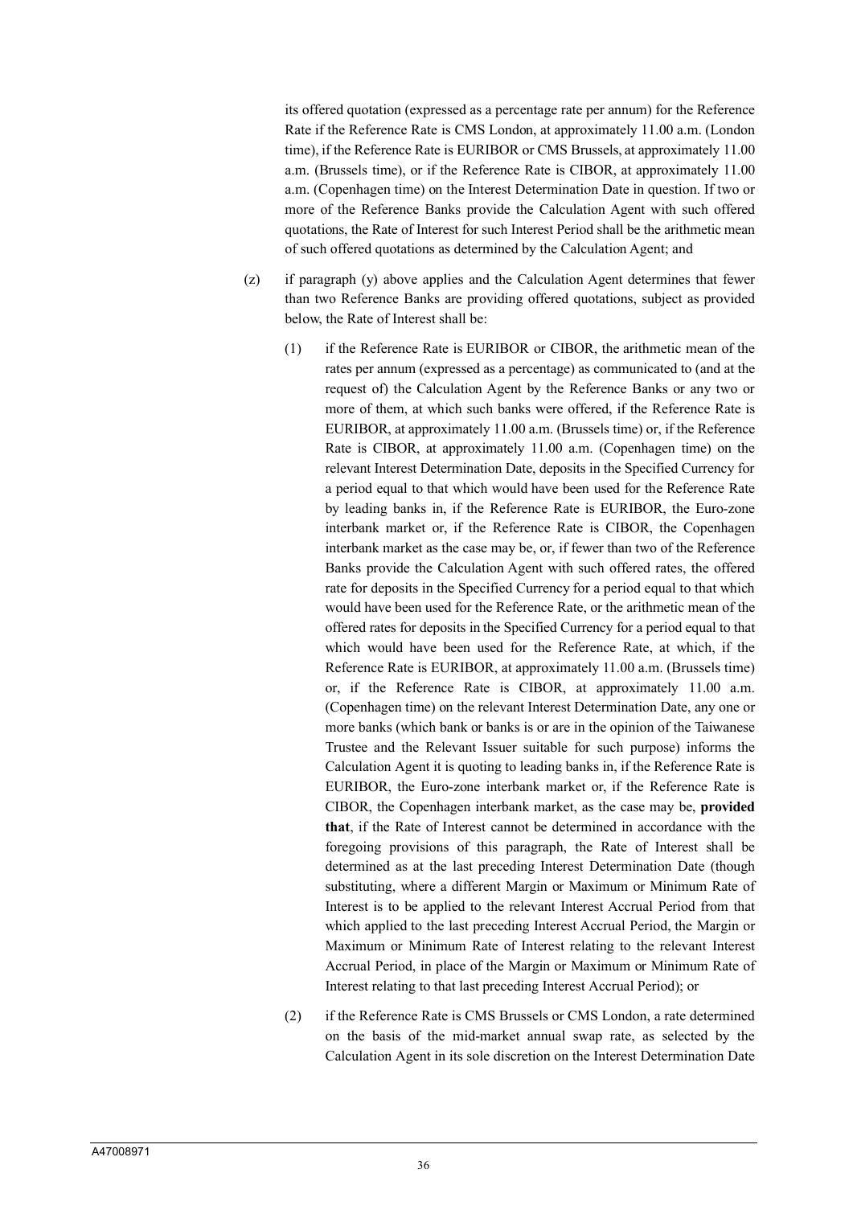its offered quotation (expressed as a percentage rate per annum) for the Reference Rate if the Reference Rate is CMS London, at approximately 11.00 a.m. (London time), if the Reference Rate is EURIBOR or CMS Brussels, at approximately 11.00 a.m. (Brussels time), or if the Reference Rate is CIBOR, at approximately 11.00 a.m. (Copenhagen time) on the Interest Determination Date in question. If two or more of the Reference Banks provide the Calculation Agent with such offered quotations, the Rate of Interest for such Interest Period shall be the arithmetic mean of such offered quotations as determined by the Calculation Agent; and

(z) if paragraph (y) above applies and the Calculation Agent determines that fewer than two Reference Banks are providing offered quotations, subject as provided below, the Rate of Interest shall be:

(1) if the Reference Rate is EURIBOR or CIBOR, the arithmetic mean of the rates per annum (expressed as a percentage) as communicated to (and at the request of) the Calculation Agent by the Reference Banks or any two or more of them, at which such banks were offered, if the Reference Rate is EURIBOR, at approximately 11.00 a.m. (Brussels time) or, if the Reference Rate is CIBOR, at approximately 11.00 a.m. (Copenhagen time) on the relevant Interest Determination Date, deposits in the Specified Currency for a period equal to that which would have been used for the Reference Rate by leading banks in, if the Reference Rate is EURIBOR, the Euro-zone interbank market or, if the Reference Rate is CIBOR, the Copenhagen interbank market as the case may be, or, if fewer than two of the Reference Banks provide the Calculation Agent with such offered rates, the offered rate for deposits in the Specified Currency for a period equal to that which would have been used for the Reference Rate, or the arithmetic mean of the offered rates for deposits in the Specified Currency for a period equal to that which would have been used for the Reference Rate, at which, if the Reference Rate is EURIBOR, at approximately 11.00 a.m. (Brussels time) or, if the Reference Rate is CIBOR, at approximately 11.00 a.m. (Copenhagen time) on the relevant Interest Determination Date, any one or more banks (which bank or banks is or are in the opinion of the Taiwanese Trustee and the Relevant Issuer suitable for such purpose) informs the Calculation Agent it is quoting to leading banks in, if the Reference Rate is EURIBOR, the Euro-zone interbank market or, if the Reference Rate is CIBOR, the Copenhagen interbank market, as the case may be, **provided that**, if the Rate of Interest cannot be determined in accordance with the foregoing provisions of this paragraph, the Rate of Interest shall be determined as at the last preceding Interest Determination Date (though substituting, where a different Margin or Maximum or Minimum Rate of Interest is to be applied to the relevant Interest Accrual Period from that which applied to the last preceding Interest Accrual Period, the Margin or Maximum or Minimum Rate of Interest relating to the relevant Interest Accrual Period, in place of the Margin or Maximum or Minimum Rate of Interest relating to that last preceding Interest Accrual Period); or

(2) if the Reference Rate is CMS Brussels or CMS London, a rate determined on the basis of the mid-market annual swap rate, as selected by the Calculation Agent in its sole discretion on the Interest Determination Date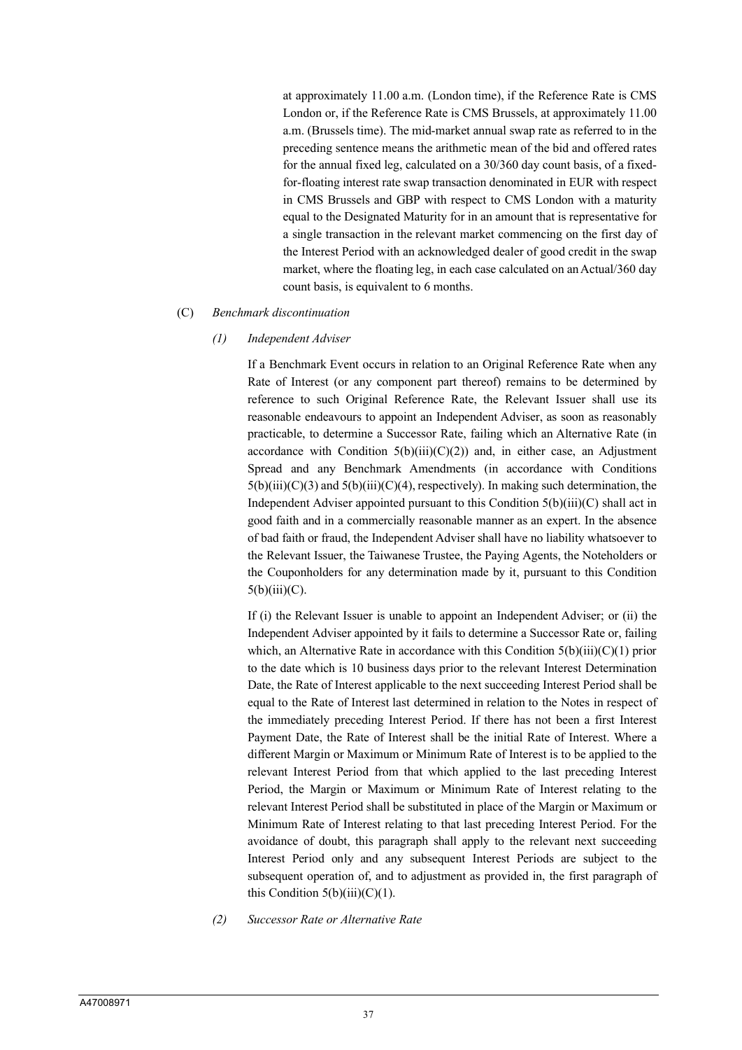at approximately 11.00 a.m. (London time), if the Reference Rate is CMS London or, if the Reference Rate is CMS Brussels, at approximately 11.00 a.m. (Brussels time). The mid-market annual swap rate as referred to in the preceding sentence means the arithmetic mean of the bid and offered rates for the annual fixed leg, calculated on a 30/360 day count basis, of a fixed-for-floating interest rate swap transaction denominated in EUR with respect in CMS Brussels and GBP with respect to CMS London with a maturity equal to the Designated Maturity for in an amount that is representative for a single transaction in the relevant market commencing on the first day of the Interest Period with an acknowledged dealer of good credit in the swap market, where the floating leg, in each case calculated on an Actual/360 day count basis, is equivalent to 6 months.

(C) *Benchmark discontinuation*

*(1) Independent Adviser*

If a Benchmark Event occurs in relation to an Original Reference Rate when any Rate of Interest (or any component part thereof) remains to be determined by reference to such Original Reference Rate, the Relevant Issuer shall use its reasonable endeavours to appoint an Independent Adviser, as soon as reasonably practicable, to determine a Successor Rate, failing which an Alternative Rate (in accordance with Condition 5(b)(iii)(C)(2)) and, in either case, an Adjustment Spread and any Benchmark Amendments (in accordance with Conditions 5(b)(iii)(C)(3) and 5(b)(iii)(C)(4), respectively). In making such determination, the Independent Adviser appointed pursuant to this Condition 5(b)(iii)(C) shall act in good faith and in a commercially reasonable manner as an expert. In the absence of bad faith or fraud, the Independent Adviser shall have no liability whatsoever to the Relevant Issuer, the Taiwanese Trustee, the Paying Agents, the Noteholders or the Couponholders for any determination made by it, pursuant to this Condition 5(b)(iii)(C).

If (i) the Relevant Issuer is unable to appoint an Independent Adviser; or (ii) the Independent Adviser appointed by it fails to determine a Successor Rate or, failing which, an Alternative Rate in accordance with this Condition 5(b)(iii)(C)(1) prior to the date which is 10 business days prior to the relevant Interest Determination Date, the Rate of Interest applicable to the next succeeding Interest Period shall be equal to the Rate of Interest last determined in relation to the Notes in respect of the immediately preceding Interest Period. If there has not been a first Interest Payment Date, the Rate of Interest shall be the initial Rate of Interest. Where a different Margin or Maximum or Minimum Rate of Interest is to be applied to the relevant Interest Period from that which applied to the last preceding Interest Period, the Margin or Maximum or Minimum Rate of Interest relating to the relevant Interest Period shall be substituted in place of the Margin or Maximum or Minimum Rate of Interest relating to that last preceding Interest Period. For the avoidance of doubt, this paragraph shall apply to the relevant next succeeding Interest Period only and any subsequent Interest Periods are subject to the subsequent operation of, and to adjustment as provided in, the first paragraph of this Condition 5(b)(iii)(C)(1).

*(2) Successor Rate or Alternative Rate*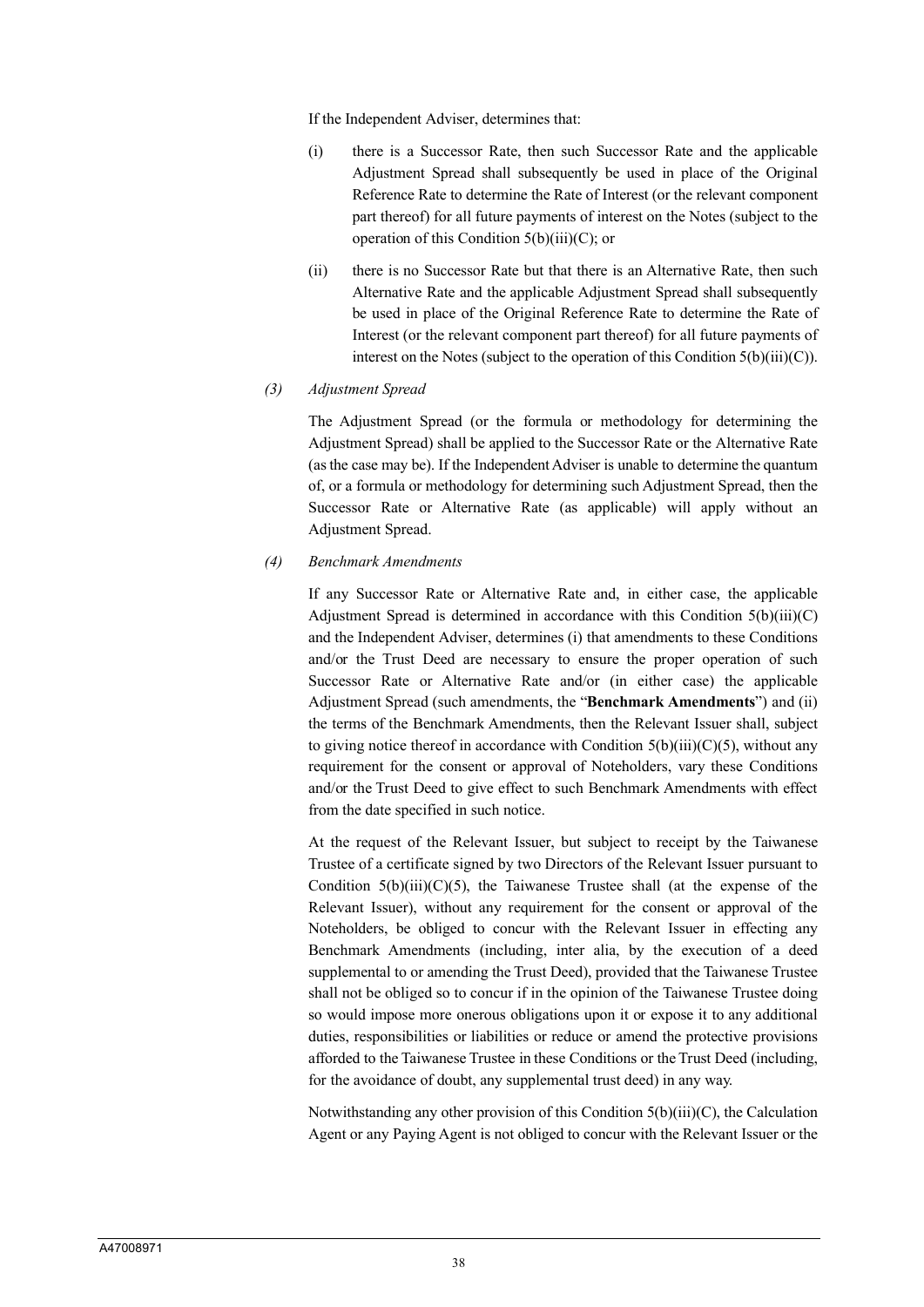If the Independent Adviser, determines that:

(i) there is a Successor Rate, then such Successor Rate and the applicable Adjustment Spread shall subsequently be used in place of the Original Reference Rate to determine the Rate of Interest (or the relevant component part thereof) for all future payments of interest on the Notes (subject to the operation of this Condition 5(b)(iii)(C); or

(ii) there is no Successor Rate but that there is an Alternative Rate, then such Alternative Rate and the applicable Adjustment Spread shall subsequently be used in place of the Original Reference Rate to determine the Rate of Interest (or the relevant component part thereof) for all future payments of interest on the Notes (subject to the operation of this Condition 5(b)(iii)(C)).

*(3) Adjustment Spread*

The Adjustment Spread (or the formula or methodology for determining the Adjustment Spread) shall be applied to the Successor Rate or the Alternative Rate (as the case may be). If the Independent Adviser is unable to determine the quantum of, or a formula or methodology for determining such Adjustment Spread, then the Successor Rate or Alternative Rate (as applicable) will apply without an Adjustment Spread.

*(4) Benchmark Amendments*

If any Successor Rate or Alternative Rate and, in either case, the applicable Adjustment Spread is determined in accordance with this Condition 5(b)(iii)(C) and the Independent Adviser, determines (i) that amendments to these Conditions and/or the Trust Deed are necessary to ensure the proper operation of such Successor Rate or Alternative Rate and/or (in either case) the applicable Adjustment Spread (such amendments, the "**Benchmark Amendments**") and (ii) the terms of the Benchmark Amendments, then the Relevant Issuer shall, subject to giving notice thereof in accordance with Condition 5(b)(iii)(C)(5), without any requirement for the consent or approval of Noteholders, vary these Conditions and/or the Trust Deed to give effect to such Benchmark Amendments with effect from the date specified in such notice.

At the request of the Relevant Issuer, but subject to receipt by the Taiwanese Trustee of a certificate signed by two Directors of the Relevant Issuer pursuant to Condition 5(b)(iii)(C)(5), the Taiwanese Trustee shall (at the expense of the Relevant Issuer), without any requirement for the consent or approval of the Noteholders, be obliged to concur with the Relevant Issuer in effecting any Benchmark Amendments (including, inter alia, by the execution of a deed supplemental to or amending the Trust Deed), provided that the Taiwanese Trustee shall not be obliged so to concur if in the opinion of the Taiwanese Trustee doing so would impose more onerous obligations upon it or expose it to any additional duties, responsibilities or liabilities or reduce or amend the protective provisions afforded to the Taiwanese Trustee in these Conditions or the Trust Deed (including, for the avoidance of doubt, any supplemental trust deed) in any way.

Notwithstanding any other provision of this Condition 5(b)(iii)(C), the Calculation Agent or any Paying Agent is not obliged to concur with the Relevant Issuer or the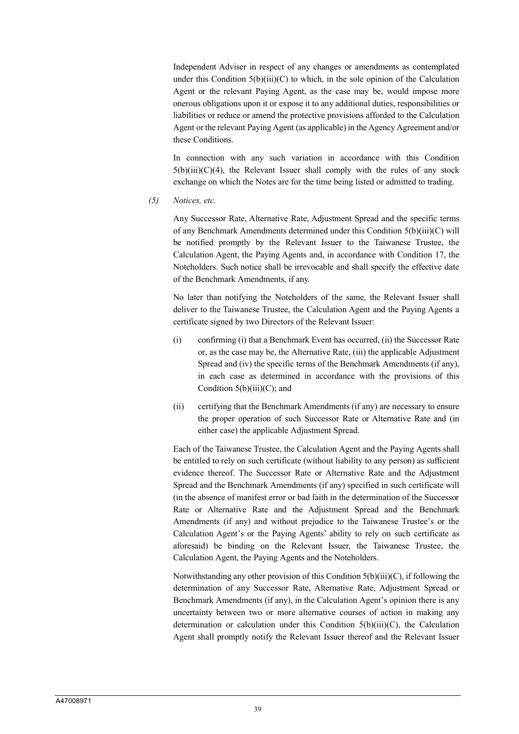Independent Adviser in respect of any changes or amendments as contemplated under this Condition 5(b)(iii)(C) to which, in the sole opinion of the Calculation Agent or the relevant Paying Agent, as the case may be, would impose more onerous obligations upon it or expose it to any additional duties, responsibilities or liabilities or reduce or amend the protective provisions afforded to the Calculation Agent or the relevant Paying Agent (as applicable) in the Agency Agreement and/or these Conditions.

In connection with any such variation in accordance with this Condition 5(b)(iii)(C)(4), the Relevant Issuer shall comply with the rules of any stock exchange on which the Notes are for the time being listed or admitted to trading.

*(5) Notices, etc.*

Any Successor Rate, Alternative Rate, Adjustment Spread and the specific terms of any Benchmark Amendments determined under this Condition 5(b)(iii)(C) will be notified promptly by the Relevant Issuer to the Taiwanese Trustee, the Calculation Agent, the Paying Agents and, in accordance with Condition 17, the Noteholders. Such notice shall be irrevocable and shall specify the effective date of the Benchmark Amendments, if any.

No later than notifying the Noteholders of the same, the Relevant Issuer shall deliver to the Taiwanese Trustee, the Calculation Agent and the Paying Agents a certificate signed by two Directors of the Relevant Issuer:

(i) confirming (i) that a Benchmark Event has occurred, (ii) the Successor Rate or, as the case may be, the Alternative Rate, (iii) the applicable Adjustment Spread and (iv) the specific terms of the Benchmark Amendments (if any), in each case as determined in accordance with the provisions of this Condition 5(b)(iii)(C); and

(ii) certifying that the Benchmark Amendments (if any) are necessary to ensure the proper operation of such Successor Rate or Alternative Rate and (in either case) the applicable Adjustment Spread.

Each of the Taiwanese Trustee, the Calculation Agent and the Paying Agents shall be entitled to rely on such certificate (without liability to any person) as sufficient evidence thereof. The Successor Rate or Alternative Rate and the Adjustment Spread and the Benchmark Amendments (if any) specified in such certificate will (in the absence of manifest error or bad faith in the determination of the Successor Rate or Alternative Rate and the Adjustment Spread and the Benchmark Amendments (if any) and without prejudice to the Taiwanese Trustee's or the Calculation Agent's or the Paying Agents' ability to rely on such certificate as aforesaid) be binding on the Relevant Issuer, the Taiwanese Trustee, the Calculation Agent, the Paying Agents and the Noteholders.

Notwithstanding any other provision of this Condition 5(b)(iii)(C), if following the determination of any Successor Rate, Alternative Rate, Adjustment Spread or Benchmark Amendments (if any), in the Calculation Agent's opinion there is any uncertainty between two or more alternative courses of action in making any determination or calculation under this Condition 5(b)(iii)(C), the Calculation Agent shall promptly notify the Relevant Issuer thereof and the Relevant Issuer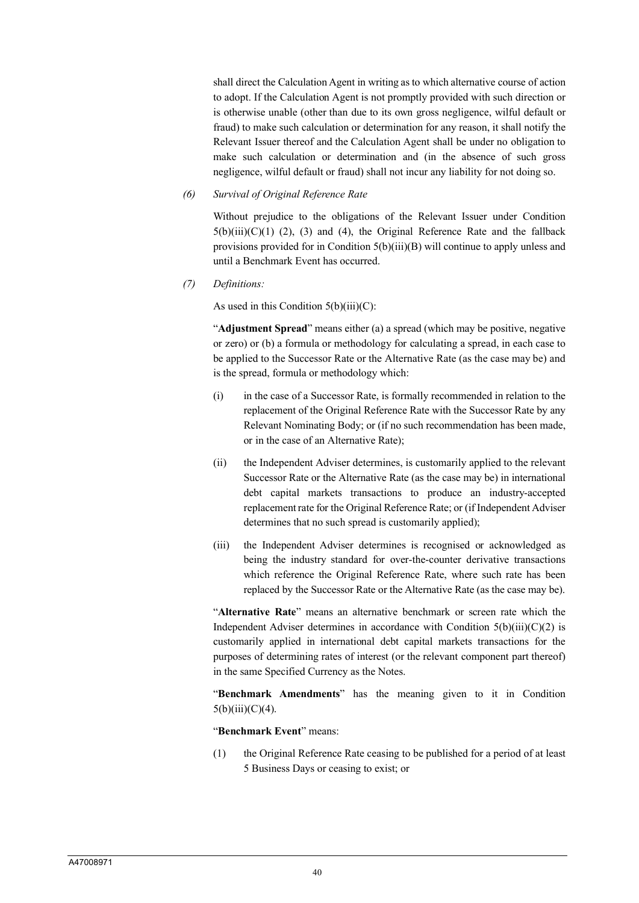shall direct the Calculation Agent in writing as to which alternative course of action to adopt. If the Calculation Agent is not promptly provided with such direction or is otherwise unable (other than due to its own gross negligence, wilful default or fraud) to make such calculation or determination for any reason, it shall notify the Relevant Issuer thereof and the Calculation Agent shall be under no obligation to make such calculation or determination and (in the absence of such gross negligence, wilful default or fraud) shall not incur any liability for not doing so.

*(6) Survival of Original Reference Rate*

Without prejudice to the obligations of the Relevant Issuer under Condition 5(b)(iii)(C)(1) (2), (3) and (4), the Original Reference Rate and the fallback provisions provided for in Condition 5(b)(iii)(B) will continue to apply unless and until a Benchmark Event has occurred.

*(7) Definitions:*

As used in this Condition 5(b)(iii)(C):

"**Adjustment Spread**" means either (a) a spread (which may be positive, negative or zero) or (b) a formula or methodology for calculating a spread, in each case to be applied to the Successor Rate or the Alternative Rate (as the case may be) and is the spread, formula or methodology which:

(i) in the case of a Successor Rate, is formally recommended in relation to the replacement of the Original Reference Rate with the Successor Rate by any Relevant Nominating Body; or (if no such recommendation has been made, or in the case of an Alternative Rate);

(ii) the Independent Adviser determines, is customarily applied to the relevant Successor Rate or the Alternative Rate (as the case may be) in international debt capital markets transactions to produce an industry-accepted replacement rate for the Original Reference Rate; or (if Independent Adviser determines that no such spread is customarily applied);

(iii) the Independent Adviser determines is recognised or acknowledged as being the industry standard for over-the-counter derivative transactions which reference the Original Reference Rate, where such rate has been replaced by the Successor Rate or the Alternative Rate (as the case may be).

"**Alternative Rate**" means an alternative benchmark or screen rate which the Independent Adviser determines in accordance with Condition 5(b)(iii)(C)(2) is customarily applied in international debt capital markets transactions for the purposes of determining rates of interest (or the relevant component part thereof) in the same Specified Currency as the Notes.

"**Benchmark Amendments**" has the meaning given to it in Condition 5(b)(iii)(C)(4).

"**Benchmark Event**" means:

(1) the Original Reference Rate ceasing to be published for a period of at least 5 Business Days or ceasing to exist; or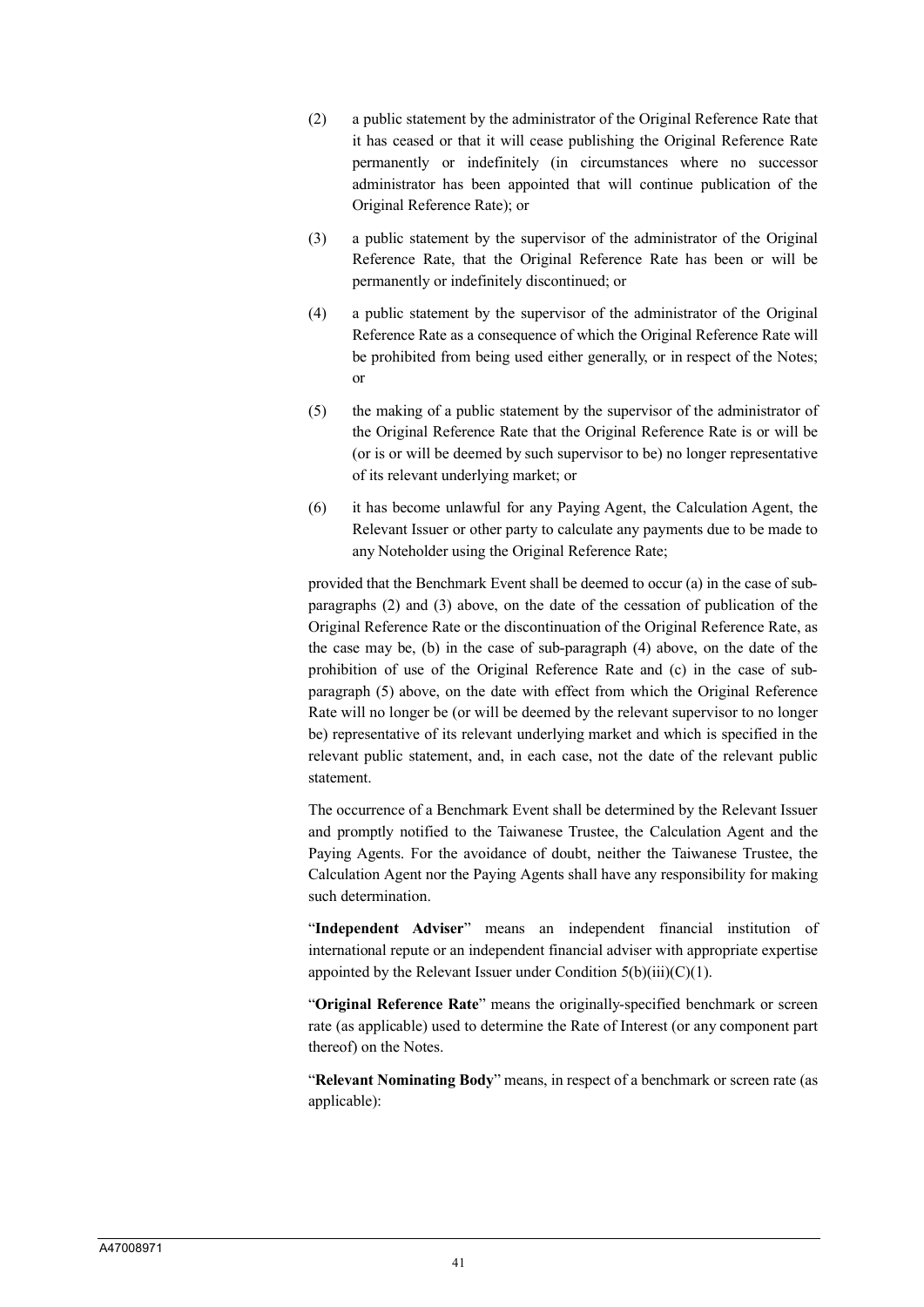(2) a public statement by the administrator of the Original Reference Rate that it has ceased or that it will cease publishing the Original Reference Rate permanently or indefinitely (in circumstances where no successor administrator has been appointed that will continue publication of the Original Reference Rate); or

(3) a public statement by the supervisor of the administrator of the Original Reference Rate, that the Original Reference Rate has been or will be permanently or indefinitely discontinued; or

(4) a public statement by the supervisor of the administrator of the Original Reference Rate as a consequence of which the Original Reference Rate will be prohibited from being used either generally, or in respect of the Notes; or

(5) the making of a public statement by the supervisor of the administrator of the Original Reference Rate that the Original Reference Rate is or will be (or is or will be deemed by such supervisor to be) no longer representative of its relevant underlying market; or

(6) it has become unlawful for any Paying Agent, the Calculation Agent, the Relevant Issuer or other party to calculate any payments due to be made to any Noteholder using the Original Reference Rate;

provided that the Benchmark Event shall be deemed to occur (a) in the case of sub-paragraphs (2) and (3) above, on the date of the cessation of publication of the Original Reference Rate or the discontinuation of the Original Reference Rate, as the case may be, (b) in the case of sub-paragraph (4) above, on the date of the prohibition of use of the Original Reference Rate and (c) in the case of sub-paragraph (5) above, on the date with effect from which the Original Reference Rate will no longer be (or will be deemed by the relevant supervisor to no longer be) representative of its relevant underlying market and which is specified in the relevant public statement, and, in each case, not the date of the relevant public statement.

The occurrence of a Benchmark Event shall be determined by the Relevant Issuer and promptly notified to the Taiwanese Trustee, the Calculation Agent and the Paying Agents. For the avoidance of doubt, neither the Taiwanese Trustee, the Calculation Agent nor the Paying Agents shall have any responsibility for making such determination.

"**Independent Adviser**" means an independent financial institution of international repute or an independent financial adviser with appropriate expertise appointed by the Relevant Issuer under Condition 5(b)(iii)(C)(1).

"**Original Reference Rate**" means the originally-specified benchmark or screen rate (as applicable) used to determine the Rate of Interest (or any component part thereof) on the Notes.

"**Relevant Nominating Body**" means, in respect of a benchmark or screen rate (as applicable):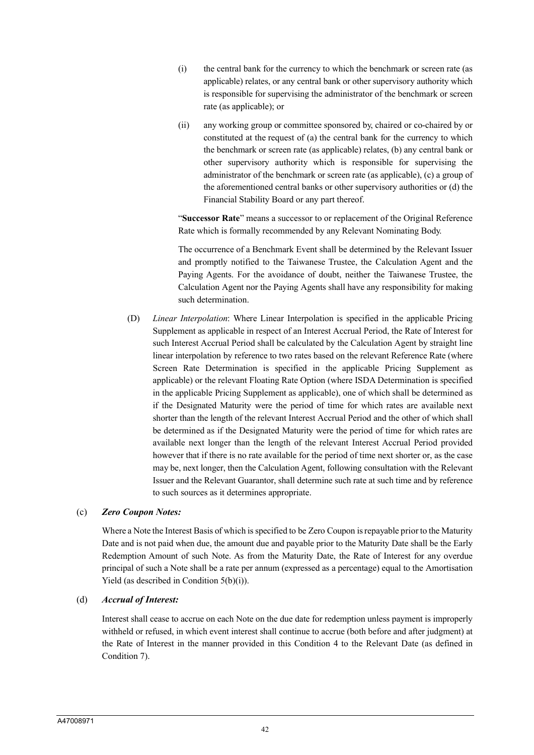(i) the central bank for the currency to which the benchmark or screen rate (as applicable) relates, or any central bank or other supervisory authority which is responsible for supervising the administrator of the benchmark or screen rate (as applicable); or

(ii) any working group or committee sponsored by, chaired or co-chaired by or constituted at the request of (a) the central bank for the currency to which the benchmark or screen rate (as applicable) relates, (b) any central bank or other supervisory authority which is responsible for supervising the administrator of the benchmark or screen rate (as applicable), (c) a group of the aforementioned central banks or other supervisory authorities or (d) the Financial Stability Board or any part thereof.

"**Successor Rate**" means a successor to or replacement of the Original Reference Rate which is formally recommended by any Relevant Nominating Body.

The occurrence of a Benchmark Event shall be determined by the Relevant Issuer and promptly notified to the Taiwanese Trustee, the Calculation Agent and the Paying Agents. For the avoidance of doubt, neither the Taiwanese Trustee, the Calculation Agent nor the Paying Agents shall have any responsibility for making such determination.

(D) *Linear Interpolation*: Where Linear Interpolation is specified in the applicable Pricing Supplement as applicable in respect of an Interest Accrual Period, the Rate of Interest for such Interest Accrual Period shall be calculated by the Calculation Agent by straight line linear interpolation by reference to two rates based on the relevant Reference Rate (where Screen Rate Determination is specified in the applicable Pricing Supplement as applicable) or the relevant Floating Rate Option (where ISDA Determination is specified in the applicable Pricing Supplement as applicable), one of which shall be determined as if the Designated Maturity were the period of time for which rates are available next shorter than the length of the relevant Interest Accrual Period and the other of which shall be determined as if the Designated Maturity were the period of time for which rates are available next longer than the length of the relevant Interest Accrual Period provided however that if there is no rate available for the period of time next shorter or, as the case may be, next longer, then the Calculation Agent, following consultation with the Relevant Issuer and the Relevant Guarantor, shall determine such rate at such time and by reference to such sources as it determines appropriate.

(c) ***Zero Coupon Notes:***

Where a Note the Interest Basis of which is specified to be Zero Coupon is repayable prior to the Maturity Date and is not paid when due, the amount due and payable prior to the Maturity Date shall be the Early Redemption Amount of such Note. As from the Maturity Date, the Rate of Interest for any overdue principal of such a Note shall be a rate per annum (expressed as a percentage) equal to the Amortisation Yield (as described in Condition 5(b)(i)).

(d) ***Accrual of Interest:***

Interest shall cease to accrue on each Note on the due date for redemption unless payment is improperly withheld or refused, in which event interest shall continue to accrue (both before and after judgment) at the Rate of Interest in the manner provided in this Condition 4 to the Relevant Date (as defined in Condition 7).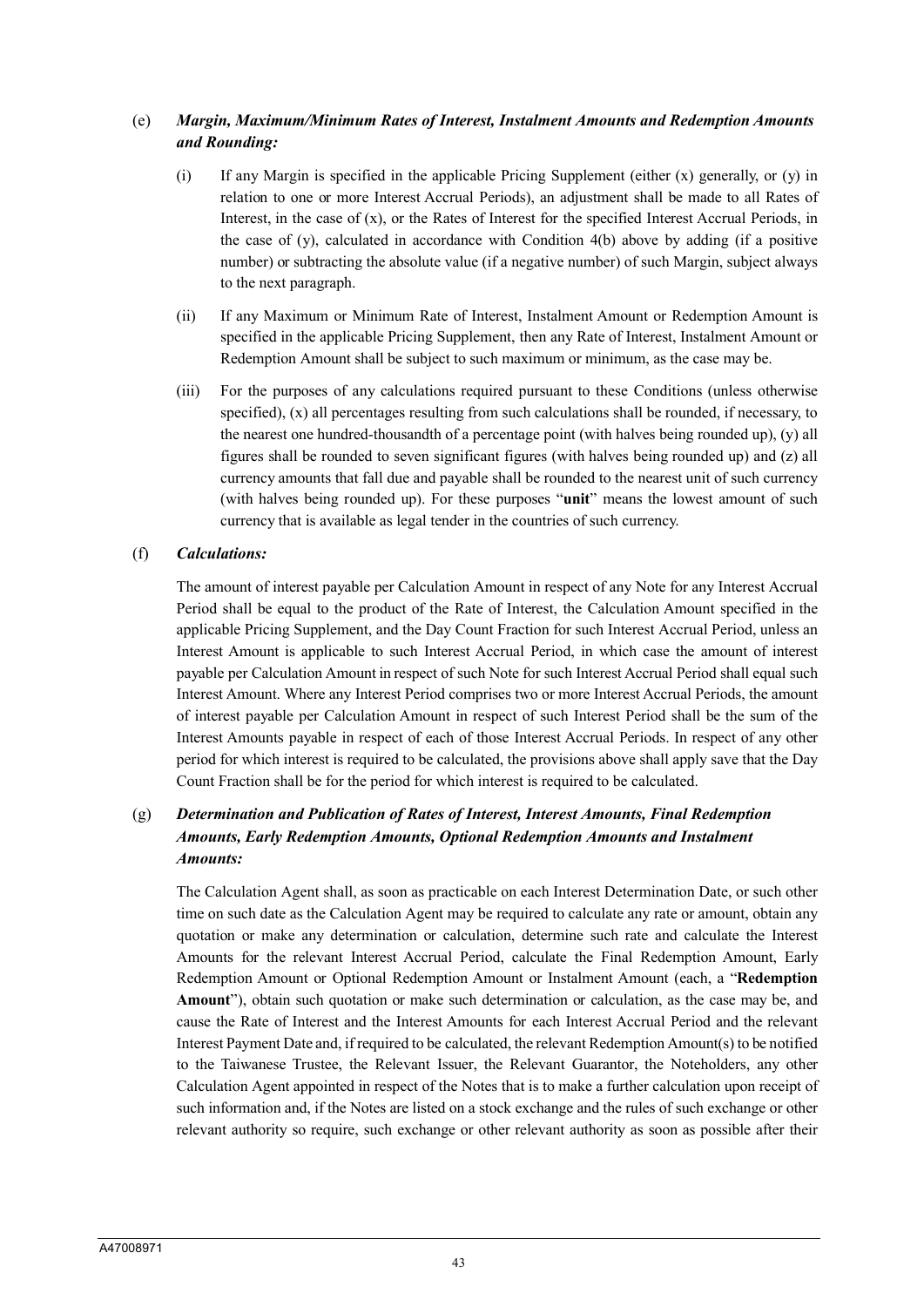(e) ***Margin, Maximum/Minimum Rates of Interest, Instalment Amounts and Redemption Amounts and Rounding:***

(i) If any Margin is specified in the applicable Pricing Supplement (either (x) generally, or (y) in relation to one or more Interest Accrual Periods), an adjustment shall be made to all Rates of Interest, in the case of (x), or the Rates of Interest for the specified Interest Accrual Periods, in the case of (y), calculated in accordance with Condition 4(b) above by adding (if a positive number) or subtracting the absolute value (if a negative number) of such Margin, subject always to the next paragraph.

(ii) If any Maximum or Minimum Rate of Interest, Instalment Amount or Redemption Amount is specified in the applicable Pricing Supplement, then any Rate of Interest, Instalment Amount or Redemption Amount shall be subject to such maximum or minimum, as the case may be.

(iii) For the purposes of any calculations required pursuant to these Conditions (unless otherwise specified), (x) all percentages resulting from such calculations shall be rounded, if necessary, to the nearest one hundred-thousandth of a percentage point (with halves being rounded up), (y) all figures shall be rounded to seven significant figures (with halves being rounded up) and (z) all currency amounts that fall due and payable shall be rounded to the nearest unit of such currency (with halves being rounded up). For these purposes "**unit**" means the lowest amount of such currency that is available as legal tender in the countries of such currency.

(f) ***Calculations:***

The amount of interest payable per Calculation Amount in respect of any Note for any Interest Accrual Period shall be equal to the product of the Rate of Interest, the Calculation Amount specified in the applicable Pricing Supplement, and the Day Count Fraction for such Interest Accrual Period, unless an Interest Amount is applicable to such Interest Accrual Period, in which case the amount of interest payable per Calculation Amount in respect of such Note for such Interest Accrual Period shall equal such Interest Amount. Where any Interest Period comprises two or more Interest Accrual Periods, the amount of interest payable per Calculation Amount in respect of such Interest Period shall be the sum of the Interest Amounts payable in respect of each of those Interest Accrual Periods. In respect of any other period for which interest is required to be calculated, the provisions above shall apply save that the Day Count Fraction shall be for the period for which interest is required to be calculated.

(g) ***Determination and Publication of Rates of Interest, Interest Amounts, Final Redemption Amounts, Early Redemption Amounts, Optional Redemption Amounts and Instalment Amounts:***

The Calculation Agent shall, as soon as practicable on each Interest Determination Date, or such other time on such date as the Calculation Agent may be required to calculate any rate or amount, obtain any quotation or make any determination or calculation, determine such rate and calculate the Interest Amounts for the relevant Interest Accrual Period, calculate the Final Redemption Amount, Early Redemption Amount or Optional Redemption Amount or Instalment Amount (each, a "**Redemption Amount**"), obtain such quotation or make such determination or calculation, as the case may be, and cause the Rate of Interest and the Interest Amounts for each Interest Accrual Period and the relevant Interest Payment Date and, if required to be calculated, the relevant Redemption Amount(s) to be notified to the Taiwanese Trustee, the Relevant Issuer, the Relevant Guarantor, the Noteholders, any other Calculation Agent appointed in respect of the Notes that is to make a further calculation upon receipt of such information and, if the Notes are listed on a stock exchange and the rules of such exchange or other relevant authority so require, such exchange or other relevant authority as soon as possible after their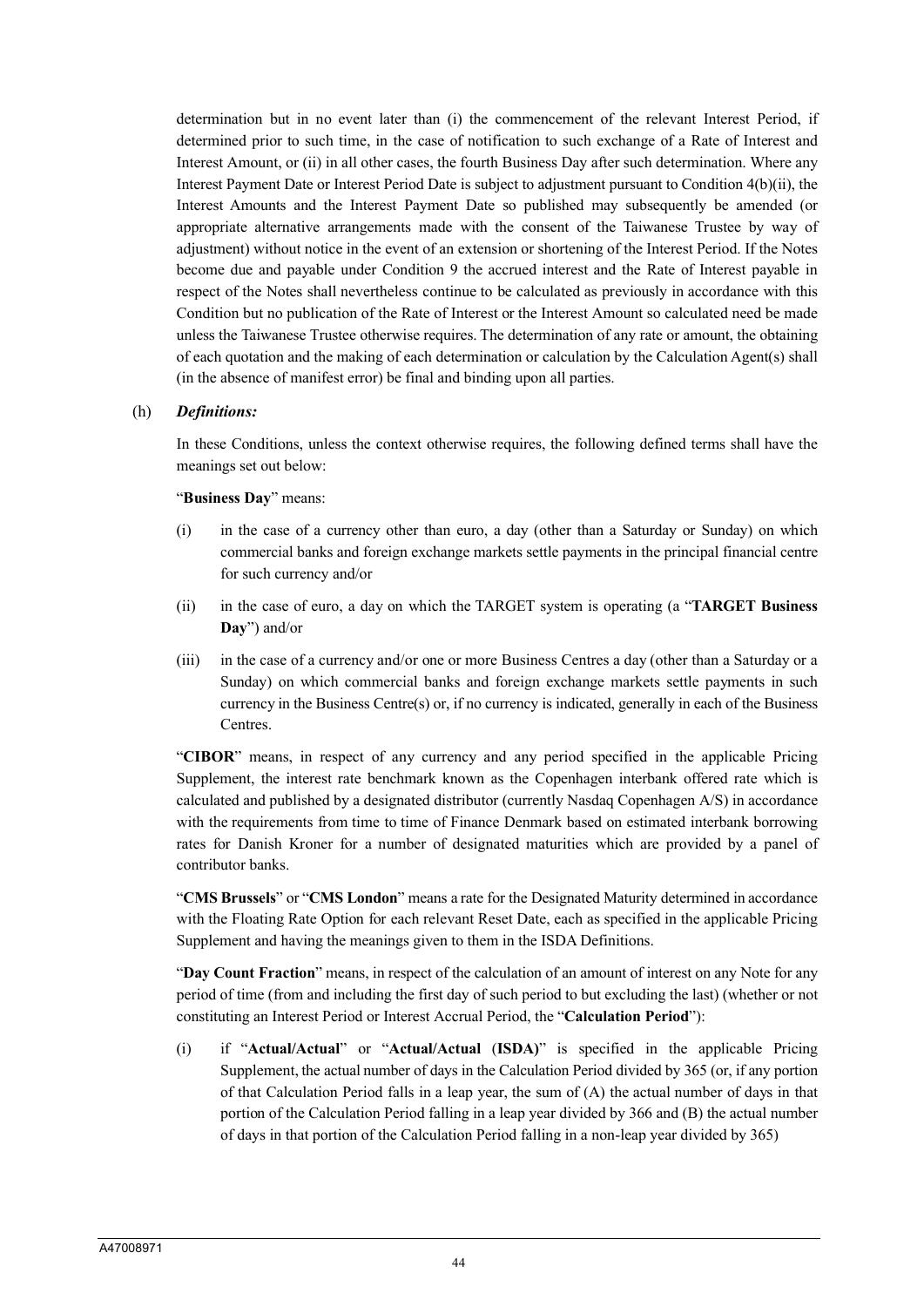determination but in no event later than (i) the commencement of the relevant Interest Period, if determined prior to such time, in the case of notification to such exchange of a Rate of Interest and Interest Amount, or (ii) in all other cases, the fourth Business Day after such determination. Where any Interest Payment Date or Interest Period Date is subject to adjustment pursuant to Condition 4(b)(ii), the Interest Amounts and the Interest Payment Date so published may subsequently be amended (or appropriate alternative arrangements made with the consent of the Taiwanese Trustee by way of adjustment) without notice in the event of an extension or shortening of the Interest Period. If the Notes become due and payable under Condition 9 the accrued interest and the Rate of Interest payable in respect of the Notes shall nevertheless continue to be calculated as previously in accordance with this Condition but no publication of the Rate of Interest or the Interest Amount so calculated need be made unless the Taiwanese Trustee otherwise requires. The determination of any rate or amount, the obtaining of each quotation and the making of each determination or calculation by the Calculation Agent(s) shall (in the absence of manifest error) be final and binding upon all parties.

(h) ***Definitions:***

In these Conditions, unless the context otherwise requires, the following defined terms shall have the meanings set out below:

"**Business Day**" means:

(i) in the case of a currency other than euro, a day (other than a Saturday or Sunday) on which commercial banks and foreign exchange markets settle payments in the principal financial centre for such currency and/or

(ii) in the case of euro, a day on which the TARGET system is operating (a "**TARGET Business Day**") and/or

(iii) in the case of a currency and/or one or more Business Centres a day (other than a Saturday or a Sunday) on which commercial banks and foreign exchange markets settle payments in such currency in the Business Centre(s) or, if no currency is indicated, generally in each of the Business Centres.

"**CIBOR**" means, in respect of any currency and any period specified in the applicable Pricing Supplement, the interest rate benchmark known as the Copenhagen interbank offered rate which is calculated and published by a designated distributor (currently Nasdaq Copenhagen A/S) in accordance with the requirements from time to time of Finance Denmark based on estimated interbank borrowing rates for Danish Kroner for a number of designated maturities which are provided by a panel of contributor banks.

"**CMS Brussels**" or "**CMS London**" means a rate for the Designated Maturity determined in accordance with the Floating Rate Option for each relevant Reset Date, each as specified in the applicable Pricing Supplement and having the meanings given to them in the ISDA Definitions.

"**Day Count Fraction**" means, in respect of the calculation of an amount of interest on any Note for any period of time (from and including the first day of such period to but excluding the last) (whether or not constituting an Interest Period or Interest Accrual Period, the "**Calculation Period**"):

(i) if "**Actual/Actual**" or "**Actual/Actual (ISDA)**" is specified in the applicable Pricing Supplement, the actual number of days in the Calculation Period divided by 365 (or, if any portion of that Calculation Period falls in a leap year, the sum of (A) the actual number of days in that portion of the Calculation Period falling in a leap year divided by 366 and (B) the actual number of days in that portion of the Calculation Period falling in a non-leap year divided by 365)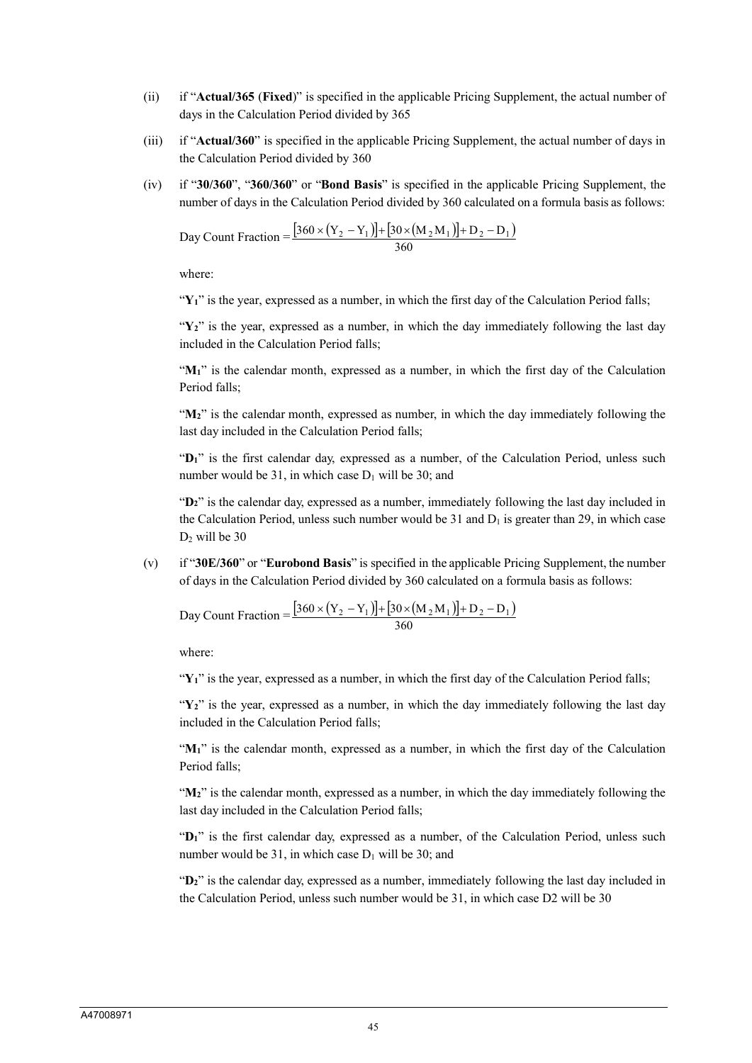(ii) if "**Actual/365 (Fixed)**" is specified in the applicable Pricing Supplement, the actual number of days in the Calculation Period divided by 365

(iii) if "**Actual/360**" is specified in the applicable Pricing Supplement, the actual number of days in the Calculation Period divided by 360

(iv) if "**30/360**", "**360/360**" or "**Bond Basis**" is specified in the applicable Pricing Supplement, the number of days in the Calculation Period divided by 360 calculated on a formula basis as follows:

$$\text{Day Count Fraction} = \frac{[360 \times (Y_2 - Y_1)] + [30 \times (M_2 M_1)] + D_2 - D_1)}{360}$$

where:

"$Y_1$" is the year, expressed as a number, in which the first day of the Calculation Period falls;

"$Y_2$" is the year, expressed as a number, in which the day immediately following the last day included in the Calculation Period falls;

"$M_1$" is the calendar month, expressed as a number, in which the first day of the Calculation Period falls;

"$M_2$" is the calendar month, expressed as number, in which the day immediately following the last day included in the Calculation Period falls;

"$D_1$" is the first calendar day, expressed as a number, of the Calculation Period, unless such number would be 31, in which case $D_1$ will be 30; and

"$D_2$" is the calendar day, expressed as a number, immediately following the last day included in the Calculation Period, unless such number would be 31 and $D_1$ is greater than 29, in which case $D_2$ will be 30

(v) if "**30E/360**" or "**Eurobond Basis**" is specified in the applicable Pricing Supplement, the number of days in the Calculation Period divided by 360 calculated on a formula basis as follows:

$$\text{Day Count Fraction} = \frac{[360 \times (Y_2 - Y_1)] + [30 \times (M_2 M_1)] + D_2 - D_1)}{360}$$

where:

"$Y_1$" is the year, expressed as a number, in which the first day of the Calculation Period falls;

"$Y_2$" is the year, expressed as a number, in which the day immediately following the last day included in the Calculation Period falls;

"$M_1$" is the calendar month, expressed as a number, in which the first day of the Calculation Period falls;

"$M_2$" is the calendar month, expressed as a number, in which the day immediately following the last day included in the Calculation Period falls;

"$D_1$" is the first calendar day, expressed as a number, of the Calculation Period, unless such number would be 31, in which case $D_1$ will be 30; and

"$D_2$" is the calendar day, expressed as a number, immediately following the last day included in the Calculation Period, unless such number would be 31, in which case D2 will be 30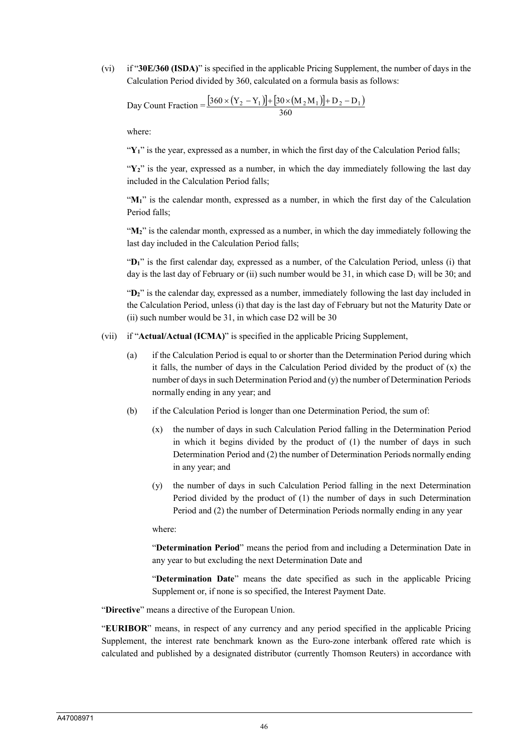(vi) if "**30E/360 (ISDA)**" is specified in the applicable Pricing Supplement, the number of days in the Calculation Period divided by 360, calculated on a formula basis as follows:

$$\text{Day Count Fraction} = \frac{[360 \times (Y_2 - Y_1)] + [30 \times (M_2 M_1)] + D_2 - D_1)}{360}$$

where:

"$Y_1$" is the year, expressed as a number, in which the first day of the Calculation Period falls;

"$Y_2$" is the year, expressed as a number, in which the day immediately following the last day included in the Calculation Period falls;

"$M_1$" is the calendar month, expressed as a number, in which the first day of the Calculation Period falls;

"$M_2$" is the calendar month, expressed as a number, in which the day immediately following the last day included in the Calculation Period falls;

"$D_1$" is the first calendar day, expressed as a number, of the Calculation Period, unless (i) that day is the last day of February or (ii) such number would be 31, in which case $D_1$ will be 30; and

"$D_2$" is the calendar day, expressed as a number, immediately following the last day included in the Calculation Period, unless (i) that day is the last day of February but not the Maturity Date or (ii) such number would be 31, in which case D2 will be 30

(vii) if "**Actual/Actual (ICMA)**" is specified in the applicable Pricing Supplement,

(a) if the Calculation Period is equal to or shorter than the Determination Period during which it falls, the number of days in the Calculation Period divided by the product of (x) the number of days in such Determination Period and (y) the number of Determination Periods normally ending in any year; and

(b) if the Calculation Period is longer than one Determination Period, the sum of:

(x) the number of days in such Calculation Period falling in the Determination Period in which it begins divided by the product of (1) the number of days in such Determination Period and (2) the number of Determination Periods normally ending in any year; and

(y) the number of days in such Calculation Period falling in the next Determination Period divided by the product of (1) the number of days in such Determination Period and (2) the number of Determination Periods normally ending in any year

where:

"**Determination Period**" means the period from and including a Determination Date in any year to but excluding the next Determination Date and

"**Determination Date**" means the date specified as such in the applicable Pricing Supplement or, if none is so specified, the Interest Payment Date.

"**Directive**" means a directive of the European Union.

"**EURIBOR**" means, in respect of any currency and any period specified in the applicable Pricing Supplement, the interest rate benchmark known as the Euro-zone interbank offered rate which is calculated and published by a designated distributor (currently Thomson Reuters) in accordance with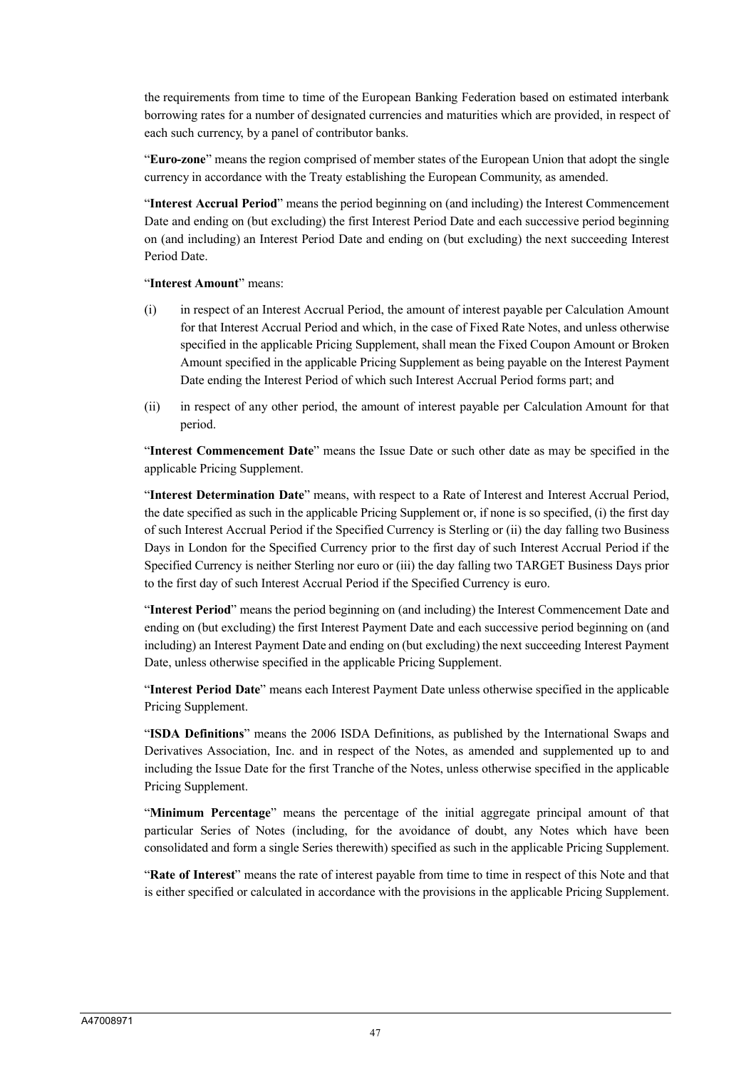the requirements from time to time of the European Banking Federation based on estimated interbank borrowing rates for a number of designated currencies and maturities which are provided, in respect of each such currency, by a panel of contributor banks.

"**Euro-zone**" means the region comprised of member states of the European Union that adopt the single currency in accordance with the Treaty establishing the European Community, as amended.

"**Interest Accrual Period**" means the period beginning on (and including) the Interest Commencement Date and ending on (but excluding) the first Interest Period Date and each successive period beginning on (and including) an Interest Period Date and ending on (but excluding) the next succeeding Interest Period Date.

"**Interest Amount**" means:

(i) in respect of an Interest Accrual Period, the amount of interest payable per Calculation Amount for that Interest Accrual Period and which, in the case of Fixed Rate Notes, and unless otherwise specified in the applicable Pricing Supplement, shall mean the Fixed Coupon Amount or Broken Amount specified in the applicable Pricing Supplement as being payable on the Interest Payment Date ending the Interest Period of which such Interest Accrual Period forms part; and

(ii) in respect of any other period, the amount of interest payable per Calculation Amount for that period.

"**Interest Commencement Date**" means the Issue Date or such other date as may be specified in the applicable Pricing Supplement.

"**Interest Determination Date**" means, with respect to a Rate of Interest and Interest Accrual Period, the date specified as such in the applicable Pricing Supplement or, if none is so specified, (i) the first day of such Interest Accrual Period if the Specified Currency is Sterling or (ii) the day falling two Business Days in London for the Specified Currency prior to the first day of such Interest Accrual Period if the Specified Currency is neither Sterling nor euro or (iii) the day falling two TARGET Business Days prior to the first day of such Interest Accrual Period if the Specified Currency is euro.

"**Interest Period**" means the period beginning on (and including) the Interest Commencement Date and ending on (but excluding) the first Interest Payment Date and each successive period beginning on (and including) an Interest Payment Date and ending on (but excluding) the next succeeding Interest Payment Date, unless otherwise specified in the applicable Pricing Supplement.

"**Interest Period Date**" means each Interest Payment Date unless otherwise specified in the applicable Pricing Supplement.

"**ISDA Definitions**" means the 2006 ISDA Definitions, as published by the International Swaps and Derivatives Association, Inc. and in respect of the Notes, as amended and supplemented up to and including the Issue Date for the first Tranche of the Notes, unless otherwise specified in the applicable Pricing Supplement.

"**Minimum Percentage**" means the percentage of the initial aggregate principal amount of that particular Series of Notes (including, for the avoidance of doubt, any Notes which have been consolidated and form a single Series therewith) specified as such in the applicable Pricing Supplement.

"**Rate of Interest**" means the rate of interest payable from time to time in respect of this Note and that is either specified or calculated in accordance with the provisions in the applicable Pricing Supplement.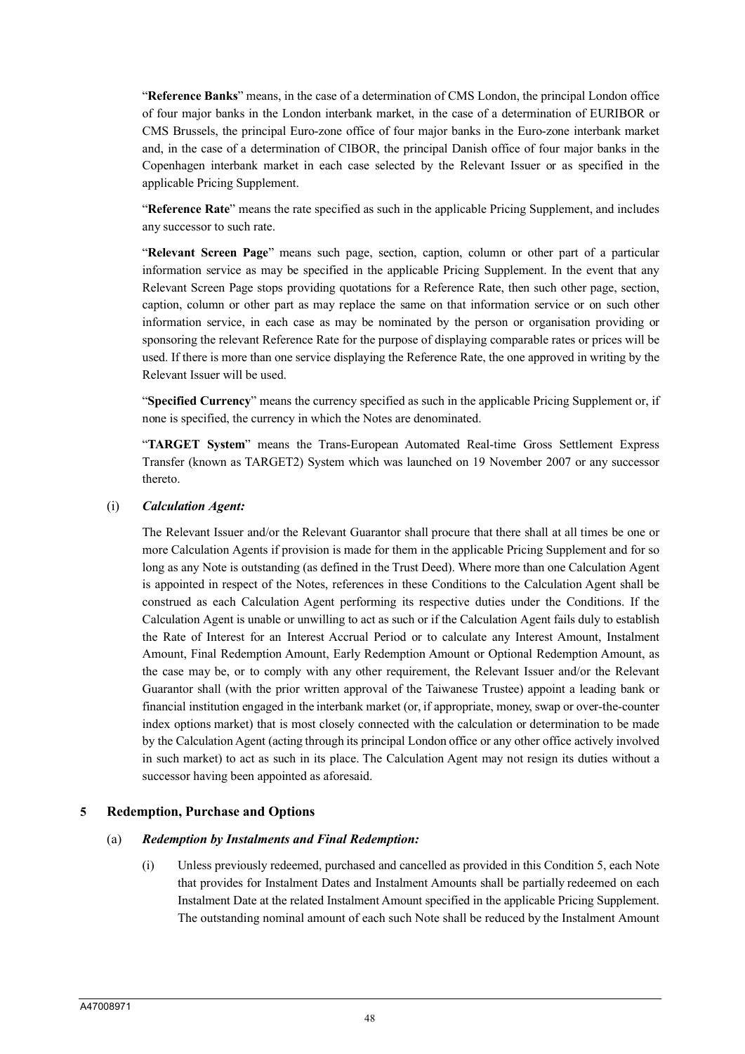"**Reference Banks**" means, in the case of a determination of CMS London, the principal London office of four major banks in the London interbank market, in the case of a determination of EURIBOR or CMS Brussels, the principal Euro-zone office of four major banks in the Euro-zone interbank market and, in the case of a determination of CIBOR, the principal Danish office of four major banks in the Copenhagen interbank market in each case selected by the Relevant Issuer or as specified in the applicable Pricing Supplement.

"**Reference Rate**" means the rate specified as such in the applicable Pricing Supplement, and includes any successor to such rate.

"**Relevant Screen Page**" means such page, section, caption, column or other part of a particular information service as may be specified in the applicable Pricing Supplement. In the event that any Relevant Screen Page stops providing quotations for a Reference Rate, then such other page, section, caption, column or other part as may replace the same on that information service or on such other information service, in each case as may be nominated by the person or organisation providing or sponsoring the relevant Reference Rate for the purpose of displaying comparable rates or prices will be used. If there is more than one service displaying the Reference Rate, the one approved in writing by the Relevant Issuer will be used.

"**Specified Currency**" means the currency specified as such in the applicable Pricing Supplement or, if none is specified, the currency in which the Notes are denominated.

"**TARGET System**" means the Trans-European Automated Real-time Gross Settlement Express Transfer (known as TARGET2) System which was launched on 19 November 2007 or any successor thereto.

(i) ***Calculation Agent:***

The Relevant Issuer and/or the Relevant Guarantor shall procure that there shall at all times be one or more Calculation Agents if provision is made for them in the applicable Pricing Supplement and for so long as any Note is outstanding (as defined in the Trust Deed). Where more than one Calculation Agent is appointed in respect of the Notes, references in these Conditions to the Calculation Agent shall be construed as each Calculation Agent performing its respective duties under the Conditions. If the Calculation Agent is unable or unwilling to act as such or if the Calculation Agent fails duly to establish the Rate of Interest for an Interest Accrual Period or to calculate any Interest Amount, Instalment Amount, Final Redemption Amount, Early Redemption Amount or Optional Redemption Amount, as the case may be, or to comply with any other requirement, the Relevant Issuer and/or the Relevant Guarantor shall (with the prior written approval of the Taiwanese Trustee) appoint a leading bank or financial institution engaged in the interbank market (or, if appropriate, money, swap or over-the-counter index options market) that is most closely connected with the calculation or determination to be made by the Calculation Agent (acting through its principal London office or any other office actively involved in such market) to act as such in its place. The Calculation Agent may not resign its duties without a successor having been appointed as aforesaid.

## 5 Redemption, Purchase and Options

(a) ***Redemption by Instalments and Final Redemption:***

(i) Unless previously redeemed, purchased and cancelled as provided in this Condition 5, each Note that provides for Instalment Dates and Instalment Amounts shall be partially redeemed on each Instalment Date at the related Instalment Amount specified in the applicable Pricing Supplement. The outstanding nominal amount of each such Note shall be reduced by the Instalment Amount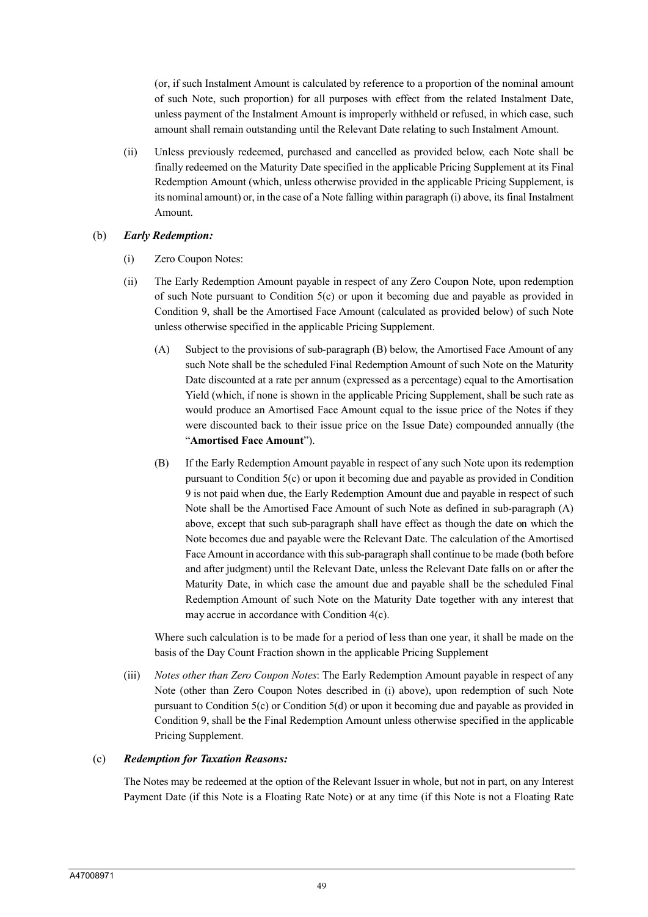(or, if such Instalment Amount is calculated by reference to a proportion of the nominal amount of such Note, such proportion) for all purposes with effect from the related Instalment Date, unless payment of the Instalment Amount is improperly withheld or refused, in which case, such amount shall remain outstanding until the Relevant Date relating to such Instalment Amount.

(ii) Unless previously redeemed, purchased and cancelled as provided below, each Note shall be finally redeemed on the Maturity Date specified in the applicable Pricing Supplement at its Final Redemption Amount (which, unless otherwise provided in the applicable Pricing Supplement, is its nominal amount) or, in the case of a Note falling within paragraph (i) above, its final Instalment Amount.

(b) ***Early Redemption:***

(i) Zero Coupon Notes:

(ii) The Early Redemption Amount payable in respect of any Zero Coupon Note, upon redemption of such Note pursuant to Condition 5(c) or upon it becoming due and payable as provided in Condition 9, shall be the Amortised Face Amount (calculated as provided below) of such Note unless otherwise specified in the applicable Pricing Supplement.

(A) Subject to the provisions of sub-paragraph (B) below, the Amortised Face Amount of any such Note shall be the scheduled Final Redemption Amount of such Note on the Maturity Date discounted at a rate per annum (expressed as a percentage) equal to the Amortisation Yield (which, if none is shown in the applicable Pricing Supplement, shall be such rate as would produce an Amortised Face Amount equal to the issue price of the Notes if they were discounted back to their issue price on the Issue Date) compounded annually (the "**Amortised Face Amount**").

(B) If the Early Redemption Amount payable in respect of any such Note upon its redemption pursuant to Condition 5(c) or upon it becoming due and payable as provided in Condition 9 is not paid when due, the Early Redemption Amount due and payable in respect of such Note shall be the Amortised Face Amount of such Note as defined in sub-paragraph (A) above, except that such sub-paragraph shall have effect as though the date on which the Note becomes due and payable were the Relevant Date. The calculation of the Amortised Face Amount in accordance with this sub-paragraph shall continue to be made (both before and after judgment) until the Relevant Date, unless the Relevant Date falls on or after the Maturity Date, in which case the amount due and payable shall be the scheduled Final Redemption Amount of such Note on the Maturity Date together with any interest that may accrue in accordance with Condition 4(c).

Where such calculation is to be made for a period of less than one year, it shall be made on the basis of the Day Count Fraction shown in the applicable Pricing Supplement

(iii) *Notes other than Zero Coupon Notes*: The Early Redemption Amount payable in respect of any Note (other than Zero Coupon Notes described in (i) above), upon redemption of such Note pursuant to Condition 5(c) or Condition 5(d) or upon it becoming due and payable as provided in Condition 9, shall be the Final Redemption Amount unless otherwise specified in the applicable Pricing Supplement.

(c) ***Redemption for Taxation Reasons:***

The Notes may be redeemed at the option of the Relevant Issuer in whole, but not in part, on any Interest Payment Date (if this Note is a Floating Rate Note) or at any time (if this Note is not a Floating Rate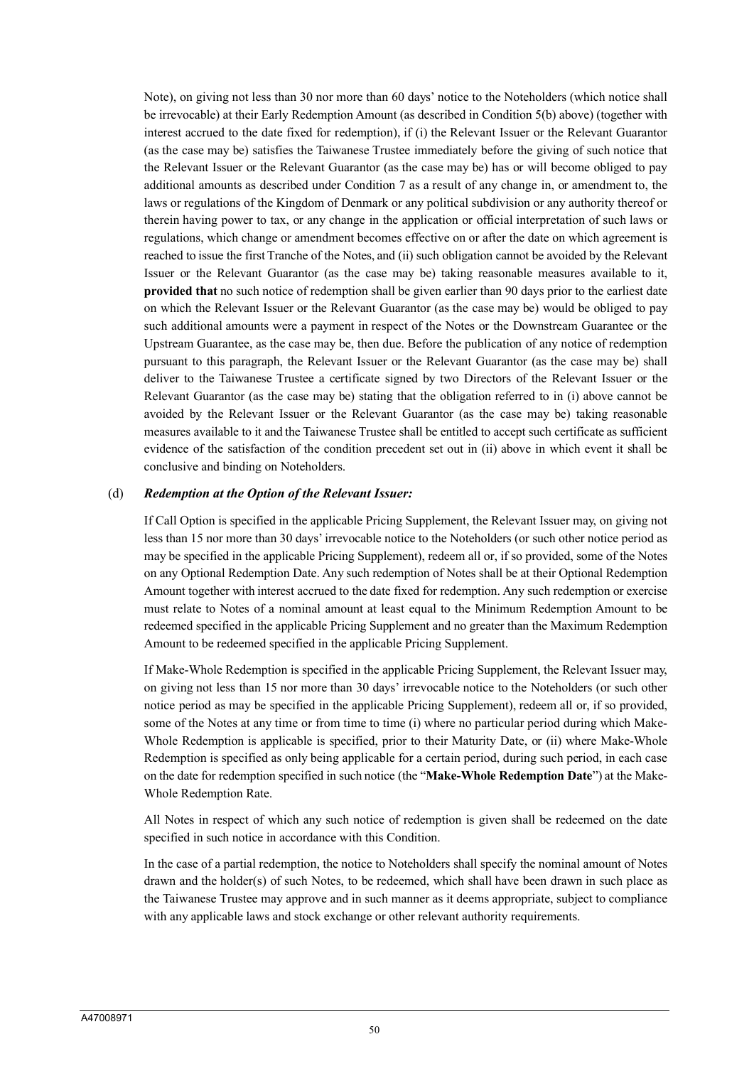Note), on giving not less than 30 nor more than 60 days' notice to the Noteholders (which notice shall be irrevocable) at their Early Redemption Amount (as described in Condition 5(b) above) (together with interest accrued to the date fixed for redemption), if (i) the Relevant Issuer or the Relevant Guarantor (as the case may be) satisfies the Taiwanese Trustee immediately before the giving of such notice that the Relevant Issuer or the Relevant Guarantor (as the case may be) has or will become obliged to pay additional amounts as described under Condition 7 as a result of any change in, or amendment to, the laws or regulations of the Kingdom of Denmark or any political subdivision or any authority thereof or therein having power to tax, or any change in the application or official interpretation of such laws or regulations, which change or amendment becomes effective on or after the date on which agreement is reached to issue the first Tranche of the Notes, and (ii) such obligation cannot be avoided by the Relevant Issuer or the Relevant Guarantor (as the case may be) taking reasonable measures available to it, **provided that** no such notice of redemption shall be given earlier than 90 days prior to the earliest date on which the Relevant Issuer or the Relevant Guarantor (as the case may be) would be obliged to pay such additional amounts were a payment in respect of the Notes or the Downstream Guarantee or the Upstream Guarantee, as the case may be, then due. Before the publication of any notice of redemption pursuant to this paragraph, the Relevant Issuer or the Relevant Guarantor (as the case may be) shall deliver to the Taiwanese Trustee a certificate signed by two Directors of the Relevant Issuer or the Relevant Guarantor (as the case may be) stating that the obligation referred to in (i) above cannot be avoided by the Relevant Issuer or the Relevant Guarantor (as the case may be) taking reasonable measures available to it and the Taiwanese Trustee shall be entitled to accept such certificate as sufficient evidence of the satisfaction of the condition precedent set out in (ii) above in which event it shall be conclusive and binding on Noteholders.

(d) ***Redemption at the Option of the Relevant Issuer:***

If Call Option is specified in the applicable Pricing Supplement, the Relevant Issuer may, on giving not less than 15 nor more than 30 days' irrevocable notice to the Noteholders (or such other notice period as may be specified in the applicable Pricing Supplement), redeem all or, if so provided, some of the Notes on any Optional Redemption Date. Any such redemption of Notes shall be at their Optional Redemption Amount together with interest accrued to the date fixed for redemption. Any such redemption or exercise must relate to Notes of a nominal amount at least equal to the Minimum Redemption Amount to be redeemed specified in the applicable Pricing Supplement and no greater than the Maximum Redemption Amount to be redeemed specified in the applicable Pricing Supplement.

If Make-Whole Redemption is specified in the applicable Pricing Supplement, the Relevant Issuer may, on giving not less than 15 nor more than 30 days' irrevocable notice to the Noteholders (or such other notice period as may be specified in the applicable Pricing Supplement), redeem all or, if so provided, some of the Notes at any time or from time to time (i) where no particular period during which Make-Whole Redemption is applicable is specified, prior to their Maturity Date, or (ii) where Make-Whole Redemption is specified as only being applicable for a certain period, during such period, in each case on the date for redemption specified in such notice (the "**Make-Whole Redemption Date**") at the Make-Whole Redemption Rate.

All Notes in respect of which any such notice of redemption is given shall be redeemed on the date specified in such notice in accordance with this Condition.

In the case of a partial redemption, the notice to Noteholders shall specify the nominal amount of Notes drawn and the holder(s) of such Notes, to be redeemed, which shall have been drawn in such place as the Taiwanese Trustee may approve and in such manner as it deems appropriate, subject to compliance with any applicable laws and stock exchange or other relevant authority requirements.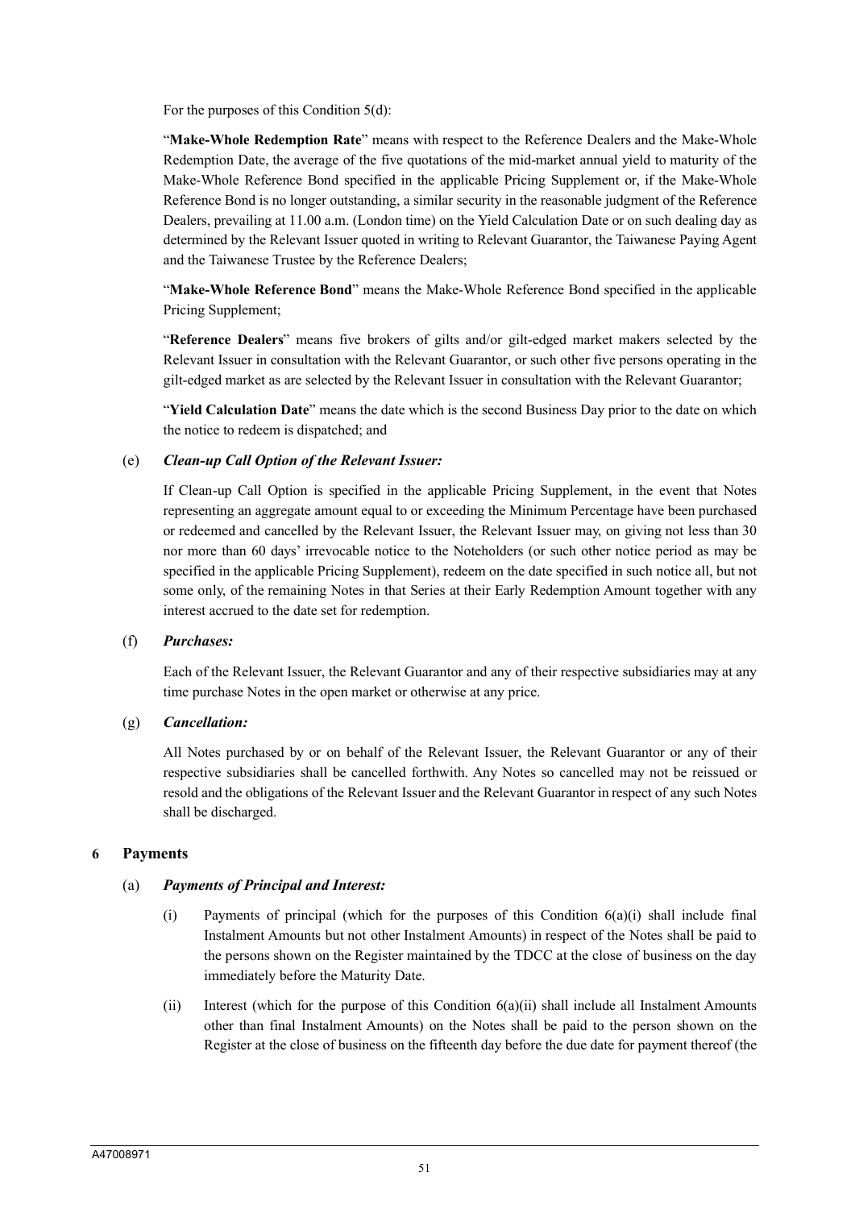For the purposes of this Condition 5(d):

"**Make-Whole Redemption Rate**" means with respect to the Reference Dealers and the Make-Whole Redemption Date, the average of the five quotations of the mid-market annual yield to maturity of the Make-Whole Reference Bond specified in the applicable Pricing Supplement or, if the Make-Whole Reference Bond is no longer outstanding, a similar security in the reasonable judgment of the Reference Dealers, prevailing at 11.00 a.m. (London time) on the Yield Calculation Date or on such dealing day as determined by the Relevant Issuer quoted in writing to Relevant Guarantor, the Taiwanese Paying Agent and the Taiwanese Trustee by the Reference Dealers;

"**Make-Whole Reference Bond**" means the Make-Whole Reference Bond specified in the applicable Pricing Supplement;

"**Reference Dealers**" means five brokers of gilts and/or gilt-edged market makers selected by the Relevant Issuer in consultation with the Relevant Guarantor, or such other five persons operating in the gilt-edged market as are selected by the Relevant Issuer in consultation with the Relevant Guarantor;

"**Yield Calculation Date**" means the date which is the second Business Day prior to the date on which the notice to redeem is dispatched; and

(e) ***Clean-up Call Option of the Relevant Issuer:***

If Clean-up Call Option is specified in the applicable Pricing Supplement, in the event that Notes representing an aggregate amount equal to or exceeding the Minimum Percentage have been purchased or redeemed and cancelled by the Relevant Issuer, the Relevant Issuer may, on giving not less than 30 nor more than 60 days' irrevocable notice to the Noteholders (or such other notice period as may be specified in the applicable Pricing Supplement), redeem on the date specified in such notice all, but not some only, of the remaining Notes in that Series at their Early Redemption Amount together with any interest accrued to the date set for redemption.

(f) ***Purchases:***

Each of the Relevant Issuer, the Relevant Guarantor and any of their respective subsidiaries may at any time purchase Notes in the open market or otherwise at any price.

(g) ***Cancellation:***

All Notes purchased by or on behalf of the Relevant Issuer, the Relevant Guarantor or any of their respective subsidiaries shall be cancelled forthwith. Any Notes so cancelled may not be reissued or resold and the obligations of the Relevant Issuer and the Relevant Guarantor in respect of any such Notes shall be discharged.

## 6 Payments

(a) ***Payments of Principal and Interest:***

(i) Payments of principal (which for the purposes of this Condition 6(a)(i) shall include final Instalment Amounts but not other Instalment Amounts) in respect of the Notes shall be paid to the persons shown on the Register maintained by the TDCC at the close of business on the day immediately before the Maturity Date.

(ii) Interest (which for the purpose of this Condition 6(a)(ii) shall include all Instalment Amounts other than final Instalment Amounts) on the Notes shall be paid to the person shown on the Register at the close of business on the fifteenth day before the due date for payment thereof (the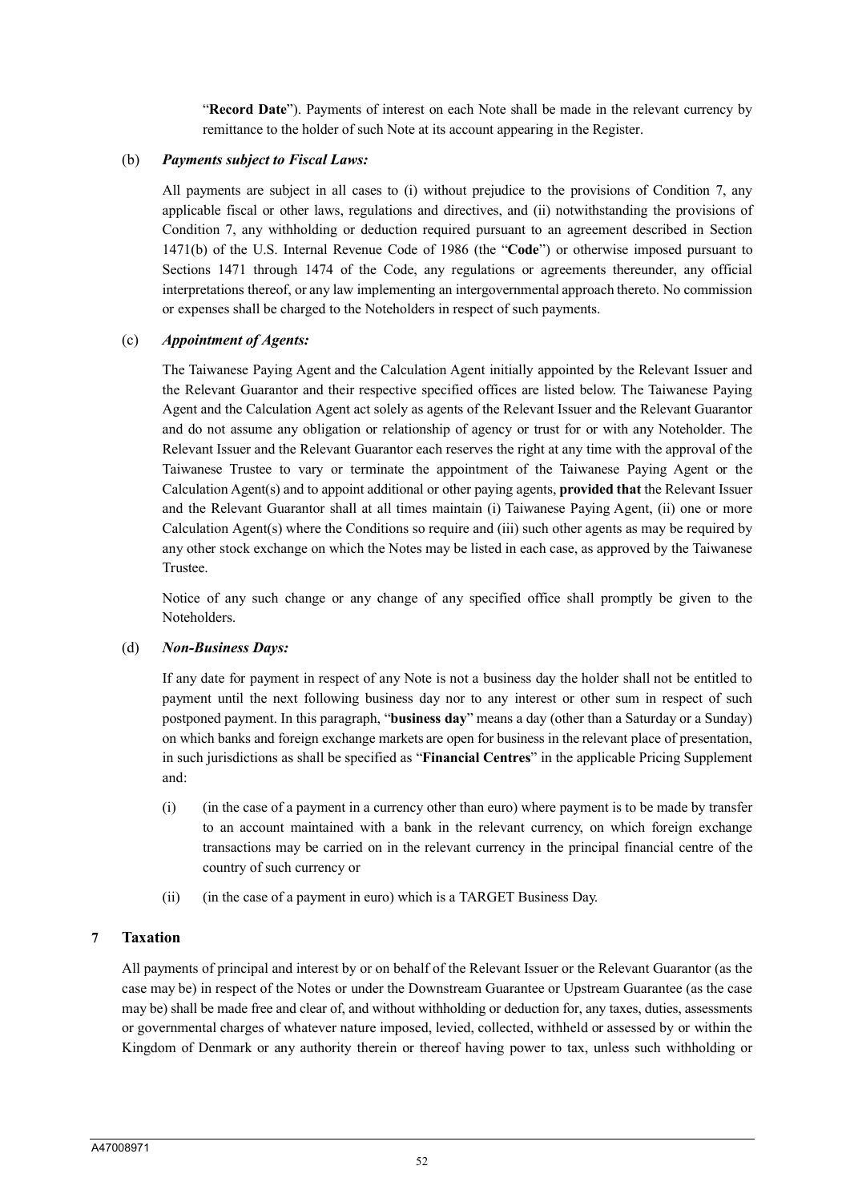"**Record Date**"). Payments of interest on each Note shall be made in the relevant currency by remittance to the holder of such Note at its account appearing in the Register.

(b) ***Payments subject to Fiscal Laws:***

All payments are subject in all cases to (i) without prejudice to the provisions of Condition 7, any applicable fiscal or other laws, regulations and directives, and (ii) notwithstanding the provisions of Condition 7, any withholding or deduction required pursuant to an agreement described in Section 1471(b) of the U.S. Internal Revenue Code of 1986 (the "**Code**") or otherwise imposed pursuant to Sections 1471 through 1474 of the Code, any regulations or agreements thereunder, any official interpretations thereof, or any law implementing an intergovernmental approach thereto. No commission or expenses shall be charged to the Noteholders in respect of such payments.

(c) ***Appointment of Agents:***

The Taiwanese Paying Agent and the Calculation Agent initially appointed by the Relevant Issuer and the Relevant Guarantor and their respective specified offices are listed below. The Taiwanese Paying Agent and the Calculation Agent act solely as agents of the Relevant Issuer and the Relevant Guarantor and do not assume any obligation or relationship of agency or trust for or with any Noteholder. The Relevant Issuer and the Relevant Guarantor each reserves the right at any time with the approval of the Taiwanese Trustee to vary or terminate the appointment of the Taiwanese Paying Agent or the Calculation Agent(s) and to appoint additional or other paying agents, **provided that** the Relevant Issuer and the Relevant Guarantor shall at all times maintain (i) Taiwanese Paying Agent, (ii) one or more Calculation Agent(s) where the Conditions so require and (iii) such other agents as may be required by any other stock exchange on which the Notes may be listed in each case, as approved by the Taiwanese Trustee.

Notice of any such change or any change of any specified office shall promptly be given to the Noteholders.

(d) ***Non-Business Days:***

If any date for payment in respect of any Note is not a business day the holder shall not be entitled to payment until the next following business day nor to any interest or other sum in respect of such postponed payment. In this paragraph, "**business day**" means a day (other than a Saturday or a Sunday) on which banks and foreign exchange markets are open for business in the relevant place of presentation, in such jurisdictions as shall be specified as "**Financial Centres**" in the applicable Pricing Supplement and:

(i) (in the case of a payment in a currency other than euro) where payment is to be made by transfer to an account maintained with a bank in the relevant currency, on which foreign exchange transactions may be carried on in the relevant currency in the principal financial centre of the country of such currency or

(ii) (in the case of a payment in euro) which is a TARGET Business Day.

## 7 Taxation

All payments of principal and interest by or on behalf of the Relevant Issuer or the Relevant Guarantor (as the case may be) in respect of the Notes or under the Downstream Guarantee or Upstream Guarantee (as the case may be) shall be made free and clear of, and without withholding or deduction for, any taxes, duties, assessments or governmental charges of whatever nature imposed, levied, collected, withheld or assessed by or within the Kingdom of Denmark or any authority therein or thereof having power to tax, unless such withholding or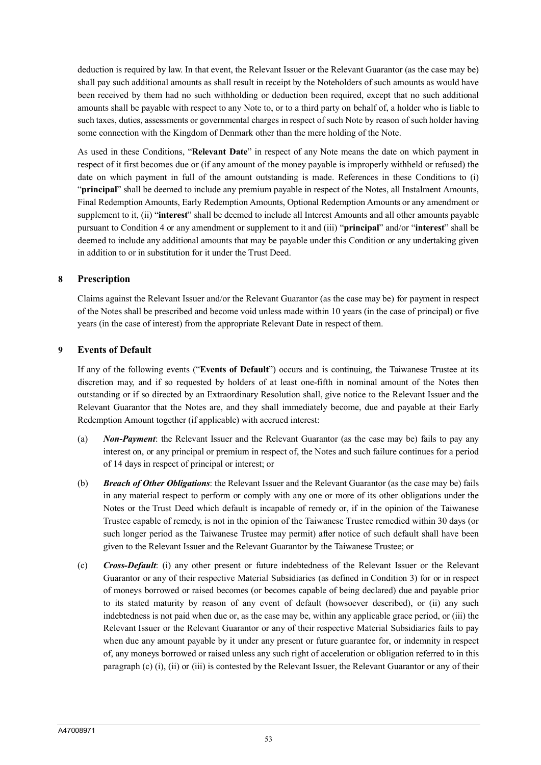deduction is required by law. In that event, the Relevant Issuer or the Relevant Guarantor (as the case may be) shall pay such additional amounts as shall result in receipt by the Noteholders of such amounts as would have been received by them had no such withholding or deduction been required, except that no such additional amounts shall be payable with respect to any Note to, or to a third party on behalf of, a holder who is liable to such taxes, duties, assessments or governmental charges in respect of such Note by reason of such holder having some connection with the Kingdom of Denmark other than the mere holding of the Note.

As used in these Conditions, "**Relevant Date**" in respect of any Note means the date on which payment in respect of it first becomes due or (if any amount of the money payable is improperly withheld or refused) the date on which payment in full of the amount outstanding is made. References in these Conditions to (i) "**principal**" shall be deemed to include any premium payable in respect of the Notes, all Instalment Amounts, Final Redemption Amounts, Early Redemption Amounts, Optional Redemption Amounts or any amendment or supplement to it, (ii) "**interest**" shall be deemed to include all Interest Amounts and all other amounts payable pursuant to Condition 4 or any amendment or supplement to it and (iii) "**principal**" and/or "**interest**" shall be deemed to include any additional amounts that may be payable under this Condition or any undertaking given in addition to or in substitution for it under the Trust Deed.

## 8 Prescription

Claims against the Relevant Issuer and/or the Relevant Guarantor (as the case may be) for payment in respect of the Notes shall be prescribed and become void unless made within 10 years (in the case of principal) or five years (in the case of interest) from the appropriate Relevant Date in respect of them.

## 9 Events of Default

If any of the following events ("**Events of Default**") occurs and is continuing, the Taiwanese Trustee at its discretion may, and if so requested by holders of at least one-fifth in nominal amount of the Notes then outstanding or if so directed by an Extraordinary Resolution shall, give notice to the Relevant Issuer and the Relevant Guarantor that the Notes are, and they shall immediately become, due and payable at their Early Redemption Amount together (if applicable) with accrued interest:

(a) ***Non-Payment***: the Relevant Issuer and the Relevant Guarantor (as the case may be) fails to pay any interest on, or any principal or premium in respect of, the Notes and such failure continues for a period of 14 days in respect of principal or interest; or

(b) ***Breach of Other Obligations***: the Relevant Issuer and the Relevant Guarantor (as the case may be) fails in any material respect to perform or comply with any one or more of its other obligations under the Notes or the Trust Deed which default is incapable of remedy or, if in the opinion of the Taiwanese Trustee capable of remedy, is not in the opinion of the Taiwanese Trustee remedied within 30 days (or such longer period as the Taiwanese Trustee may permit) after notice of such default shall have been given to the Relevant Issuer and the Relevant Guarantor by the Taiwanese Trustee; or

(c) ***Cross-Default***: (i) any other present or future indebtedness of the Relevant Issuer or the Relevant Guarantor or any of their respective Material Subsidiaries (as defined in Condition 3) for or in respect of moneys borrowed or raised becomes (or becomes capable of being declared) due and payable prior to its stated maturity by reason of any event of default (howsoever described), or (ii) any such indebtedness is not paid when due or, as the case may be, within any applicable grace period, or (iii) the Relevant Issuer or the Relevant Guarantor or any of their respective Material Subsidiaries fails to pay when due any amount payable by it under any present or future guarantee for, or indemnity in respect of, any moneys borrowed or raised unless any such right of acceleration or obligation referred to in this paragraph (c) (i), (ii) or (iii) is contested by the Relevant Issuer, the Relevant Guarantor or any of their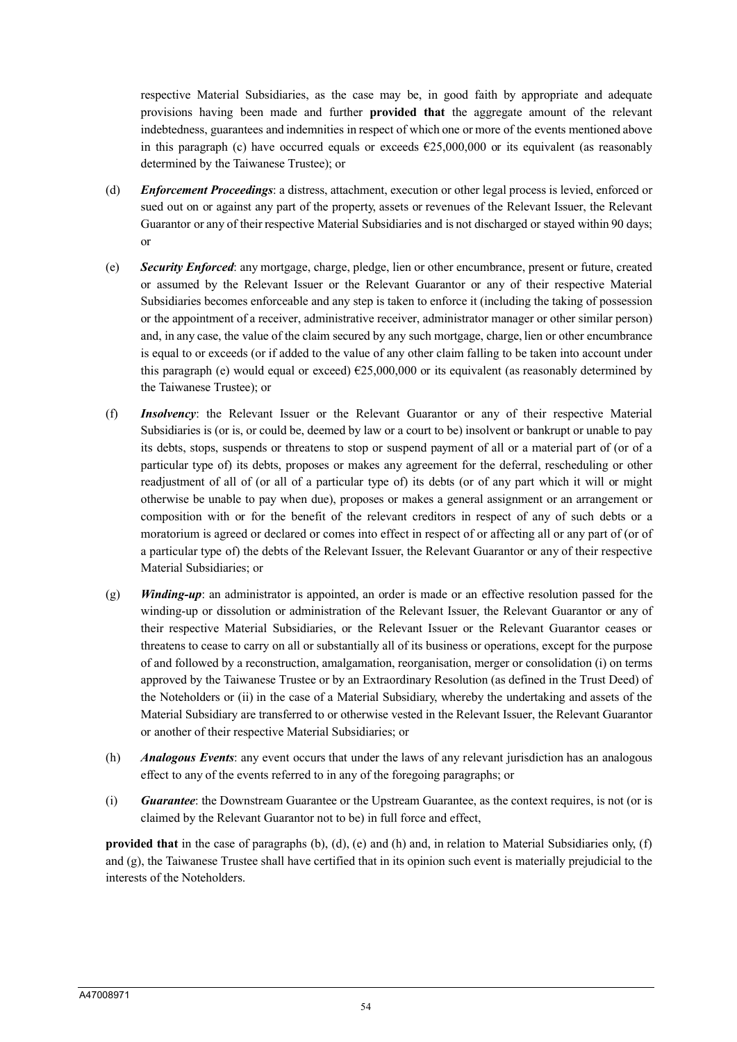respective Material Subsidiaries, as the case may be, in good faith by appropriate and adequate provisions having been made and further **provided that** the aggregate amount of the relevant indebtedness, guarantees and indemnities in respect of which one or more of the events mentioned above in this paragraph (c) have occurred equals or exceeds €25,000,000 or its equivalent (as reasonably determined by the Taiwanese Trustee); or

(d) ***Enforcement Proceedings***: a distress, attachment, execution or other legal process is levied, enforced or sued out on or against any part of the property, assets or revenues of the Relevant Issuer, the Relevant Guarantor or any of their respective Material Subsidiaries and is not discharged or stayed within 90 days; or

(e) ***Security Enforced***: any mortgage, charge, pledge, lien or other encumbrance, present or future, created or assumed by the Relevant Issuer or the Relevant Guarantor or any of their respective Material Subsidiaries becomes enforceable and any step is taken to enforce it (including the taking of possession or the appointment of a receiver, administrative receiver, administrator manager or other similar person) and, in any case, the value of the claim secured by any such mortgage, charge, lien or other encumbrance is equal to or exceeds (or if added to the value of any other claim falling to be taken into account under this paragraph (e) would equal or exceed) €25,000,000 or its equivalent (as reasonably determined by the Taiwanese Trustee); or

(f) ***Insolvency***: the Relevant Issuer or the Relevant Guarantor or any of their respective Material Subsidiaries is (or is, or could be, deemed by law or a court to be) insolvent or bankrupt or unable to pay its debts, stops, suspends or threatens to stop or suspend payment of all or a material part of (or of a particular type of) its debts, proposes or makes any agreement for the deferral, rescheduling or other readjustment of all of (or all of a particular type of) its debts (or of any part which it will or might otherwise be unable to pay when due), proposes or makes a general assignment or an arrangement or composition with or for the benefit of the relevant creditors in respect of any of such debts or a moratorium is agreed or declared or comes into effect in respect of or affecting all or any part of (or of a particular type of) the debts of the Relevant Issuer, the Relevant Guarantor or any of their respective Material Subsidiaries; or

(g) ***Winding-up***: an administrator is appointed, an order is made or an effective resolution passed for the winding-up or dissolution or administration of the Relevant Issuer, the Relevant Guarantor or any of their respective Material Subsidiaries, or the Relevant Issuer or the Relevant Guarantor ceases or threatens to cease to carry on all or substantially all of its business or operations, except for the purpose of and followed by a reconstruction, amalgamation, reorganisation, merger or consolidation (i) on terms approved by the Taiwanese Trustee or by an Extraordinary Resolution (as defined in the Trust Deed) of the Noteholders or (ii) in the case of a Material Subsidiary, whereby the undertaking and assets of the Material Subsidiary are transferred to or otherwise vested in the Relevant Issuer, the Relevant Guarantor or another of their respective Material Subsidiaries; or

(h) ***Analogous Events***: any event occurs that under the laws of any relevant jurisdiction has an analogous effect to any of the events referred to in any of the foregoing paragraphs; or

(i) ***Guarantee***: the Downstream Guarantee or the Upstream Guarantee, as the context requires, is not (or is claimed by the Relevant Guarantor not to be) in full force and effect,

**provided that** in the case of paragraphs (b), (d), (e) and (h) and, in relation to Material Subsidiaries only, (f) and (g), the Taiwanese Trustee shall have certified that in its opinion such event is materially prejudicial to the interests of the Noteholders.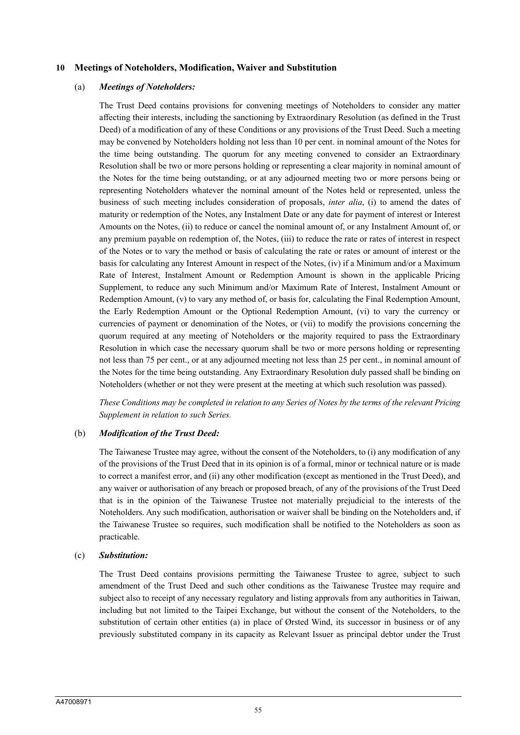## 10 Meetings of Noteholders, Modification, Waiver and Substitution

(a) ***Meetings of Noteholders:***

The Trust Deed contains provisions for convening meetings of Noteholders to consider any matter affecting their interests, including the sanctioning by Extraordinary Resolution (as defined in the Trust Deed) of a modification of any of these Conditions or any provisions of the Trust Deed. Such a meeting may be convened by Noteholders holding not less than 10 per cent. in nominal amount of the Notes for the time being outstanding. The quorum for any meeting convened to consider an Extraordinary Resolution shall be two or more persons holding or representing a clear majority in nominal amount of the Notes for the time being outstanding, or at any adjourned meeting two or more persons being or representing Noteholders whatever the nominal amount of the Notes held or represented, unless the business of such meeting includes consideration of proposals, *inter alia*, (i) to amend the dates of maturity or redemption of the Notes, any Instalment Date or any date for payment of interest or Interest Amounts on the Notes, (ii) to reduce or cancel the nominal amount of, or any Instalment Amount of, or any premium payable on redemption of, the Notes, (iii) to reduce the rate or rates of interest in respect of the Notes or to vary the method or basis of calculating the rate or rates or amount of interest or the basis for calculating any Interest Amount in respect of the Notes, (iv) if a Minimum and/or a Maximum Rate of Interest, Instalment Amount or Redemption Amount is shown in the applicable Pricing Supplement, to reduce any such Minimum and/or Maximum Rate of Interest, Instalment Amount or Redemption Amount, (v) to vary any method of, or basis for, calculating the Final Redemption Amount, the Early Redemption Amount or the Optional Redemption Amount, (vi) to vary the currency or currencies of payment or denomination of the Notes, or (vii) to modify the provisions concerning the quorum required at any meeting of Noteholders or the majority required to pass the Extraordinary Resolution in which case the necessary quorum shall be two or more persons holding or representing not less than 75 per cent., or at any adjourned meeting not less than 25 per cent., in nominal amount of the Notes for the time being outstanding. Any Extraordinary Resolution duly passed shall be binding on Noteholders (whether or not they were present at the meeting at which such resolution was passed).

*These Conditions may be completed in relation to any Series of Notes by the terms of the relevant Pricing Supplement in relation to such Series.*

(b) ***Modification of the Trust Deed:***

The Taiwanese Trustee may agree, without the consent of the Noteholders, to (i) any modification of any of the provisions of the Trust Deed that in its opinion is of a formal, minor or technical nature or is made to correct a manifest error, and (ii) any other modification (except as mentioned in the Trust Deed), and any waiver or authorisation of any breach or proposed breach, of any of the provisions of the Trust Deed that is in the opinion of the Taiwanese Trustee not materially prejudicial to the interests of the Noteholders. Any such modification, authorisation or waiver shall be binding on the Noteholders and, if the Taiwanese Trustee so requires, such modification shall be notified to the Noteholders as soon as practicable.

(c) ***Substitution:***

The Trust Deed contains provisions permitting the Taiwanese Trustee to agree, subject to such amendment of the Trust Deed and such other conditions as the Taiwanese Trustee may require and subject also to receipt of any necessary regulatory and listing approvals from any authorities in Taiwan, including but not limited to the Taipei Exchange, but without the consent of the Noteholders, to the substitution of certain other entities (a) in place of Ørsted Wind, its successor in business or of any previously substituted company in its capacity as Relevant Issuer as principal debtor under the Trust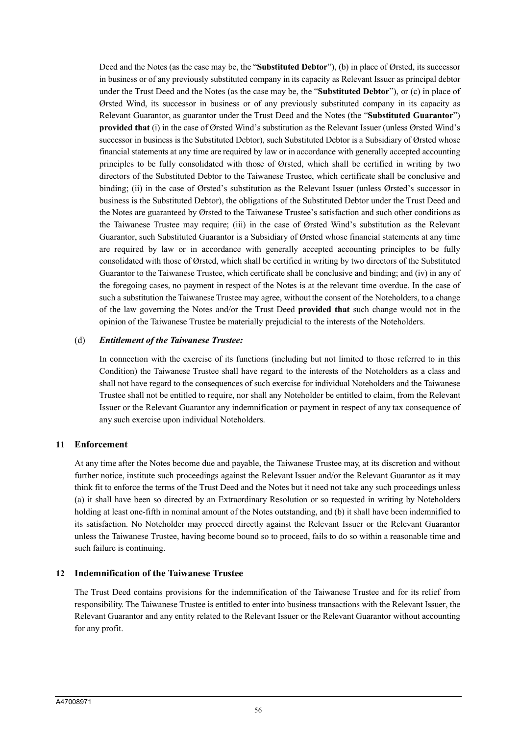Deed and the Notes (as the case may be, the "**Substituted Debtor**"), (b) in place of Ørsted, its successor in business or of any previously substituted company in its capacity as Relevant Issuer as principal debtor under the Trust Deed and the Notes (as the case may be, the "**Substituted Debtor**"), or (c) in place of Ørsted Wind, its successor in business or of any previously substituted company in its capacity as Relevant Guarantor, as guarantor under the Trust Deed and the Notes (the "**Substituted Guarantor**") **provided that** (i) in the case of Ørsted Wind's substitution as the Relevant Issuer (unless Ørsted Wind's successor in business is the Substituted Debtor), such Substituted Debtor is a Subsidiary of Ørsted whose financial statements at any time are required by law or in accordance with generally accepted accounting principles to be fully consolidated with those of Ørsted, which shall be certified in writing by two directors of the Substituted Debtor to the Taiwanese Trustee, which certificate shall be conclusive and binding; (ii) in the case of Ørsted's substitution as the Relevant Issuer (unless Ørsted's successor in business is the Substituted Debtor), the obligations of the Substituted Debtor under the Trust Deed and the Notes are guaranteed by Ørsted to the Taiwanese Trustee's satisfaction and such other conditions as the Taiwanese Trustee may require; (iii) in the case of Ørsted Wind's substitution as the Relevant Guarantor, such Substituted Guarantor is a Subsidiary of Ørsted whose financial statements at any time are required by law or in accordance with generally accepted accounting principles to be fully consolidated with those of Ørsted, which shall be certified in writing by two directors of the Substituted Guarantor to the Taiwanese Trustee, which certificate shall be conclusive and binding; and (iv) in any of the foregoing cases, no payment in respect of the Notes is at the relevant time overdue. In the case of such a substitution the Taiwanese Trustee may agree, without the consent of the Noteholders, to a change of the law governing the Notes and/or the Trust Deed **provided that** such change would not in the opinion of the Taiwanese Trustee be materially prejudicial to the interests of the Noteholders.

(d) ***Entitlement of the Taiwanese Trustee:***

In connection with the exercise of its functions (including but not limited to those referred to in this Condition) the Taiwanese Trustee shall have regard to the interests of the Noteholders as a class and shall not have regard to the consequences of such exercise for individual Noteholders and the Taiwanese Trustee shall not be entitled to require, nor shall any Noteholder be entitled to claim, from the Relevant Issuer or the Relevant Guarantor any indemnification or payment in respect of any tax consequence of any such exercise upon individual Noteholders.

## 11 Enforcement

At any time after the Notes become due and payable, the Taiwanese Trustee may, at its discretion and without further notice, institute such proceedings against the Relevant Issuer and/or the Relevant Guarantor as it may think fit to enforce the terms of the Trust Deed and the Notes but it need not take any such proceedings unless (a) it shall have been so directed by an Extraordinary Resolution or so requested in writing by Noteholders holding at least one-fifth in nominal amount of the Notes outstanding, and (b) it shall have been indemnified to its satisfaction. No Noteholder may proceed directly against the Relevant Issuer or the Relevant Guarantor unless the Taiwanese Trustee, having become bound so to proceed, fails to do so within a reasonable time and such failure is continuing.

## 12 Indemnification of the Taiwanese Trustee

The Trust Deed contains provisions for the indemnification of the Taiwanese Trustee and for its relief from responsibility. The Taiwanese Trustee is entitled to enter into business transactions with the Relevant Issuer, the Relevant Guarantor and any entity related to the Relevant Issuer or the Relevant Guarantor without accounting for any profit.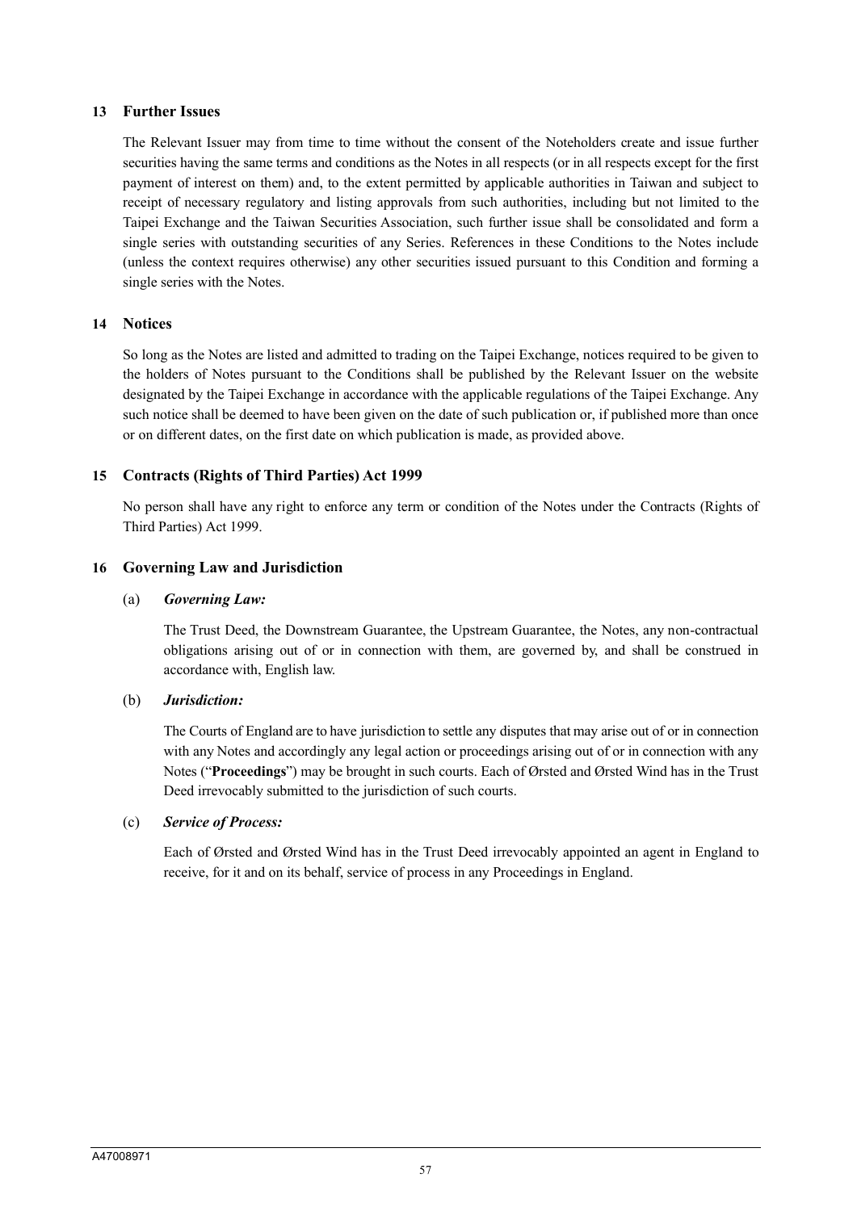## 13 Further Issues

The Relevant Issuer may from time to time without the consent of the Noteholders create and issue further securities having the same terms and conditions as the Notes in all respects (or in all respects except for the first payment of interest on them) and, to the extent permitted by applicable authorities in Taiwan and subject to receipt of necessary regulatory and listing approvals from such authorities, including but not limited to the Taipei Exchange and the Taiwan Securities Association, such further issue shall be consolidated and form a single series with outstanding securities of any Series. References in these Conditions to the Notes include (unless the context requires otherwise) any other securities issued pursuant to this Condition and forming a single series with the Notes.

## 14 Notices

So long as the Notes are listed and admitted to trading on the Taipei Exchange, notices required to be given to the holders of Notes pursuant to the Conditions shall be published by the Relevant Issuer on the website designated by the Taipei Exchange in accordance with the applicable regulations of the Taipei Exchange. Any such notice shall be deemed to have been given on the date of such publication or, if published more than once or on different dates, on the first date on which publication is made, as provided above.

## 15 Contracts (Rights of Third Parties) Act 1999

No person shall have any right to enforce any term or condition of the Notes under the Contracts (Rights of Third Parties) Act 1999.

## 16 Governing Law and Jurisdiction

(a) ***Governing Law:***

The Trust Deed, the Downstream Guarantee, the Upstream Guarantee, the Notes, any non-contractual obligations arising out of or in connection with them, are governed by, and shall be construed in accordance with, English law.

(b) ***Jurisdiction:***

The Courts of England are to have jurisdiction to settle any disputes that may arise out of or in connection with any Notes and accordingly any legal action or proceedings arising out of or in connection with any Notes ("**Proceedings**") may be brought in such courts. Each of Ørsted and Ørsted Wind has in the Trust Deed irrevocably submitted to the jurisdiction of such courts.

(c) ***Service of Process:***

Each of Ørsted and Ørsted Wind has in the Trust Deed irrevocably appointed an agent in England to receive, for it and on its behalf, service of process in any Proceedings in England.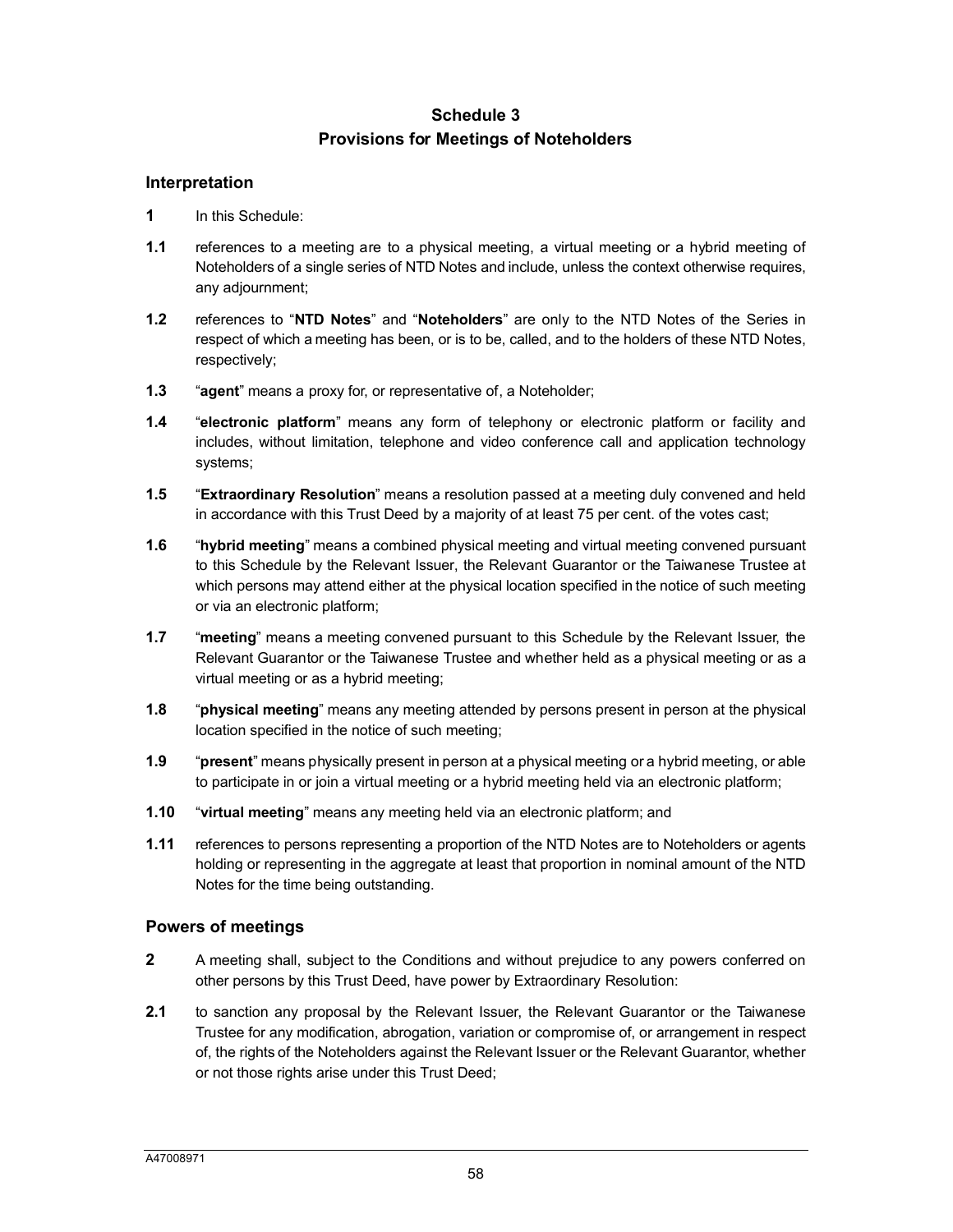# Schedule 3
# Provisions for Meetings of Noteholders

## Interpretation

**1** In this Schedule:

**1.1** references to a meeting are to a physical meeting, a virtual meeting or a hybrid meeting of Noteholders of a single series of NTD Notes and include, unless the context otherwise requires, any adjournment;

**1.2** references to "**NTD Notes**" and "**Noteholders**" are only to the NTD Notes of the Series in respect of which a meeting has been, or is to be, called, and to the holders of these NTD Notes, respectively;

**1.3** "**agent**" means a proxy for, or representative of, a Noteholder;

**1.4** "**electronic platform**" means any form of telephony or electronic platform or facility and includes, without limitation, telephone and video conference call and application technology systems;

**1.5** "**Extraordinary Resolution**" means a resolution passed at a meeting duly convened and held in accordance with this Trust Deed by a majority of at least 75 per cent. of the votes cast;

**1.6** "**hybrid meeting**" means a combined physical meeting and virtual meeting convened pursuant to this Schedule by the Relevant Issuer, the Relevant Guarantor or the Taiwanese Trustee at which persons may attend either at the physical location specified in the notice of such meeting or via an electronic platform;

**1.7** "**meeting**" means a meeting convened pursuant to this Schedule by the Relevant Issuer, the Relevant Guarantor or the Taiwanese Trustee and whether held as a physical meeting or as a virtual meeting or as a hybrid meeting;

**1.8** "**physical meeting**" means any meeting attended by persons present in person at the physical location specified in the notice of such meeting;

**1.9** "**present**" means physically present in person at a physical meeting or a hybrid meeting, or able to participate in or join a virtual meeting or a hybrid meeting held via an electronic platform;

**1.10** "**virtual meeting**" means any meeting held via an electronic platform; and

**1.11** references to persons representing a proportion of the NTD Notes are to Noteholders or agents holding or representing in the aggregate at least that proportion in nominal amount of the NTD Notes for the time being outstanding.

## Powers of meetings

**2** A meeting shall, subject to the Conditions and without prejudice to any powers conferred on other persons by this Trust Deed, have power by Extraordinary Resolution:

**2.1** to sanction any proposal by the Relevant Issuer, the Relevant Guarantor or the Taiwanese Trustee for any modification, abrogation, variation or compromise of, or arrangement in respect of, the rights of the Noteholders against the Relevant Issuer or the Relevant Guarantor, whether or not those rights arise under this Trust Deed;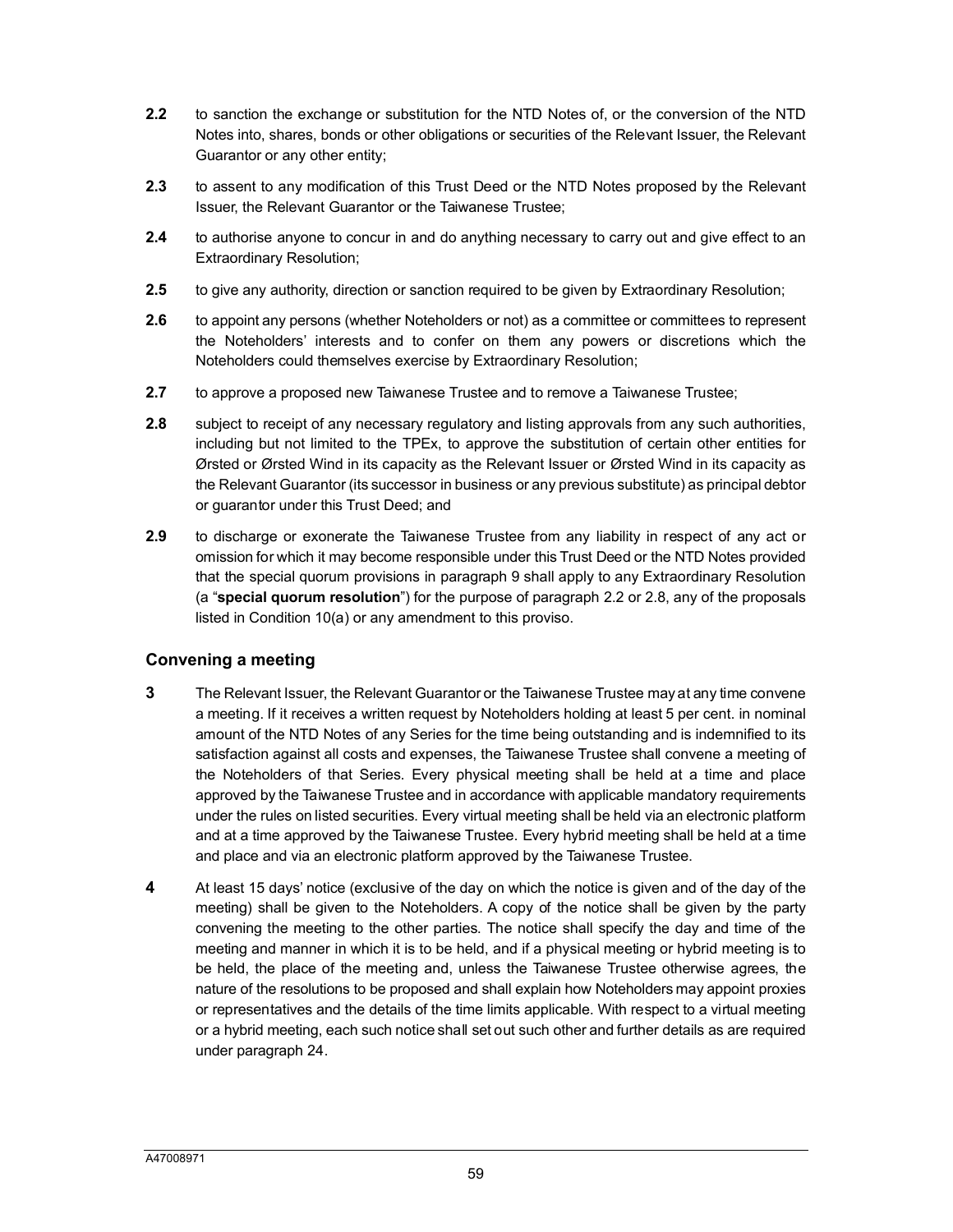**2.2** to sanction the exchange or substitution for the NTD Notes of, or the conversion of the NTD Notes into, shares, bonds or other obligations or securities of the Relevant Issuer, the Relevant Guarantor or any other entity;

**2.3** to assent to any modification of this Trust Deed or the NTD Notes proposed by the Relevant Issuer, the Relevant Guarantor or the Taiwanese Trustee;

**2.4** to authorise anyone to concur in and do anything necessary to carry out and give effect to an Extraordinary Resolution;

**2.5** to give any authority, direction or sanction required to be given by Extraordinary Resolution;

**2.6** to appoint any persons (whether Noteholders or not) as a committee or committees to represent the Noteholders' interests and to confer on them any powers or discretions which the Noteholders could themselves exercise by Extraordinary Resolution;

**2.7** to approve a proposed new Taiwanese Trustee and to remove a Taiwanese Trustee;

**2.8** subject to receipt of any necessary regulatory and listing approvals from any such authorities, including but not limited to the TPEx, to approve the substitution of certain other entities for Ørsted or Ørsted Wind in its capacity as the Relevant Issuer or Ørsted Wind in its capacity as the Relevant Guarantor (its successor in business or any previous substitute) as principal debtor or guarantor under this Trust Deed; and

**2.9** to discharge or exonerate the Taiwanese Trustee from any liability in respect of any act or omission for which it may become responsible under this Trust Deed or the NTD Notes provided that the special quorum provisions in paragraph 9 shall apply to any Extraordinary Resolution (a "**special quorum resolution**") for the purpose of paragraph 2.2 or 2.8, any of the proposals listed in Condition 10(a) or any amendment to this proviso.

## Convening a meeting

**3** The Relevant Issuer, the Relevant Guarantor or the Taiwanese Trustee may at any time convene a meeting. If it receives a written request by Noteholders holding at least 5 per cent. in nominal amount of the NTD Notes of any Series for the time being outstanding and is indemnified to its satisfaction against all costs and expenses, the Taiwanese Trustee shall convene a meeting of the Noteholders of that Series. Every physical meeting shall be held at a time and place approved by the Taiwanese Trustee and in accordance with applicable mandatory requirements under the rules on listed securities. Every virtual meeting shall be held via an electronic platform and at a time approved by the Taiwanese Trustee. Every hybrid meeting shall be held at a time and place and via an electronic platform approved by the Taiwanese Trustee.

**4** At least 15 days' notice (exclusive of the day on which the notice is given and of the day of the meeting) shall be given to the Noteholders. A copy of the notice shall be given by the party convening the meeting to the other parties. The notice shall specify the day and time of the meeting and manner in which it is to be held, and if a physical meeting or hybrid meeting is to be held, the place of the meeting and, unless the Taiwanese Trustee otherwise agrees, the nature of the resolutions to be proposed and shall explain how Noteholders may appoint proxies or representatives and the details of the time limits applicable. With respect to a virtual meeting or a hybrid meeting, each such notice shall set out such other and further details as are required under paragraph 24.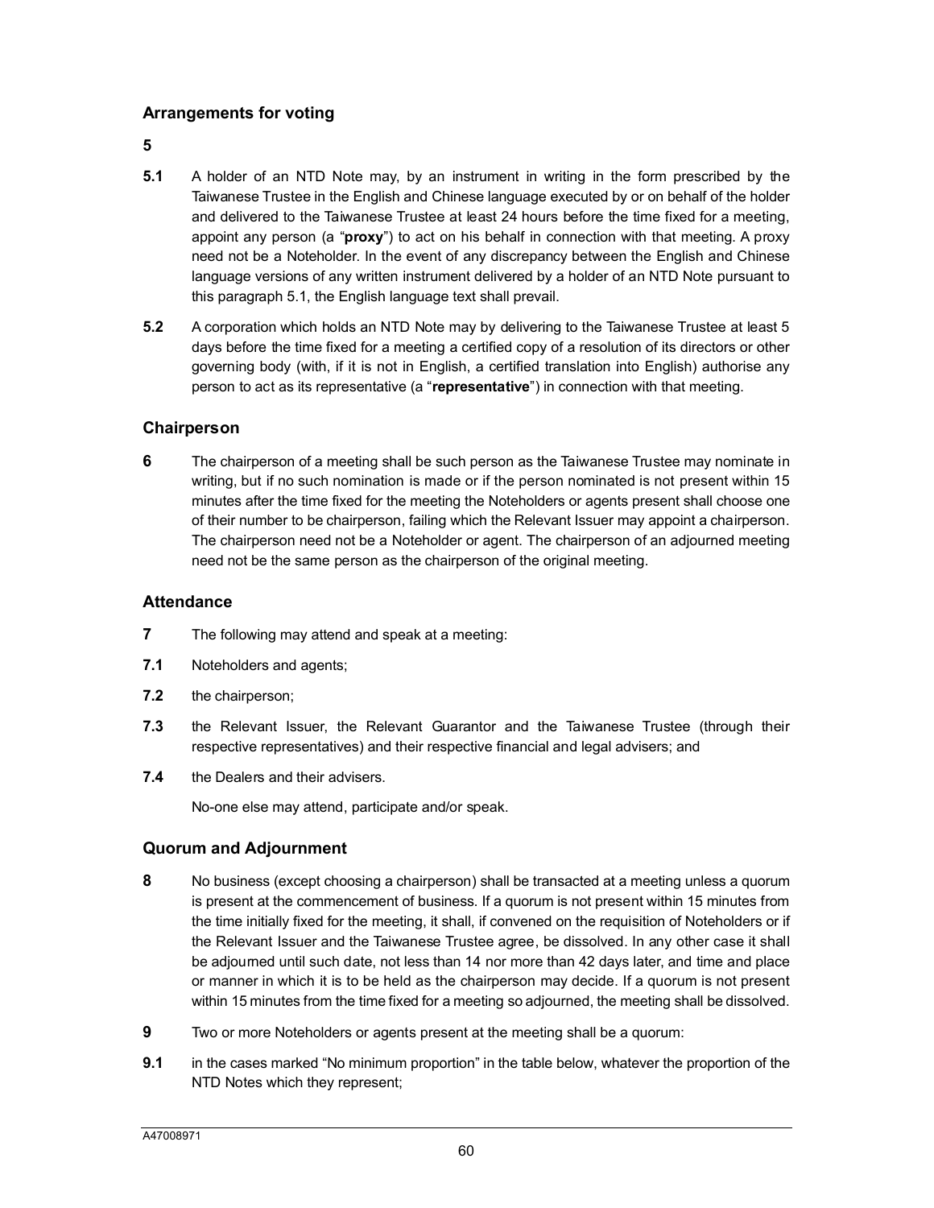### Arrangements for voting

**5**

**5.1** A holder of an NTD Note may, by an instrument in writing in the form prescribed by the Taiwanese Trustee in the English and Chinese language executed by or on behalf of the holder and delivered to the Taiwanese Trustee at least 24 hours before the time fixed for a meeting, appoint any person (a "**proxy**") to act on his behalf in connection with that meeting. A proxy need not be a Noteholder. In the event of any discrepancy between the English and Chinese language versions of any written instrument delivered by a holder of an NTD Note pursuant to this paragraph 5.1, the English language text shall prevail.

**5.2** A corporation which holds an NTD Note may by delivering to the Taiwanese Trustee at least 5 days before the time fixed for a meeting a certified copy of a resolution of its directors or other governing body (with, if it is not in English, a certified translation into English) authorise any person to act as its representative (a "**representative**") in connection with that meeting.

### Chairperson

**6** The chairperson of a meeting shall be such person as the Taiwanese Trustee may nominate in writing, but if no such nomination is made or if the person nominated is not present within 15 minutes after the time fixed for the meeting the Noteholders or agents present shall choose one of their number to be chairperson, failing which the Relevant Issuer may appoint a chairperson. The chairperson need not be a Noteholder or agent. The chairperson of an adjourned meeting need not be the same person as the chairperson of the original meeting.

### Attendance

**7** The following may attend and speak at a meeting:

**7.1** Noteholders and agents;

**7.2** the chairperson;

**7.3** the Relevant Issuer, the Relevant Guarantor and the Taiwanese Trustee (through their respective representatives) and their respective financial and legal advisers; and

**7.4** the Dealers and their advisers.

No-one else may attend, participate and/or speak.

### Quorum and Adjournment

**8** No business (except choosing a chairperson) shall be transacted at a meeting unless a quorum is present at the commencement of business. If a quorum is not present within 15 minutes from the time initially fixed for the meeting, it shall, if convened on the requisition of Noteholders or if the Relevant Issuer and the Taiwanese Trustee agree, be dissolved. In any other case it shall be adjourned until such date, not less than 14 nor more than 42 days later, and time and place or manner in which it is to be held as the chairperson may decide. If a quorum is not present within 15 minutes from the time fixed for a meeting so adjourned, the meeting shall be dissolved.

**9** Two or more Noteholders or agents present at the meeting shall be a quorum:

**9.1** in the cases marked "No minimum proportion" in the table below, whatever the proportion of the NTD Notes which they represent;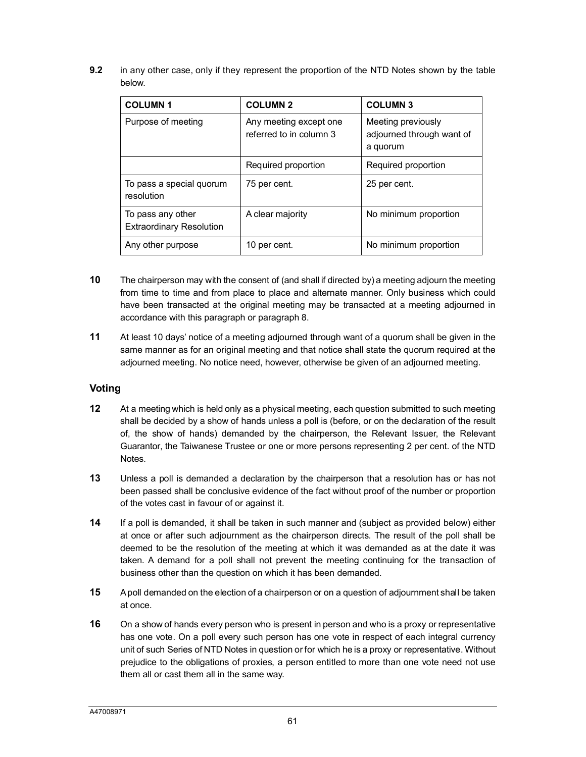**9.2** in any other case, only if they represent the proportion of the NTD Notes shown by the table below.

| **COLUMN 1** | **COLUMN 2** | **COLUMN 3** |
|---|---|---|
| Purpose of meeting | Any meeting except one referred to in column 3 | Meeting previously adjourned through want of a quorum |
| | Required proportion | Required proportion |
| To pass a special quorum resolution | 75 per cent. | 25 per cent. |
| To pass any other Extraordinary Resolution | A clear majority | No minimum proportion |
| Any other purpose | 10 per cent. | No minimum proportion |

**10** The chairperson may with the consent of (and shall if directed by) a meeting adjourn the meeting from time to time and from place to place and alternate manner. Only business which could have been transacted at the original meeting may be transacted at a meeting adjourned in accordance with this paragraph or paragraph 8.

**11** At least 10 days' notice of a meeting adjourned through want of a quorum shall be given in the same manner as for an original meeting and that notice shall state the quorum required at the adjourned meeting. No notice need, however, otherwise be given of an adjourned meeting.

## Voting

**12** At a meeting which is held only as a physical meeting, each question submitted to such meeting shall be decided by a show of hands unless a poll is (before, or on the declaration of the result of, the show of hands) demanded by the chairperson, the Relevant Issuer, the Relevant Guarantor, the Taiwanese Trustee or one or more persons representing 2 per cent. of the NTD Notes.

**13** Unless a poll is demanded a declaration by the chairperson that a resolution has or has not been passed shall be conclusive evidence of the fact without proof of the number or proportion of the votes cast in favour of or against it.

**14** If a poll is demanded, it shall be taken in such manner and (subject as provided below) either at once or after such adjournment as the chairperson directs. The result of the poll shall be deemed to be the resolution of the meeting at which it was demanded as at the date it was taken. A demand for a poll shall not prevent the meeting continuing for the transaction of business other than the question on which it has been demanded.

**15** A poll demanded on the election of a chairperson or on a question of adjournment shall be taken at once.

**16** On a show of hands every person who is present in person and who is a proxy or representative has one vote. On a poll every such person has one vote in respect of each integral currency unit of such Series of NTD Notes in question or for which he is a proxy or representative. Without prejudice to the obligations of proxies, a person entitled to more than one vote need not use them all or cast them all in the same way.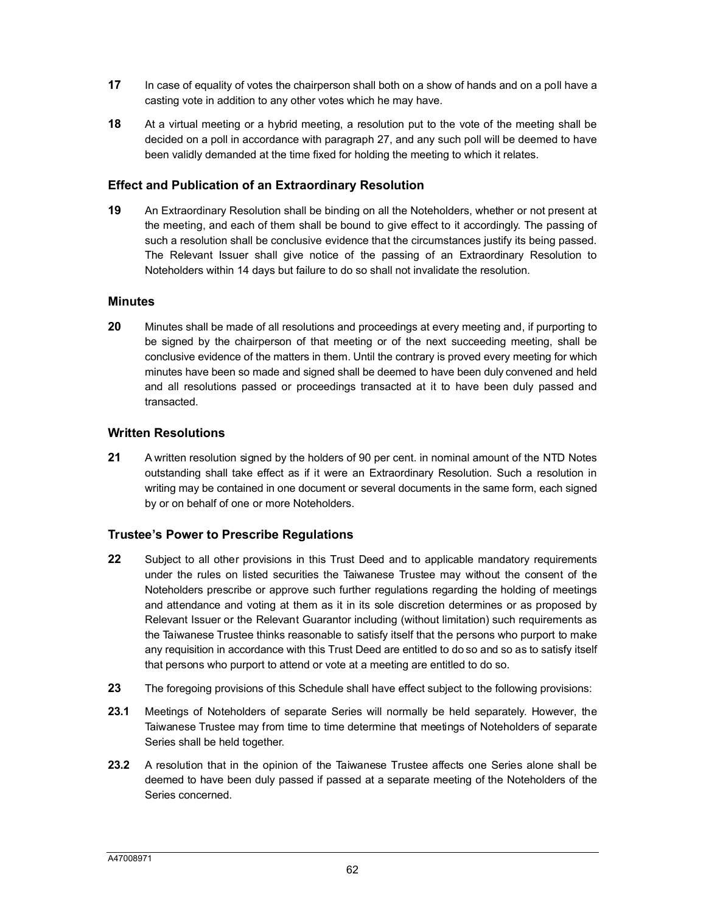**17** In case of equality of votes the chairperson shall both on a show of hands and on a poll have a casting vote in addition to any other votes which he may have.

**18** At a virtual meeting or a hybrid meeting, a resolution put to the vote of the meeting shall be decided on a poll in accordance with paragraph 27, and any such poll will be deemed to have been validly demanded at the time fixed for holding the meeting to which it relates.

### Effect and Publication of an Extraordinary Resolution

**19** An Extraordinary Resolution shall be binding on all the Noteholders, whether or not present at the meeting, and each of them shall be bound to give effect to it accordingly. The passing of such a resolution shall be conclusive evidence that the circumstances justify its being passed. The Relevant Issuer shall give notice of the passing of an Extraordinary Resolution to Noteholders within 14 days but failure to do so shall not invalidate the resolution.

### Minutes

**20** Minutes shall be made of all resolutions and proceedings at every meeting and, if purporting to be signed by the chairperson of that meeting or of the next succeeding meeting, shall be conclusive evidence of the matters in them. Until the contrary is proved every meeting for which minutes have been so made and signed shall be deemed to have been duly convened and held and all resolutions passed or proceedings transacted at it to have been duly passed and transacted.

### Written Resolutions

**21** A written resolution signed by the holders of 90 per cent. in nominal amount of the NTD Notes outstanding shall take effect as if it were an Extraordinary Resolution. Such a resolution in writing may be contained in one document or several documents in the same form, each signed by or on behalf of one or more Noteholders.

### Trustee's Power to Prescribe Regulations

**22** Subject to all other provisions in this Trust Deed and to applicable mandatory requirements under the rules on listed securities the Taiwanese Trustee may without the consent of the Noteholders prescribe or approve such further regulations regarding the holding of meetings and attendance and voting at them as it in its sole discretion determines or as proposed by Relevant Issuer or the Relevant Guarantor including (without limitation) such requirements as the Taiwanese Trustee thinks reasonable to satisfy itself that the persons who purport to make any requisition in accordance with this Trust Deed are entitled to do so and so as to satisfy itself that persons who purport to attend or vote at a meeting are entitled to do so.

**23** The foregoing provisions of this Schedule shall have effect subject to the following provisions:

**23.1** Meetings of Noteholders of separate Series will normally be held separately. However, the Taiwanese Trustee may from time to time determine that meetings of Noteholders of separate Series shall be held together.

**23.2** A resolution that in the opinion of the Taiwanese Trustee affects one Series alone shall be deemed to have been duly passed if passed at a separate meeting of the Noteholders of the Series concerned.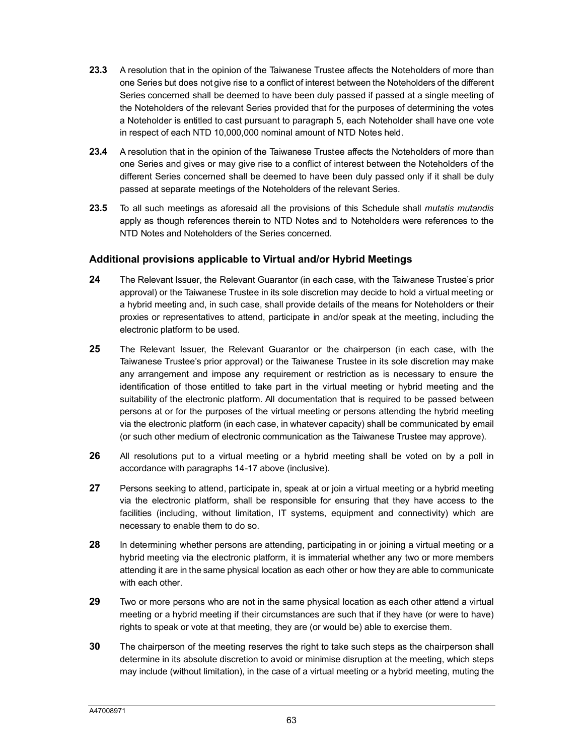**23.3** A resolution that in the opinion of the Taiwanese Trustee affects the Noteholders of more than one Series but does not give rise to a conflict of interest between the Noteholders of the different Series concerned shall be deemed to have been duly passed if passed at a single meeting of the Noteholders of the relevant Series provided that for the purposes of determining the votes a Noteholder is entitled to cast pursuant to paragraph 5, each Noteholder shall have one vote in respect of each NTD 10,000,000 nominal amount of NTD Notes held.

**23.4** A resolution that in the opinion of the Taiwanese Trustee affects the Noteholders of more than one Series and gives or may give rise to a conflict of interest between the Noteholders of the different Series concerned shall be deemed to have been duly passed only if it shall be duly passed at separate meetings of the Noteholders of the relevant Series.

**23.5** To all such meetings as aforesaid all the provisions of this Schedule shall *mutatis mutandis* apply as though references therein to NTD Notes and to Noteholders were references to the NTD Notes and Noteholders of the Series concerned.

### Additional provisions applicable to Virtual and/or Hybrid Meetings

**24** The Relevant Issuer, the Relevant Guarantor (in each case, with the Taiwanese Trustee's prior approval) or the Taiwanese Trustee in its sole discretion may decide to hold a virtual meeting or a hybrid meeting and, in such case, shall provide details of the means for Noteholders or their proxies or representatives to attend, participate in and/or speak at the meeting, including the electronic platform to be used.

**25** The Relevant Issuer, the Relevant Guarantor or the chairperson (in each case, with the Taiwanese Trustee's prior approval) or the Taiwanese Trustee in its sole discretion may make any arrangement and impose any requirement or restriction as is necessary to ensure the identification of those entitled to take part in the virtual meeting or hybrid meeting and the suitability of the electronic platform. All documentation that is required to be passed between persons at or for the purposes of the virtual meeting or persons attending the hybrid meeting via the electronic platform (in each case, in whatever capacity) shall be communicated by email (or such other medium of electronic communication as the Taiwanese Trustee may approve).

**26** All resolutions put to a virtual meeting or a hybrid meeting shall be voted on by a poll in accordance with paragraphs 14-17 above (inclusive).

**27** Persons seeking to attend, participate in, speak at or join a virtual meeting or a hybrid meeting via the electronic platform, shall be responsible for ensuring that they have access to the facilities (including, without limitation, IT systems, equipment and connectivity) which are necessary to enable them to do so.

**28** In determining whether persons are attending, participating in or joining a virtual meeting or a hybrid meeting via the electronic platform, it is immaterial whether any two or more members attending it are in the same physical location as each other or how they are able to communicate with each other.

**29** Two or more persons who are not in the same physical location as each other attend a virtual meeting or a hybrid meeting if their circumstances are such that if they have (or were to have) rights to speak or vote at that meeting, they are (or would be) able to exercise them.

**30** The chairperson of the meeting reserves the right to take such steps as the chairperson shall determine in its absolute discretion to avoid or minimise disruption at the meeting, which steps may include (without limitation), in the case of a virtual meeting or a hybrid meeting, muting the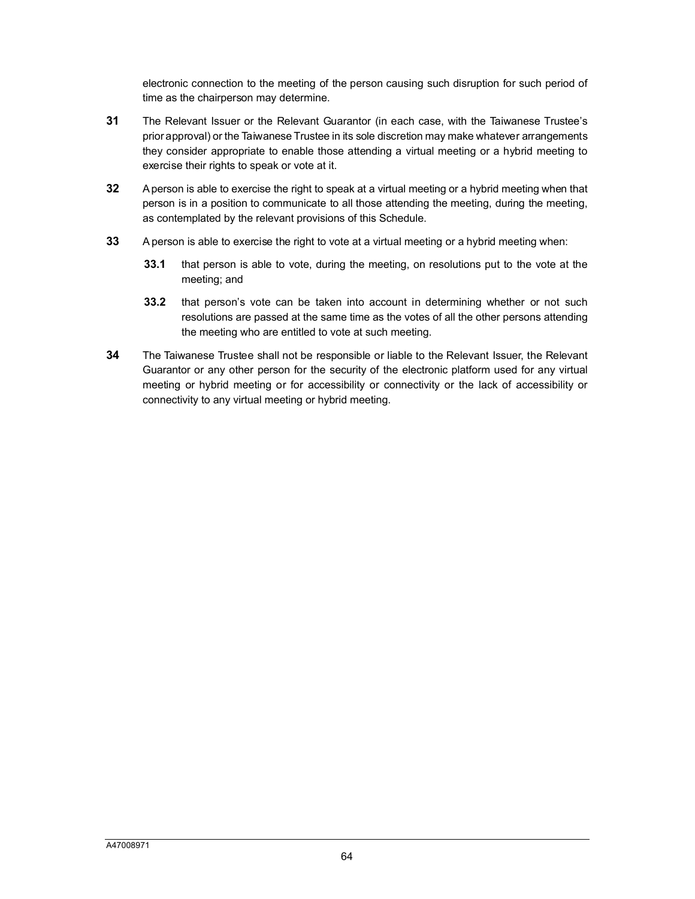electronic connection to the meeting of the person causing such disruption for such period of time as the chairperson may determine.

**31** The Relevant Issuer or the Relevant Guarantor (in each case, with the Taiwanese Trustee's prior approval) or the Taiwanese Trustee in its sole discretion may make whatever arrangements they consider appropriate to enable those attending a virtual meeting or a hybrid meeting to exercise their rights to speak or vote at it.

**32** A person is able to exercise the right to speak at a virtual meeting or a hybrid meeting when that person is in a position to communicate to all those attending the meeting, during the meeting, as contemplated by the relevant provisions of this Schedule.

**33** A person is able to exercise the right to vote at a virtual meeting or a hybrid meeting when:

> **33.1** that person is able to vote, during the meeting, on resolutions put to the vote at the meeting; and
>
> **33.2** that person's vote can be taken into account in determining whether or not such resolutions are passed at the same time as the votes of all the other persons attending the meeting who are entitled to vote at such meeting.

**34** The Taiwanese Trustee shall not be responsible or liable to the Relevant Issuer, the Relevant Guarantor or any other person for the security of the electronic platform used for any virtual meeting or hybrid meeting or for accessibility or connectivity or the lack of accessibility or connectivity to any virtual meeting or hybrid meeting.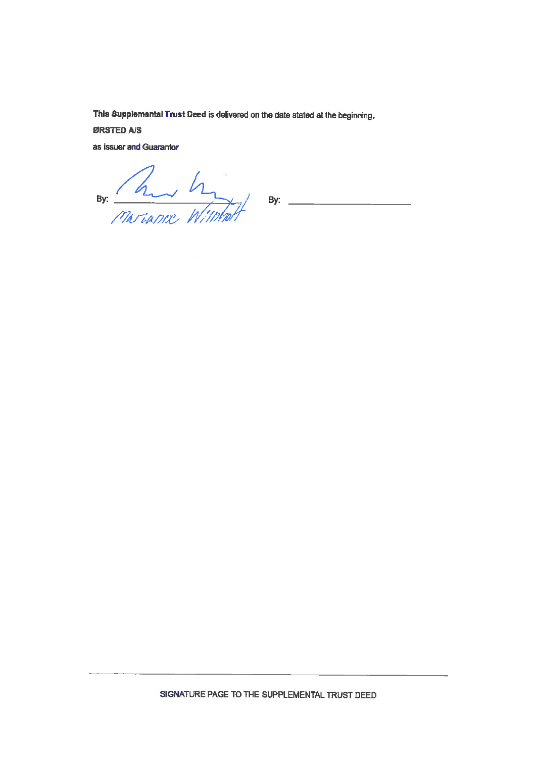This **Supplemental Trust Deed** is delivered on the date stated at the beginning.

**ØRSTED A/S**

as Issuer and Guarantor

By: ______________________ By: ______________________

Marianne Wiinholt

SIGNATURE PAGE TO THE SUPPLEMENTAL TRUST DEED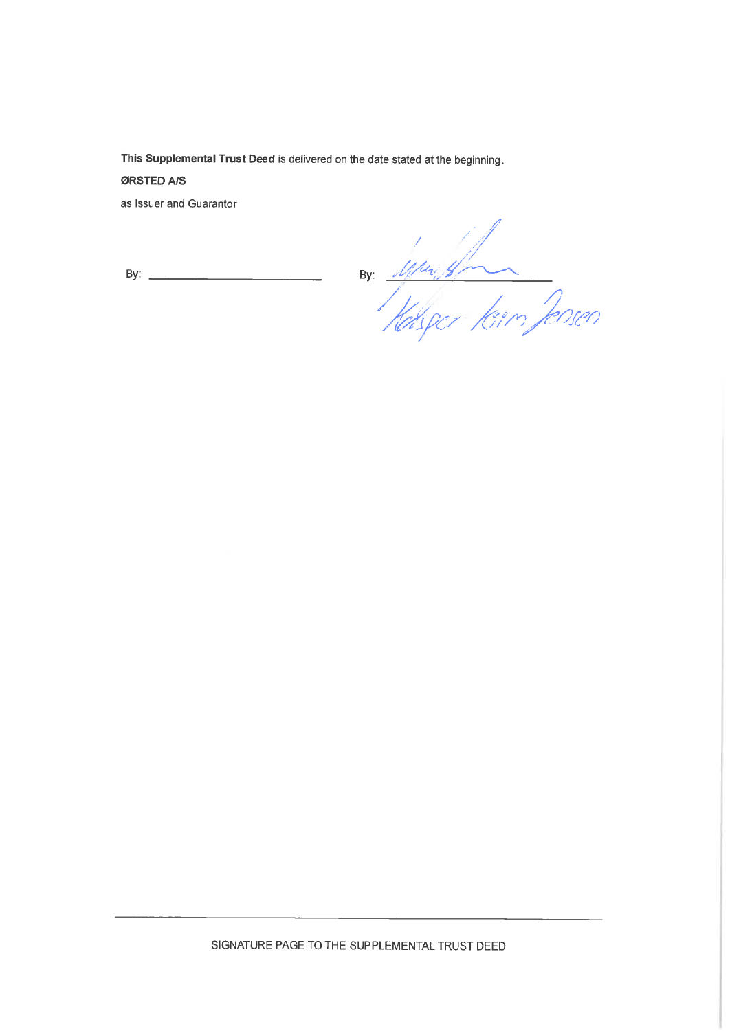**This Supplemental Trust Deed** is delivered on the date stated at the beginning.

**ØRSTED A/S**

as Issuer and Guarantor

By: ______________________ By: ______________________

Kasper Kim Jensen

SIGNATURE PAGE TO THE SUPPLEMENTAL TRUST DEED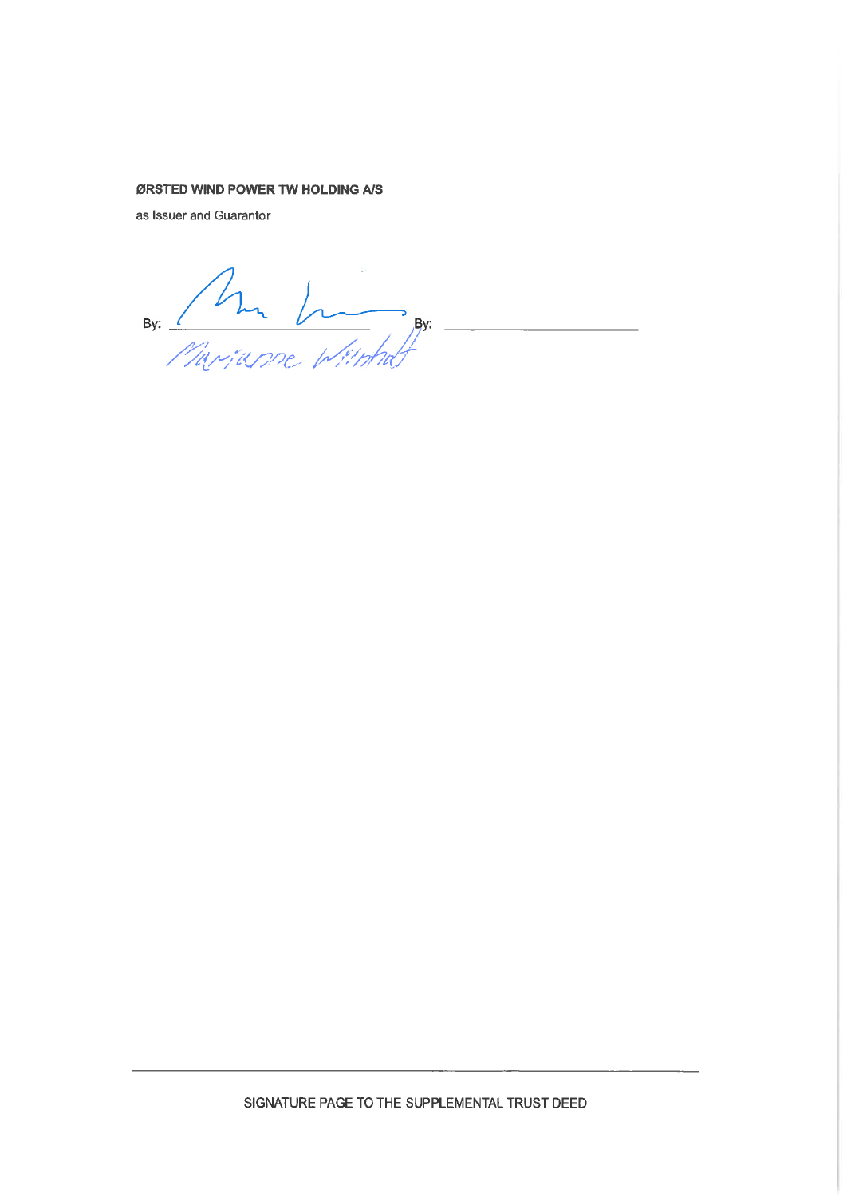**ØRSTED WIND POWER TW HOLDING A/S**

as Issuer and Guarantor

By: \_\_\_\_\_\_\_\_\_\_\_\_\_\_\_\_\_\_\_\_\_\_\_\_ By: \_\_\_\_\_\_\_\_\_\_\_\_\_\_\_\_\_\_\_\_\_\_\_\_

Marianne Wiinholt

SIGNATURE PAGE TO THE SUPPLEMENTAL TRUST DEED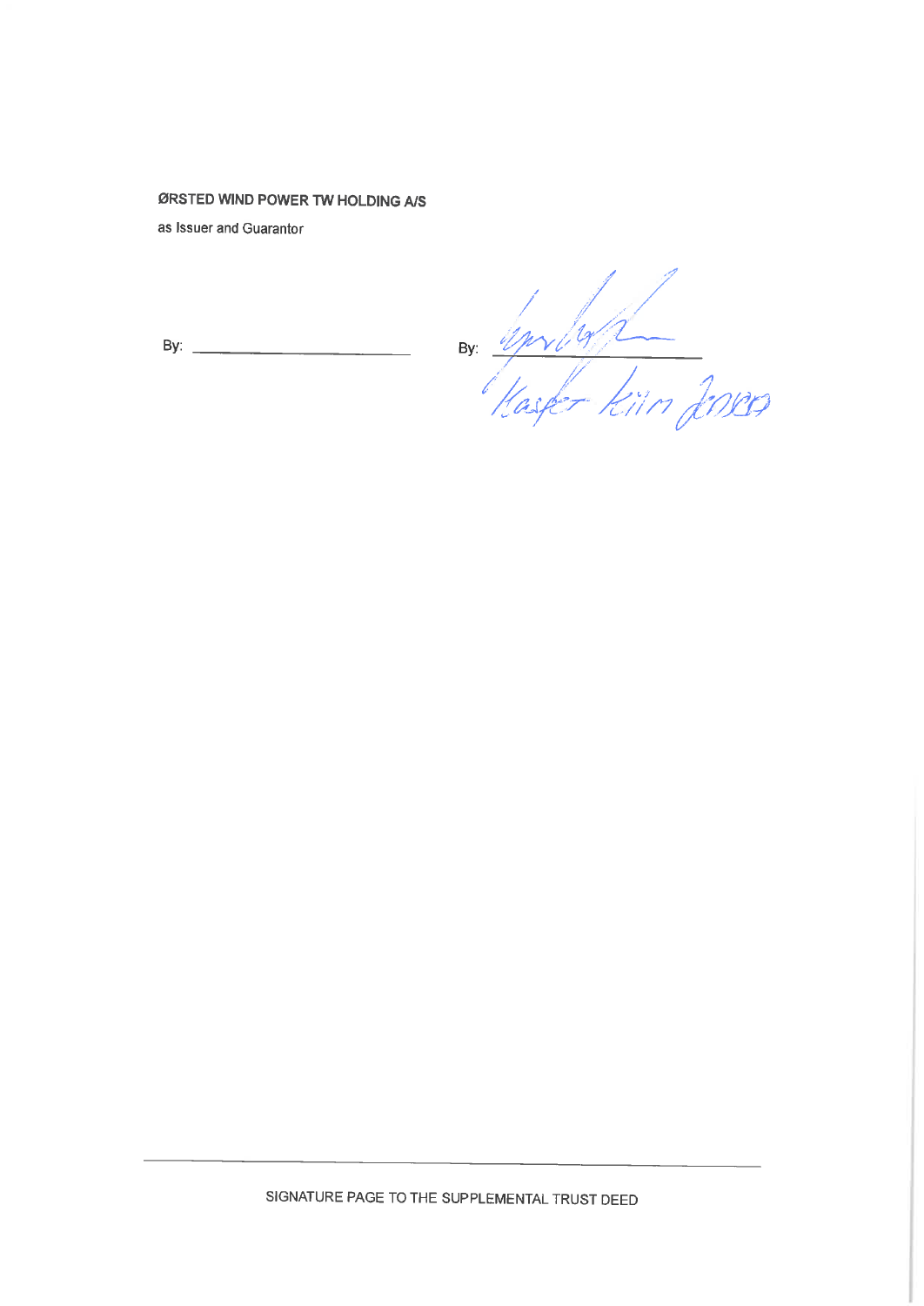**ØRSTED WIND POWER TW HOLDING A/S**

as Issuer and Guarantor

By: ______________________

By: ______________________

Kasper Kiim Jensen

SIGNATURE PAGE TO THE SUPPLEMENTAL TRUST DEED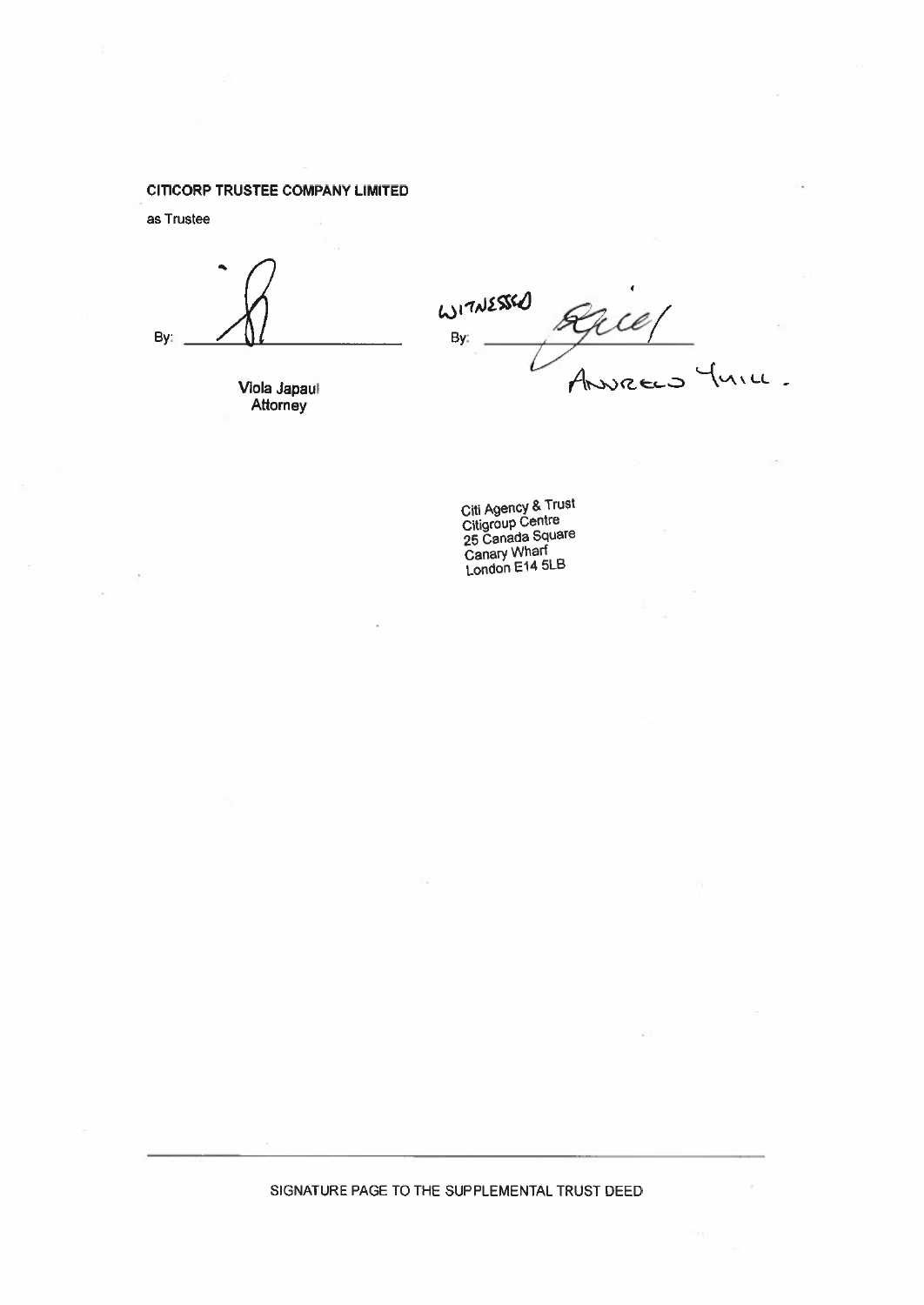**CITICORP TRUSTEE COMPANY LIMITED**

as Trustee

By: ______________________

Viola Japaul
Attorney

WITNESSED
By: ______________________
ANDREW YUILL.

Citi Agency & Trust
Citigroup Centre
25 Canada Square
Canary Wharf
London E14 5LB

SIGNATURE PAGE TO THE SUPPLEMENTAL TRUST DEED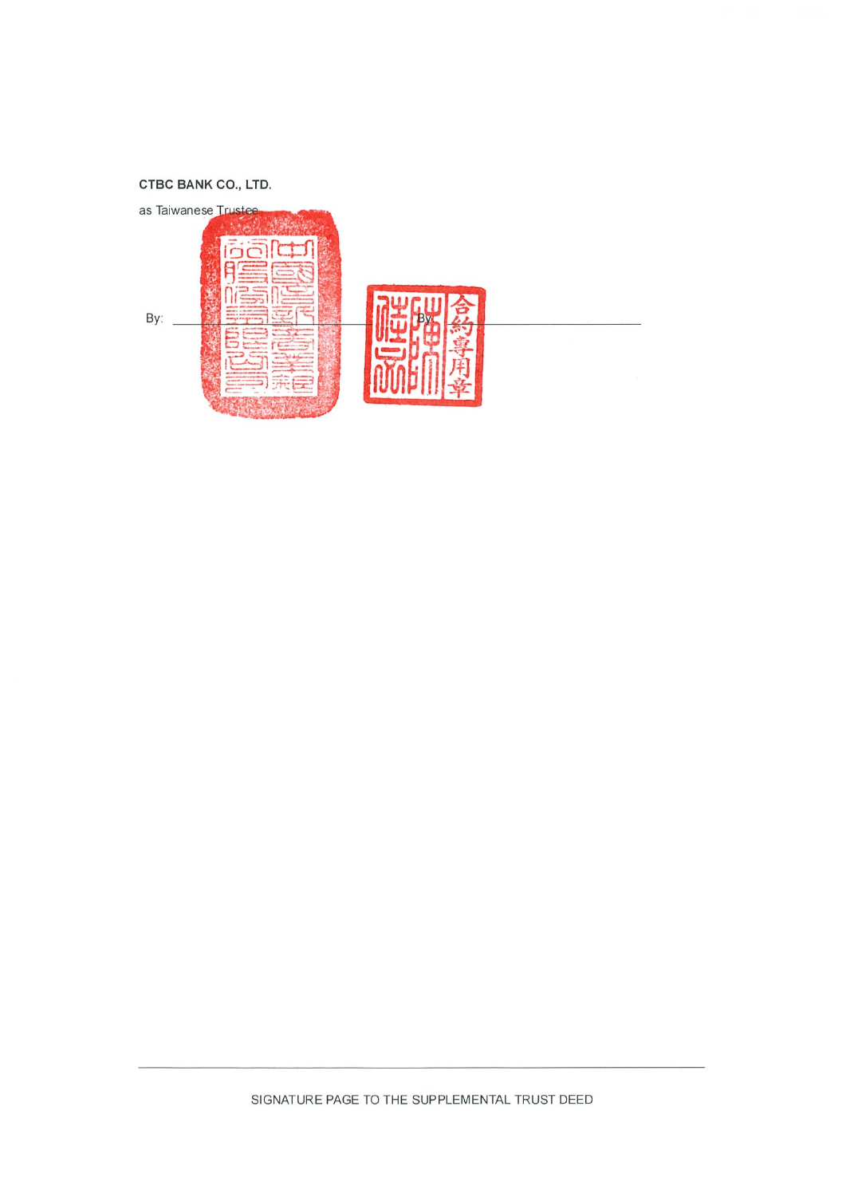**CTBC BANK CO., LTD.**

as Taiwanese Trustee

By: ______________________ By: ______________________

合約專用章

SIGNATURE PAGE TO THE SUPPLEMENTAL TRUST DEED